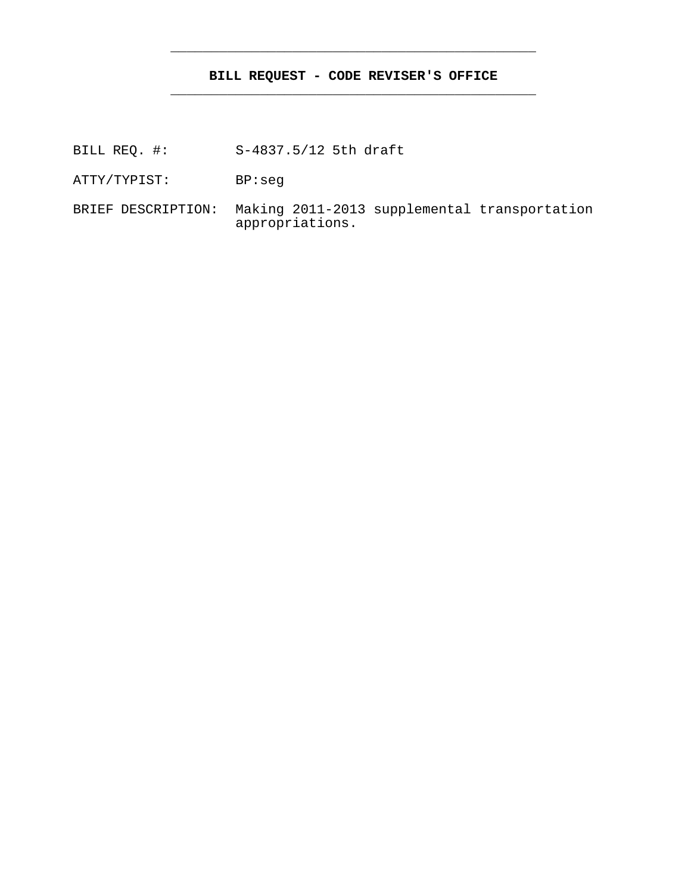**BILL REQUEST - CODE REVISER'S OFFICE**

---

BILL REQ. #: S-4837.5/12 5th draft

ATTY/TYPIST: BP:seg

BRIEF DESCRIPTION: Making 2011-2013 supplemental transportation appropriations.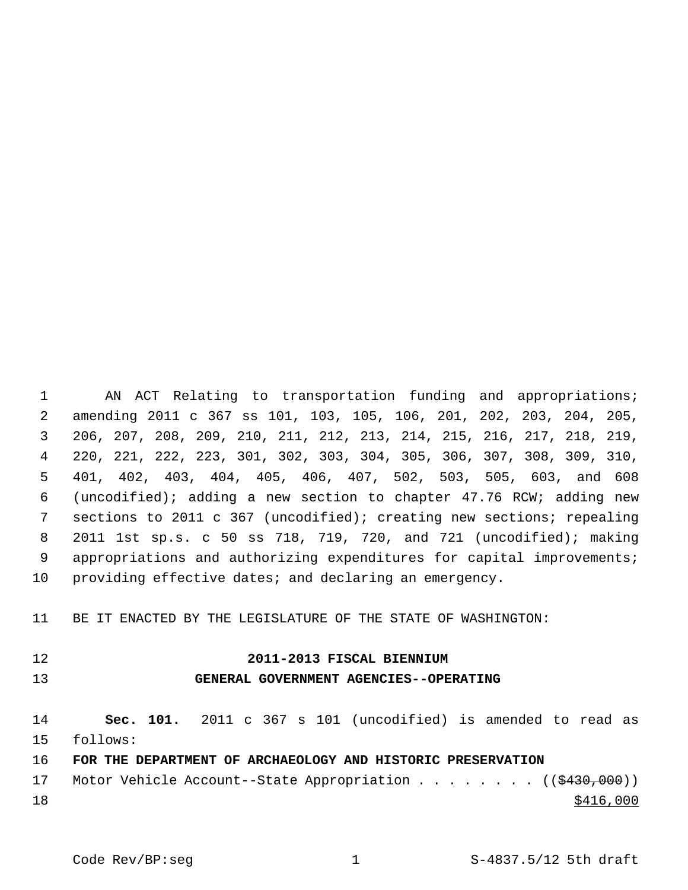AN ACT Relating to transportation funding and appropriations; amending 2011 c 367 ss 101, 103, 105, 106, 201, 202, 203, 204, 205, 206, 207, 208, 209, 210, 211, 212, 213, 214, 215, 216, 217, 218, 219, 220, 221, 222, 223, 301, 302, 303, 304, 305, 306, 307, 308, 309, 310, 401, 402, 403, 404, 405, 406, 407, 502, 503, 505, 603, and 608 (uncodified); adding a new section to chapter 47.76 RCW; adding new sections to 2011 c 367 (uncodified); creating new sections; repealing 2011 1st sp.s. c 50 ss 718, 719, 720, and 721 (uncodified); making appropriations and authorizing expenditures for capital improvements; providing effective dates; and declaring an emergency.

BE IT ENACTED BY THE LEGISLATURE OF THE STATE OF WASHINGTON:

## 2011-2013 FISCAL BIENNIUM

## GENERAL GOVERNMENT AGENCIES--OPERATING

**Sec. 101.** 2011 c 367 s 101 (uncodified) is amended to read as follows:

**FOR THE DEPARTMENT OF ARCHAEOLOGY AND HISTORIC PRESERVATION**

Motor Vehicle Account--State Appropriation . . . . . . . . ((~~$430,000~~))
<u>$416,000</u>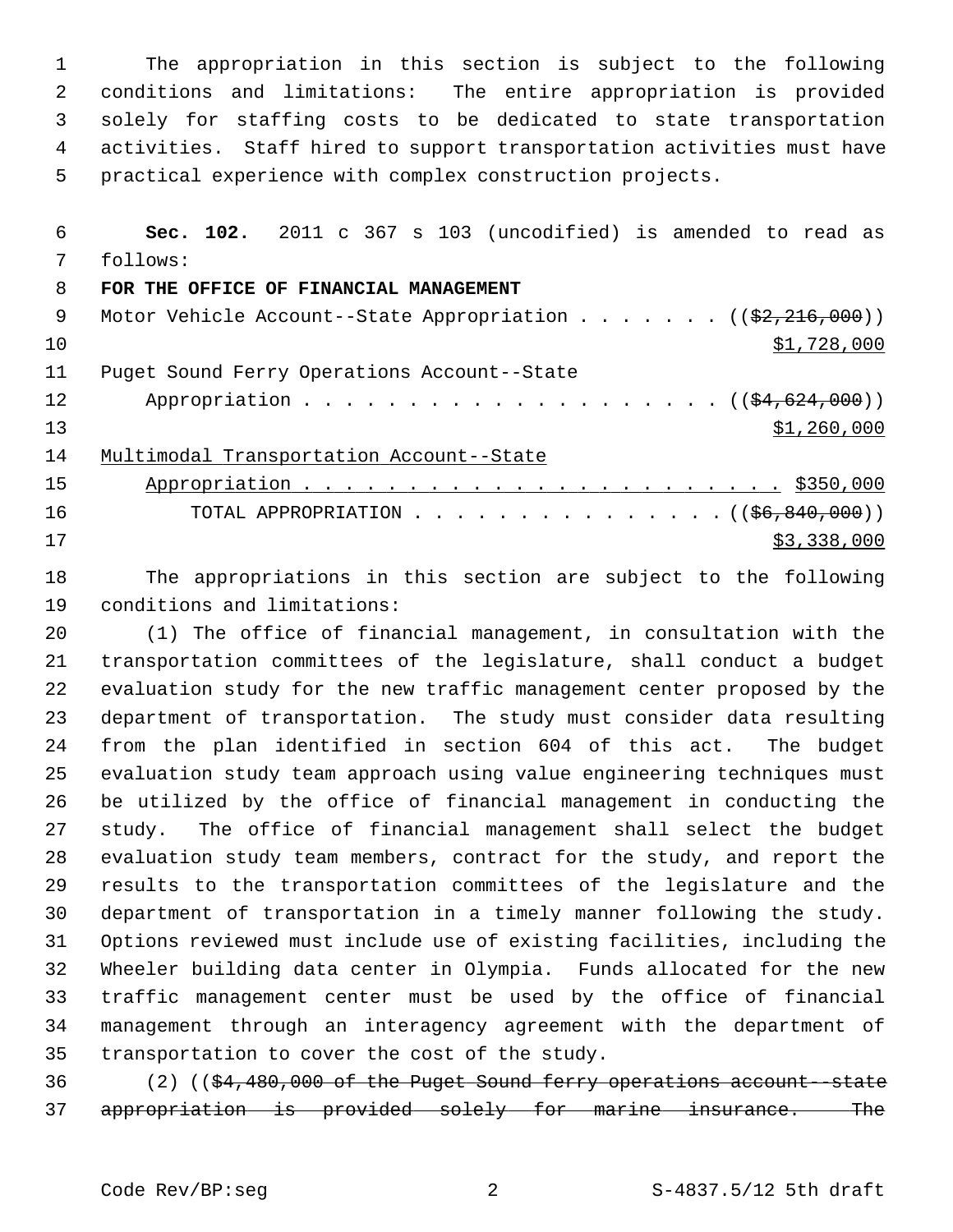The appropriation in this section is subject to the following conditions and limitations: The entire appropriation is provided solely for staffing costs to be dedicated to state transportation activities. Staff hired to support transportation activities must have practical experience with complex construction projects.

**Sec. 102.** 2011 c 367 s 103 (uncodified) is amended to read as follows:

**FOR THE OFFICE OF FINANCIAL MANAGEMENT**

Motor Vehicle Account--State Appropriation . . . . . . . ((~~$2,216,000~~))
<u>$1,728,000</u>

Puget Sound Ferry Operations Account--State
Appropriation . . . . . . . . . . . . . . . . . . . . ((~~$4,624,000~~))
<u>$1,260,000</u>

<u>Multimodal Transportation Account--State</u>
<u>Appropriation . . . . . . . . . . . . . . . . . . . . . . . . $350,000</u>

TOTAL APPROPRIATION . . . . . . . . . . . . . . . ((~~$6,840,000~~))
<u>$3,338,000</u>

The appropriations in this section are subject to the following conditions and limitations:

(1) The office of financial management, in consultation with the transportation committees of the legislature, shall conduct a budget evaluation study for the new traffic management center proposed by the department of transportation. The study must consider data resulting from the plan identified in section 604 of this act. The budget evaluation study team approach using value engineering techniques must be utilized by the office of financial management in conducting the study. The office of financial management shall select the budget evaluation study team members, contract for the study, and report the results to the transportation committees of the legislature and the department of transportation in a timely manner following the study. Options reviewed must include use of existing facilities, including the Wheeler building data center in Olympia. Funds allocated for the new traffic management center must be used by the office of financial management through an interagency agreement with the department of transportation to cover the cost of the study.

(2) ((~~$4,480,000 of the Puget Sound ferry operations account--state appropriation is provided solely for marine insurance. The~~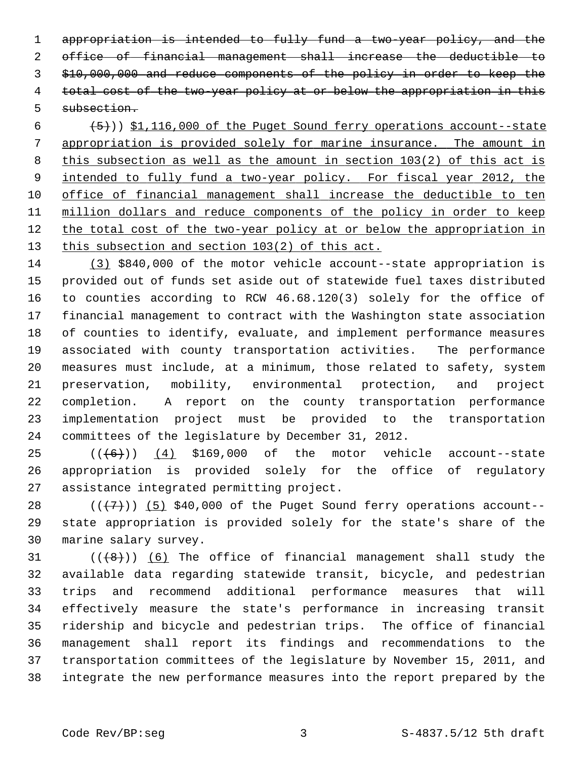~~appropriation is intended to fully fund a two-year policy, and the office of financial management shall increase the deductible to $10,000,000 and reduce components of the policy in order to keep the total cost of the two-year policy at or below the appropriation in this subsection.~~

~~(5)~~)) $1,116,000 of the Puget Sound ferry operations account--state appropriation is provided solely for marine insurance. The amount in this subsection as well as the amount in section 103(2) of this act is intended to fully fund a two-year policy. For fiscal year 2012, the office of financial management shall increase the deductible to ten million dollars and reduce components of the policy in order to keep the total cost of the two-year policy at or below the appropriation in this subsection and section 103(2) of this act.

(3) $840,000 of the motor vehicle account--state appropriation is provided out of funds set aside out of statewide fuel taxes distributed to counties according to RCW 46.68.120(3) solely for the office of financial management to contract with the Washington state association of counties to identify, evaluate, and implement performance measures associated with county transportation activities. The performance measures must include, at a minimum, those related to safety, system preservation, mobility, environmental protection, and project completion. A report on the county transportation performance implementation project must be provided to the transportation committees of the legislature by December 31, 2012.

((~~(6)~~)) (4) $169,000 of the motor vehicle account--state appropriation is provided solely for the office of regulatory assistance integrated permitting project.

((~~(7)~~)) (5) $40,000 of the Puget Sound ferry operations account--state appropriation is provided solely for the state's share of the marine salary survey.

((~~(8)~~)) (6) The office of financial management shall study the available data regarding statewide transit, bicycle, and pedestrian trips and recommend additional performance measures that will effectively measure the state's performance in increasing transit ridership and bicycle and pedestrian trips. The office of financial management shall report its findings and recommendations to the transportation committees of the legislature by November 15, 2011, and integrate the new performance measures into the report prepared by the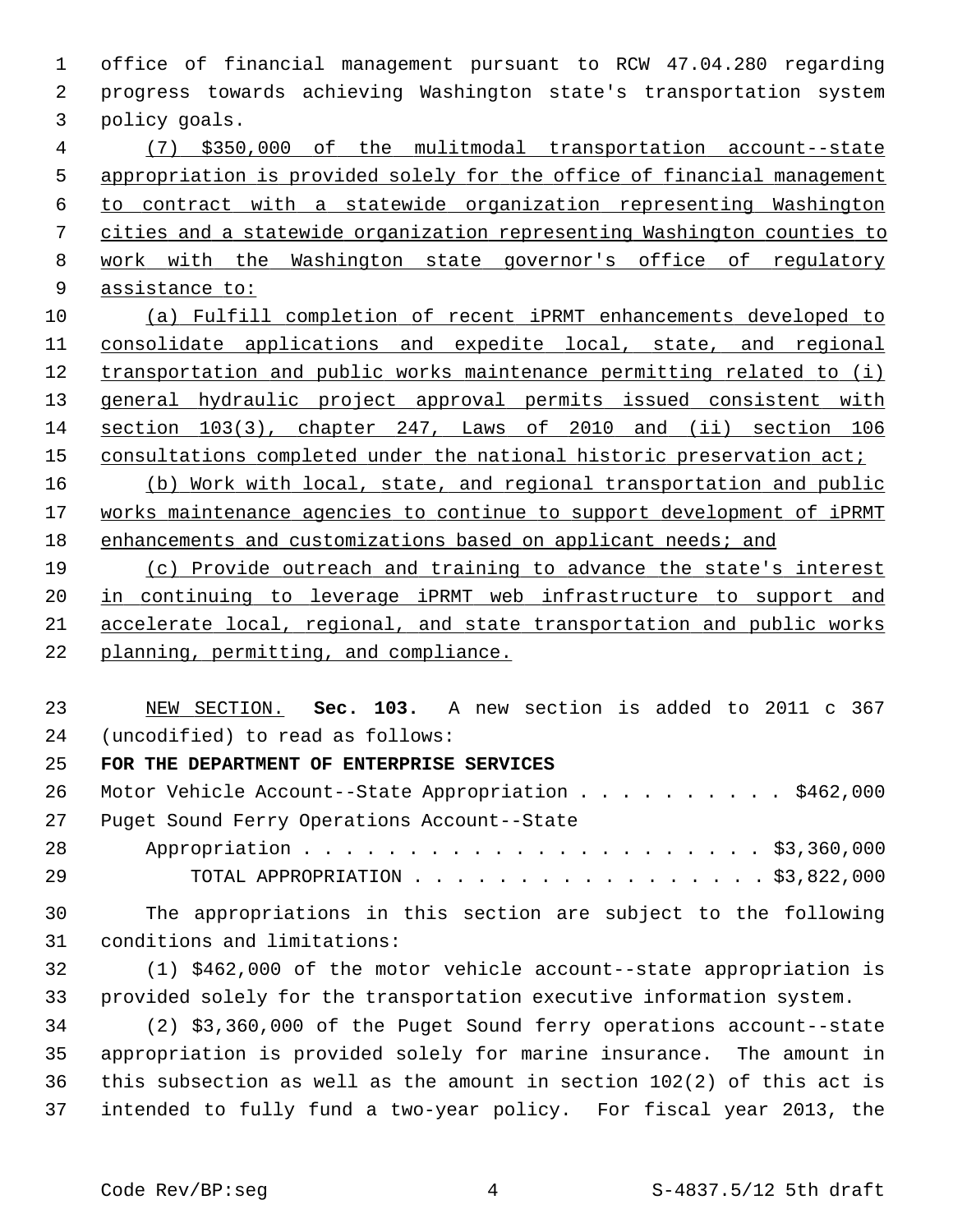office of financial management pursuant to RCW 47.04.280 regarding progress towards achieving Washington state's transportation system policy goals.

(7) $350,000 of the mulitmodal transportation account--state appropriation is provided solely for the office of financial management to contract with a statewide organization representing Washington cities and a statewide organization representing Washington counties to work with the Washington state governor's office of regulatory assistance to:

(a) Fulfill completion of recent iPRMT enhancements developed to consolidate applications and expedite local, state, and regional transportation and public works maintenance permitting related to (i) general hydraulic project approval permits issued consistent with section 103(3), chapter 247, Laws of 2010 and (ii) section 106 consultations completed under the national historic preservation act;

(b) Work with local, state, and regional transportation and public works maintenance agencies to continue to support development of iPRMT enhancements and customizations based on applicant needs; and

(c) Provide outreach and training to advance the state's interest in continuing to leverage iPRMT web infrastructure to support and accelerate local, regional, and state transportation and public works planning, permitting, and compliance.

NEW SECTION. **Sec. 103.** A new section is added to 2011 c 367 (uncodified) to read as follows:

**FOR THE DEPARTMENT OF ENTERPRISE SERVICES**

| | |
|---|---|
| Motor Vehicle Account--State Appropriation | $462,000 |
| Puget Sound Ferry Operations Account--State Appropriation | $3,360,000 |
| TOTAL APPROPRIATION | $3,822,000 |

The appropriations in this section are subject to the following conditions and limitations:

(1) $462,000 of the motor vehicle account--state appropriation is provided solely for the transportation executive information system.

(2) $3,360,000 of the Puget Sound ferry operations account--state appropriation is provided solely for marine insurance. The amount in this subsection as well as the amount in section 102(2) of this act is intended to fully fund a two-year policy. For fiscal year 2013, the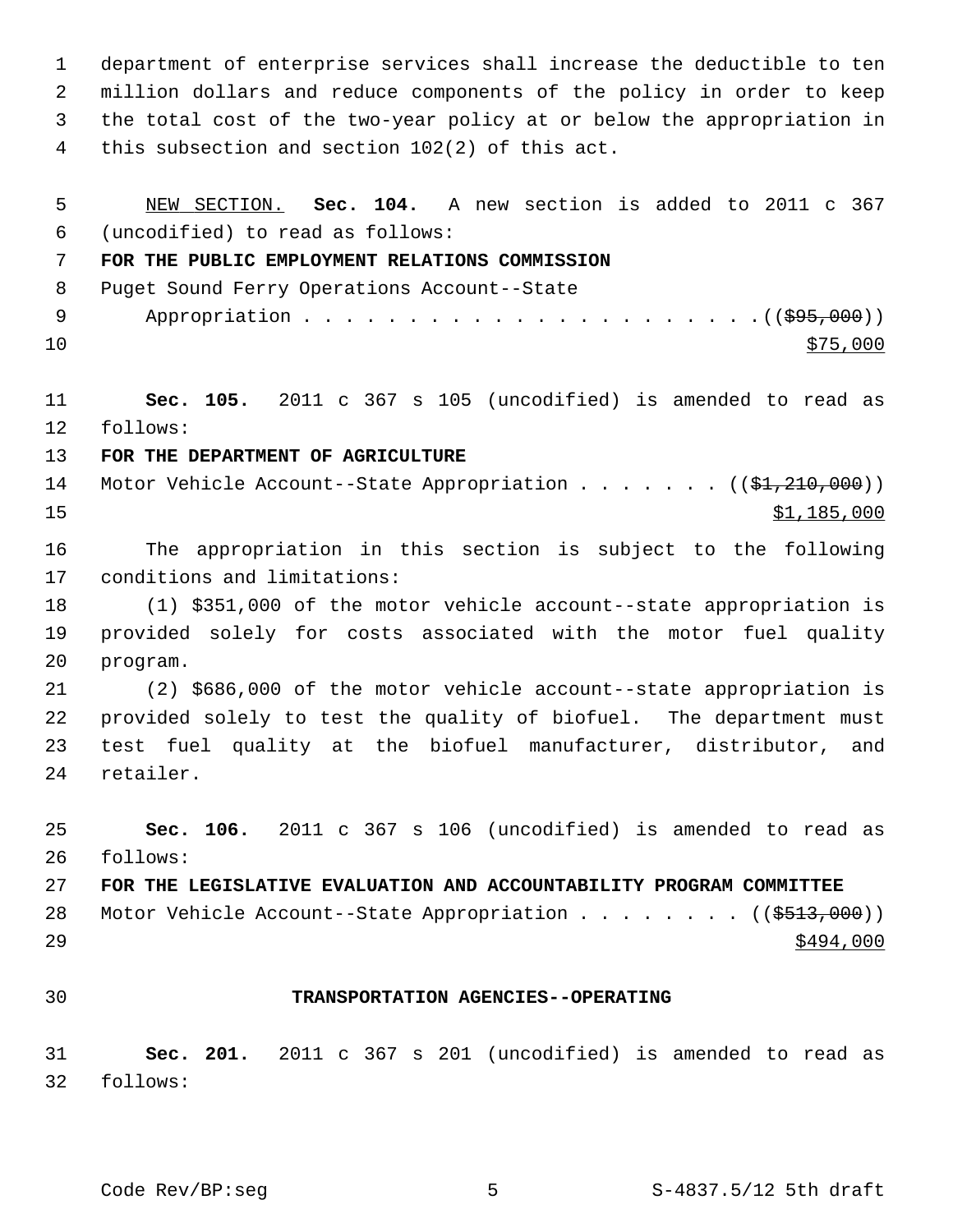department of enterprise services shall increase the deductible to ten million dollars and reduce components of the policy in order to keep the total cost of the two-year policy at or below the appropriation in this subsection and section 102(2) of this act.

NEW SECTION. **Sec. 104.** A new section is added to 2011 c 367 (uncodified) to read as follows:

**FOR THE PUBLIC EMPLOYMENT RELATIONS COMMISSION**

Puget Sound Ferry Operations Account--State Appropriation . . . . . . . . . . . . . . . . . . . . . . . ((~~$95,000~~)) $75,000

**Sec. 105.** 2011 c 367 s 105 (uncodified) is amended to read as follows:

**FOR THE DEPARTMENT OF AGRICULTURE**

Motor Vehicle Account--State Appropriation . . . . . . . ((~~$1,210,000~~)) $1,185,000

The appropriation in this section is subject to the following conditions and limitations:

(1) $351,000 of the motor vehicle account--state appropriation is provided solely for costs associated with the motor fuel quality program.

(2) $686,000 of the motor vehicle account--state appropriation is provided solely to test the quality of biofuel. The department must test fuel quality at the biofuel manufacturer, distributor, and retailer.

**Sec. 106.** 2011 c 367 s 106 (uncodified) is amended to read as follows:

**FOR THE LEGISLATIVE EVALUATION AND ACCOUNTABILITY PROGRAM COMMITTEE**

Motor Vehicle Account--State Appropriation . . . . . . . . ((~~$513,000~~)) $494,000

**TRANSPORTATION AGENCIES--OPERATING**

**Sec. 201.** 2011 c 367 s 201 (uncodified) is amended to read as follows: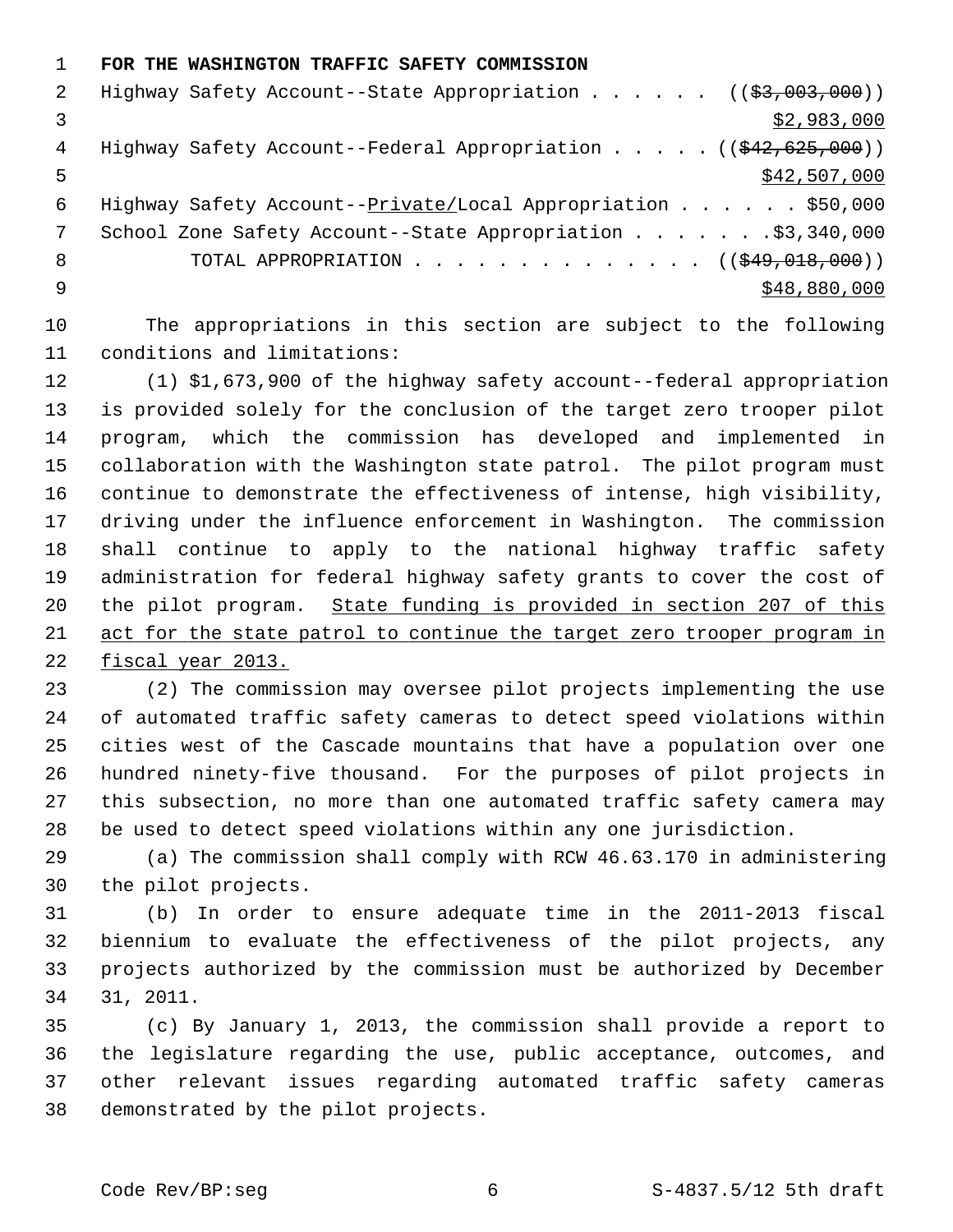**FOR THE WASHINGTON TRAFFIC SAFETY COMMISSION**

Highway Safety Account--State Appropriation . . . . . . ((~~$3,003,000~~))
$2,983,000

Highway Safety Account--Federal Appropriation . . . . . ((~~$42,625,000~~))
$42,507,000

Highway Safety Account--Private/Local Appropriation . . . . . . $50,000

School Zone Safety Account--State Appropriation . . . . . . .$3,340,000

TOTAL APPROPRIATION . . . . . . . . . . . . . . ((~~$49,018,000~~))
$48,880,000

The appropriations in this section are subject to the following conditions and limitations:

(1) $1,673,900 of the highway safety account--federal appropriation is provided solely for the conclusion of the target zero trooper pilot program, which the commission has developed and implemented in collaboration with the Washington state patrol. The pilot program must continue to demonstrate the effectiveness of intense, high visibility, driving under the influence enforcement in Washington. The commission shall continue to apply to the national highway traffic safety administration for federal highway safety grants to cover the cost of the pilot program. State funding is provided in section 207 of this act for the state patrol to continue the target zero trooper program in fiscal year 2013.

(2) The commission may oversee pilot projects implementing the use of automated traffic safety cameras to detect speed violations within cities west of the Cascade mountains that have a population over one hundred ninety-five thousand. For the purposes of pilot projects in this subsection, no more than one automated traffic safety camera may be used to detect speed violations within any one jurisdiction.

(a) The commission shall comply with RCW 46.63.170 in administering the pilot projects.

(b) In order to ensure adequate time in the 2011-2013 fiscal biennium to evaluate the effectiveness of the pilot projects, any projects authorized by the commission must be authorized by December 31, 2011.

(c) By January 1, 2013, the commission shall provide a report to the legislature regarding the use, public acceptance, outcomes, and other relevant issues regarding automated traffic safety cameras demonstrated by the pilot projects.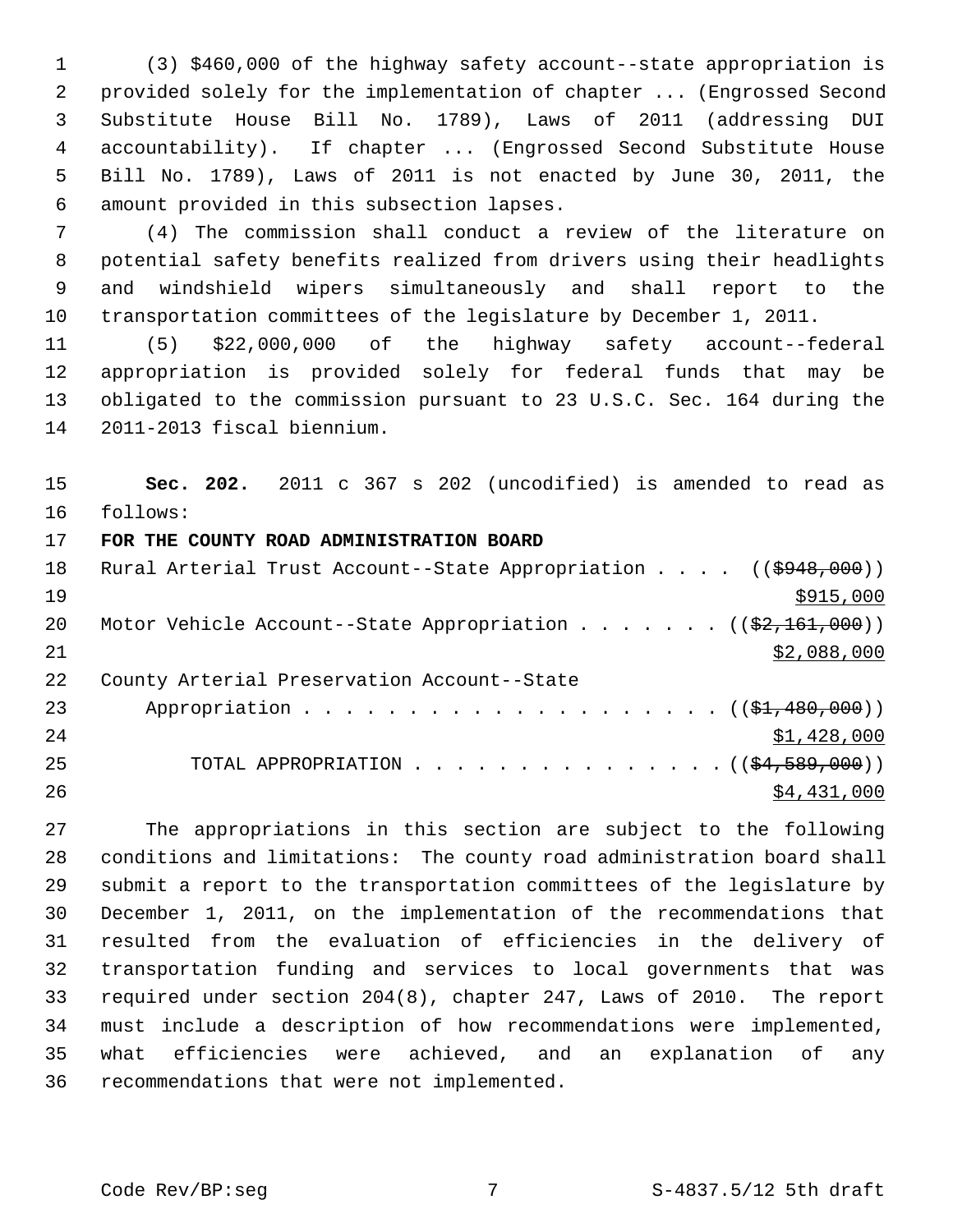(3) $460,000 of the highway safety account--state appropriation is provided solely for the implementation of chapter ... (Engrossed Second Substitute House Bill No. 1789), Laws of 2011 (addressing DUI accountability). If chapter ... (Engrossed Second Substitute House Bill No. 1789), Laws of 2011 is not enacted by June 30, 2011, the amount provided in this subsection lapses.

(4) The commission shall conduct a review of the literature on potential safety benefits realized from drivers using their headlights and windshield wipers simultaneously and shall report to the transportation committees of the legislature by December 1, 2011.

(5) $22,000,000 of the highway safety account--federal appropriation is provided solely for federal funds that may be obligated to the commission pursuant to 23 U.S.C. Sec. 164 during the 2011-2013 fiscal biennium.

**Sec. 202.** 2011 c 367 s 202 (uncodified) is amended to read as follows:

**FOR THE COUNTY ROAD ADMINISTRATION BOARD**

Rural Arterial Trust Account--State Appropriation . . . . ((~~$948,000~~))
$915,000

Motor Vehicle Account--State Appropriation . . . . . . . ((~~$2,161,000~~))
$2,088,000

County Arterial Preservation Account--State
Appropriation . . . . . . . . . . . . . . . . . . . . . ((~~$1,480,000~~))
$1,428,000

TOTAL APPROPRIATION . . . . . . . . . . . . . . . ((~~$4,589,000~~))
$4,431,000

The appropriations in this section are subject to the following conditions and limitations: The county road administration board shall submit a report to the transportation committees of the legislature by December 1, 2011, on the implementation of the recommendations that resulted from the evaluation of efficiencies in the delivery of transportation funding and services to local governments that was required under section 204(8), chapter 247, Laws of 2010. The report must include a description of how recommendations were implemented, what efficiencies were achieved, and an explanation of any recommendations that were not implemented.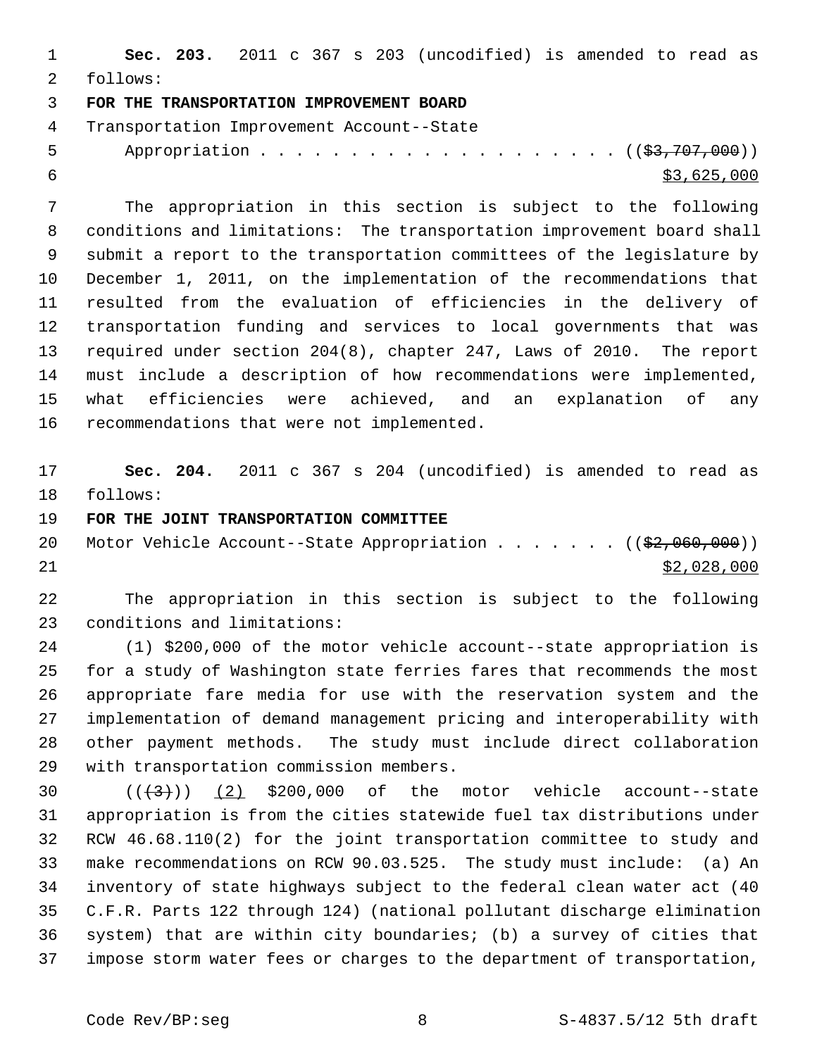**Sec. 203.** 2011 c 367 s 203 (uncodified) is amended to read as follows:

**FOR THE TRANSPORTATION IMPROVEMENT BOARD**

Transportation Improvement Account--State Appropriation . . . . . . . . . . . . . . . . . . . . . (( ~~$3,707,000~~ )) $3,625,000

The appropriation in this section is subject to the following conditions and limitations: The transportation improvement board shall submit a report to the transportation committees of the legislature by December 1, 2011, on the implementation of the recommendations that resulted from the evaluation of efficiencies in the delivery of transportation funding and services to local governments that was required under section 204(8), chapter 247, Laws of 2010. The report must include a description of how recommendations were implemented, what efficiencies were achieved, and an explanation of any recommendations that were not implemented.

**Sec. 204.** 2011 c 367 s 204 (uncodified) is amended to read as follows:

**FOR THE JOINT TRANSPORTATION COMMITTEE**

Motor Vehicle Account--State Appropriation . . . . . . . (( ~~$2,060,000~~ )) $2,028,000

The appropriation in this section is subject to the following conditions and limitations:

(1) $200,000 of the motor vehicle account--state appropriation is for a study of Washington state ferries fares that recommends the most appropriate fare media for use with the reservation system and the implementation of demand management pricing and interoperability with other payment methods. The study must include direct collaboration with transportation commission members.

(( ~~(3)~~ )) (2) $200,000 of the motor vehicle account--state appropriation is from the cities statewide fuel tax distributions under RCW 46.68.110(2) for the joint transportation committee to study and make recommendations on RCW 90.03.525. The study must include: (a) An inventory of state highways subject to the federal clean water act (40 C.F.R. Parts 122 through 124) (national pollutant discharge elimination system) that are within city boundaries; (b) a survey of cities that impose storm water fees or charges to the department of transportation,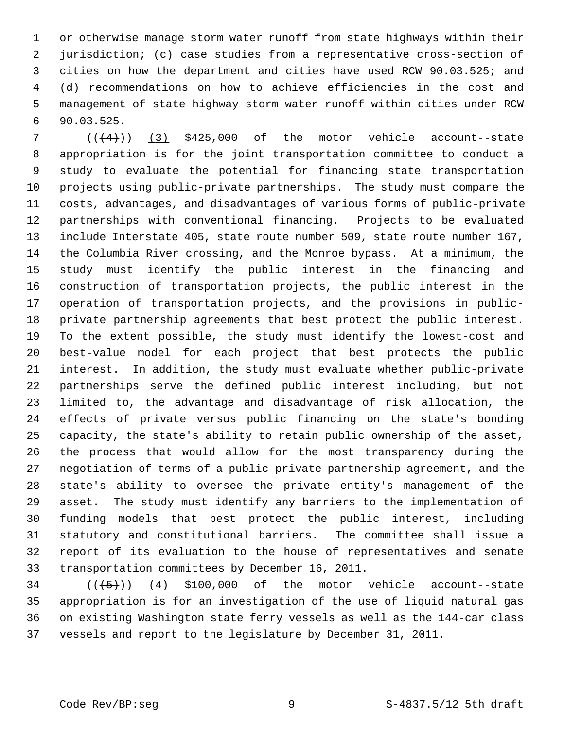or otherwise manage storm water runoff from state highways within their jurisdiction; (c) case studies from a representative cross-section of cities on how the department and cities have used RCW 90.03.525; and (d) recommendations on how to achieve efficiencies in the cost and management of state highway storm water runoff within cities under RCW 90.03.525.

(((4))) (3) $425,000 of the motor vehicle account--state appropriation is for the joint transportation committee to conduct a study to evaluate the potential for financing state transportation projects using public-private partnerships. The study must compare the costs, advantages, and disadvantages of various forms of public-private partnerships with conventional financing. Projects to be evaluated include Interstate 405, state route number 509, state route number 167, the Columbia River crossing, and the Monroe bypass. At a minimum, the study must identify the public interest in the financing and construction of transportation projects, the public interest in the operation of transportation projects, and the provisions in public-private partnership agreements that best protect the public interest. To the extent possible, the study must identify the lowest-cost and best-value model for each project that best protects the public interest. In addition, the study must evaluate whether public-private partnerships serve the defined public interest including, but not limited to, the advantage and disadvantage of risk allocation, the effects of private versus public financing on the state's bonding capacity, the state's ability to retain public ownership of the asset, the process that would allow for the most transparency during the negotiation of terms of a public-private partnership agreement, and the state's ability to oversee the private entity's management of the asset. The study must identify any barriers to the implementation of funding models that best protect the public interest, including statutory and constitutional barriers. The committee shall issue a report of its evaluation to the house of representatives and senate transportation committees by December 16, 2011.

(((5))) (4) $100,000 of the motor vehicle account--state appropriation is for an investigation of the use of liquid natural gas on existing Washington state ferry vessels as well as the 144-car class vessels and report to the legislature by December 31, 2011.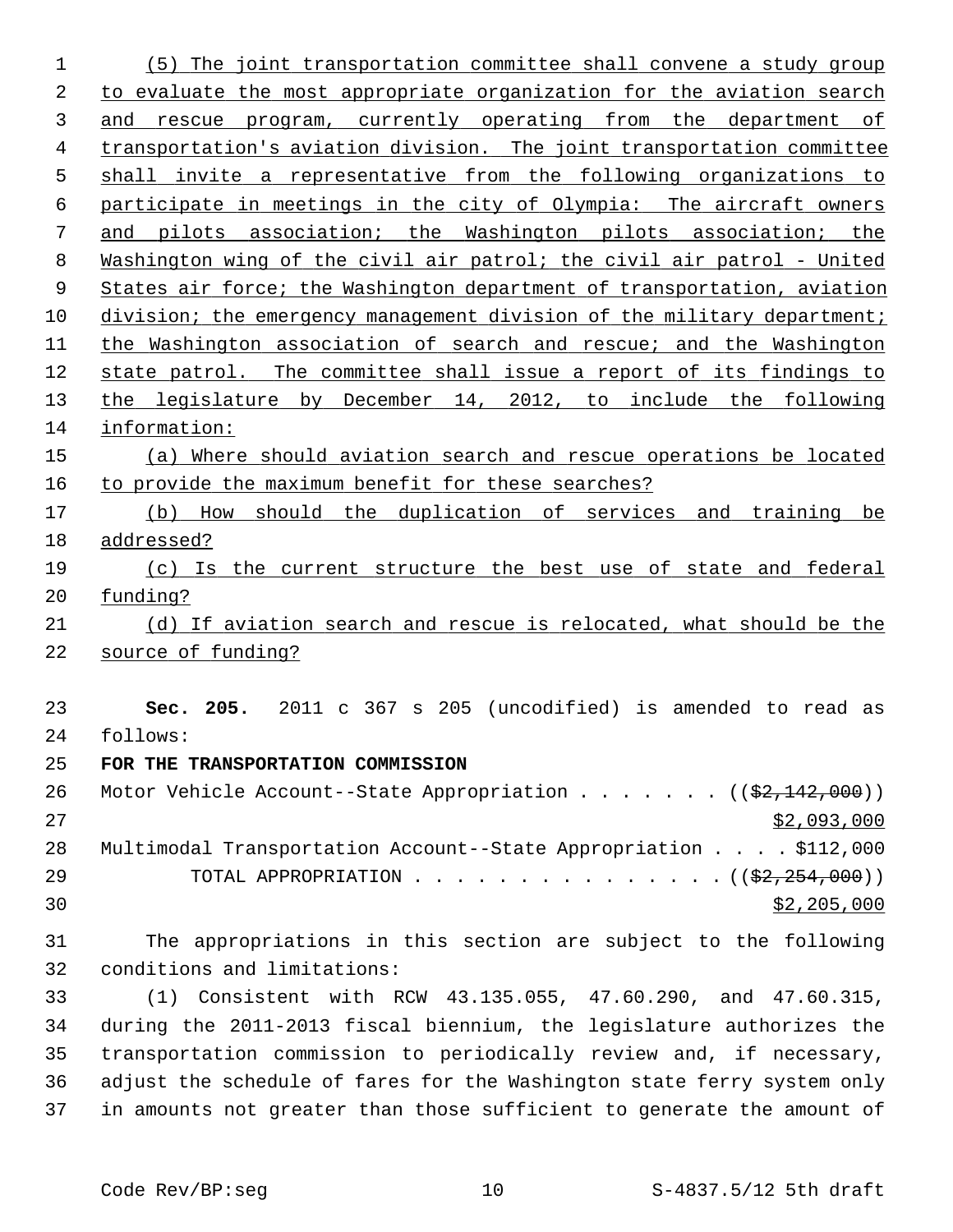(5) The joint transportation committee shall convene a study group to evaluate the most appropriate organization for the aviation search and rescue program, currently operating from the department of transportation's aviation division. The joint transportation committee shall invite a representative from the following organizations to participate in meetings in the city of Olympia: The aircraft owners and pilots association; the Washington pilots association; the Washington wing of the civil air patrol; the civil air patrol - United States air force; the Washington department of transportation, aviation division; the emergency management division of the military department; the Washington association of search and rescue; and the Washington state patrol. The committee shall issue a report of its findings to the legislature by December 14, 2012, to include the following information:

(a) Where should aviation search and rescue operations be located to provide the maximum benefit for these searches?

(b) How should the duplication of services and training be addressed?

(c) Is the current structure the best use of state and federal funding?

(d) If aviation search and rescue is relocated, what should be the source of funding?

**Sec. 205.** 2011 c 367 s 205 (uncodified) is amended to read as follows:

**FOR THE TRANSPORTATION COMMISSION**

Motor Vehicle Account--State Appropriation . . . . . . . ((~~$2,142,000~~))
$2,093,000

Multimodal Transportation Account--State Appropriation . . . . $112,000

TOTAL APPROPRIATION . . . . . . . . . . . . . . . ((~~$2,254,000~~))
$2,205,000

The appropriations in this section are subject to the following conditions and limitations:

(1) Consistent with RCW 43.135.055, 47.60.290, and 47.60.315, during the 2011-2013 fiscal biennium, the legislature authorizes the transportation commission to periodically review and, if necessary, adjust the schedule of fares for the Washington state ferry system only in amounts not greater than those sufficient to generate the amount of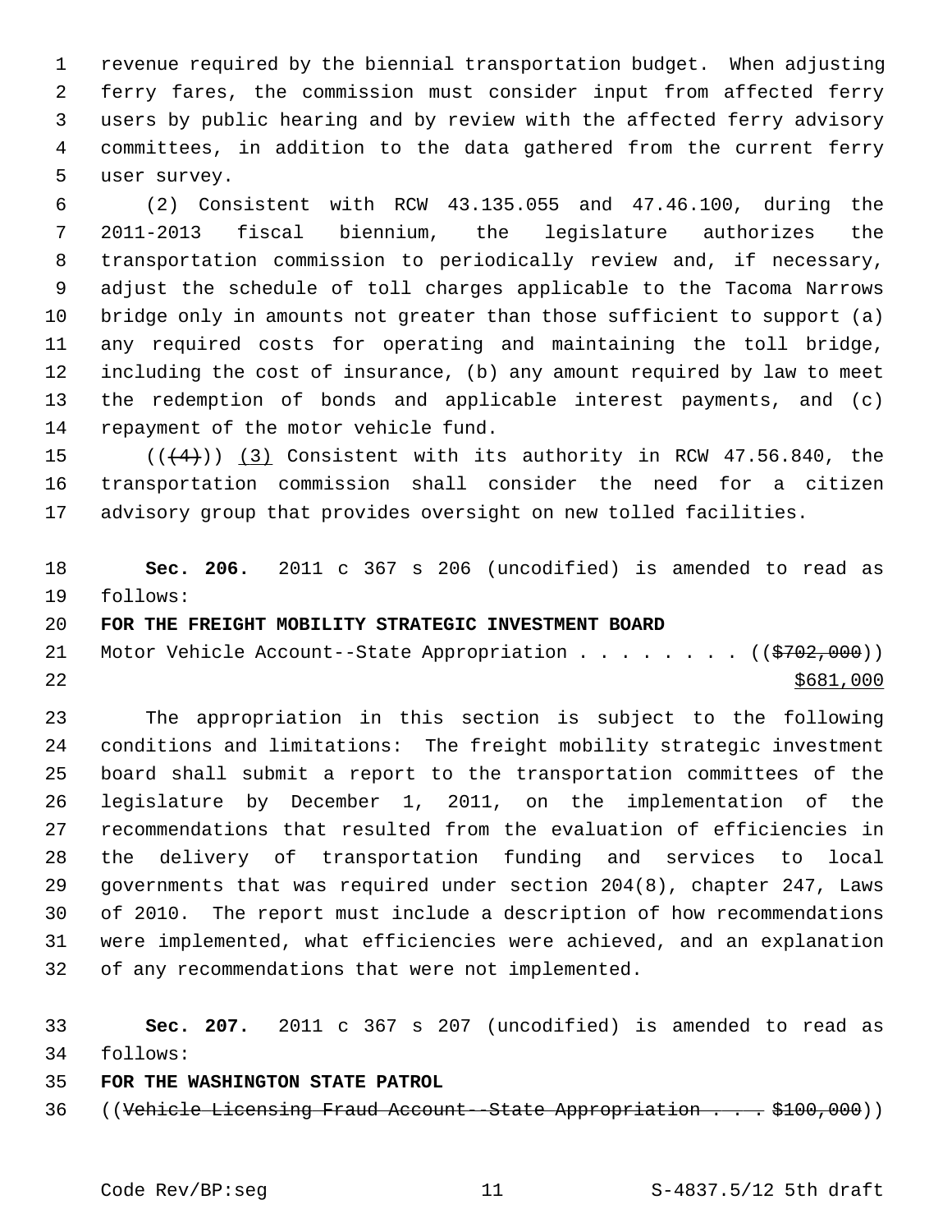revenue required by the biennial transportation budget. When adjusting ferry fares, the commission must consider input from affected ferry users by public hearing and by review with the affected ferry advisory committees, in addition to the data gathered from the current ferry user survey.

(2) Consistent with RCW 43.135.055 and 47.46.100, during the 2011-2013 fiscal biennium, the legislature authorizes the transportation commission to periodically review and, if necessary, adjust the schedule of toll charges applicable to the Tacoma Narrows bridge only in amounts not greater than those sufficient to support (a) any required costs for operating and maintaining the toll bridge, including the cost of insurance, (b) any amount required by law to meet the redemption of bonds and applicable interest payments, and (c) repayment of the motor vehicle fund.

((~~(4)~~)) <u>(3)</u> Consistent with its authority in RCW 47.56.840, the transportation commission shall consider the need for a citizen advisory group that provides oversight on new tolled facilities.

**Sec. 206.** 2011 c 367 s 206 (uncodified) is amended to read as follows:

**FOR THE FREIGHT MOBILITY STRATEGIC INVESTMENT BOARD**

Motor Vehicle Account--State Appropriation . . . . . . . . ((~~$702,000~~))
<u>$681,000</u>

The appropriation in this section is subject to the following conditions and limitations: The freight mobility strategic investment board shall submit a report to the transportation committees of the legislature by December 1, 2011, on the implementation of the recommendations that resulted from the evaluation of efficiencies in the delivery of transportation funding and services to local governments that was required under section 204(8), chapter 247, Laws of 2010. The report must include a description of how recommendations were implemented, what efficiencies were achieved, and an explanation of any recommendations that were not implemented.

**Sec. 207.** 2011 c 367 s 207 (uncodified) is amended to read as follows:

**FOR THE WASHINGTON STATE PATROL**

((~~Vehicle Licensing Fraud Account--State Appropriation . . . $100,000~~))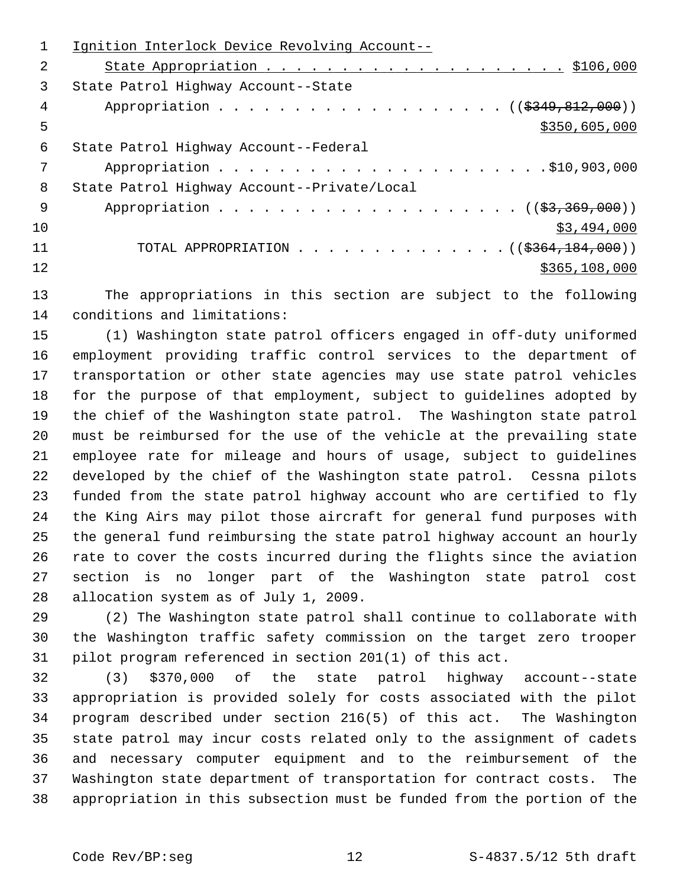Ignition Interlock Device Revolving Account--
State Appropriation . . . . . . . . . . . . . . . . . . . . $106,000

State Patrol Highway Account--State
Appropriation . . . . . . . . . . . . . . . . . . . ((~~$349,812,000~~))
$350,605,000

State Patrol Highway Account--Federal
Appropriation . . . . . . . . . . . . . . . . . . . . . .$10,903,000

State Patrol Highway Account--Private/Local
Appropriation . . . . . . . . . . . . . . . . . . . . ((~~$3,369,000~~))
$3,494,000

TOTAL APPROPRIATION . . . . . . . . . . . . . . ((~~$364,184,000~~))
$365,108,000

The appropriations in this section are subject to the following conditions and limitations:

(1) Washington state patrol officers engaged in off-duty uniformed employment providing traffic control services to the department of transportation or other state agencies may use state patrol vehicles for the purpose of that employment, subject to guidelines adopted by the chief of the Washington state patrol. The Washington state patrol must be reimbursed for the use of the vehicle at the prevailing state employee rate for mileage and hours of usage, subject to guidelines developed by the chief of the Washington state patrol. Cessna pilots funded from the state patrol highway account who are certified to fly the King Airs may pilot those aircraft for general fund purposes with the general fund reimbursing the state patrol highway account an hourly rate to cover the costs incurred during the flights since the aviation section is no longer part of the Washington state patrol cost allocation system as of July 1, 2009.

(2) The Washington state patrol shall continue to collaborate with the Washington traffic safety commission on the target zero trooper pilot program referenced in section 201(1) of this act.

(3) $370,000 of the state patrol highway account--state appropriation is provided solely for costs associated with the pilot program described under section 216(5) of this act. The Washington state patrol may incur costs related only to the assignment of cadets and necessary computer equipment and to the reimbursement of the Washington state department of transportation for contract costs. The appropriation in this subsection must be funded from the portion of the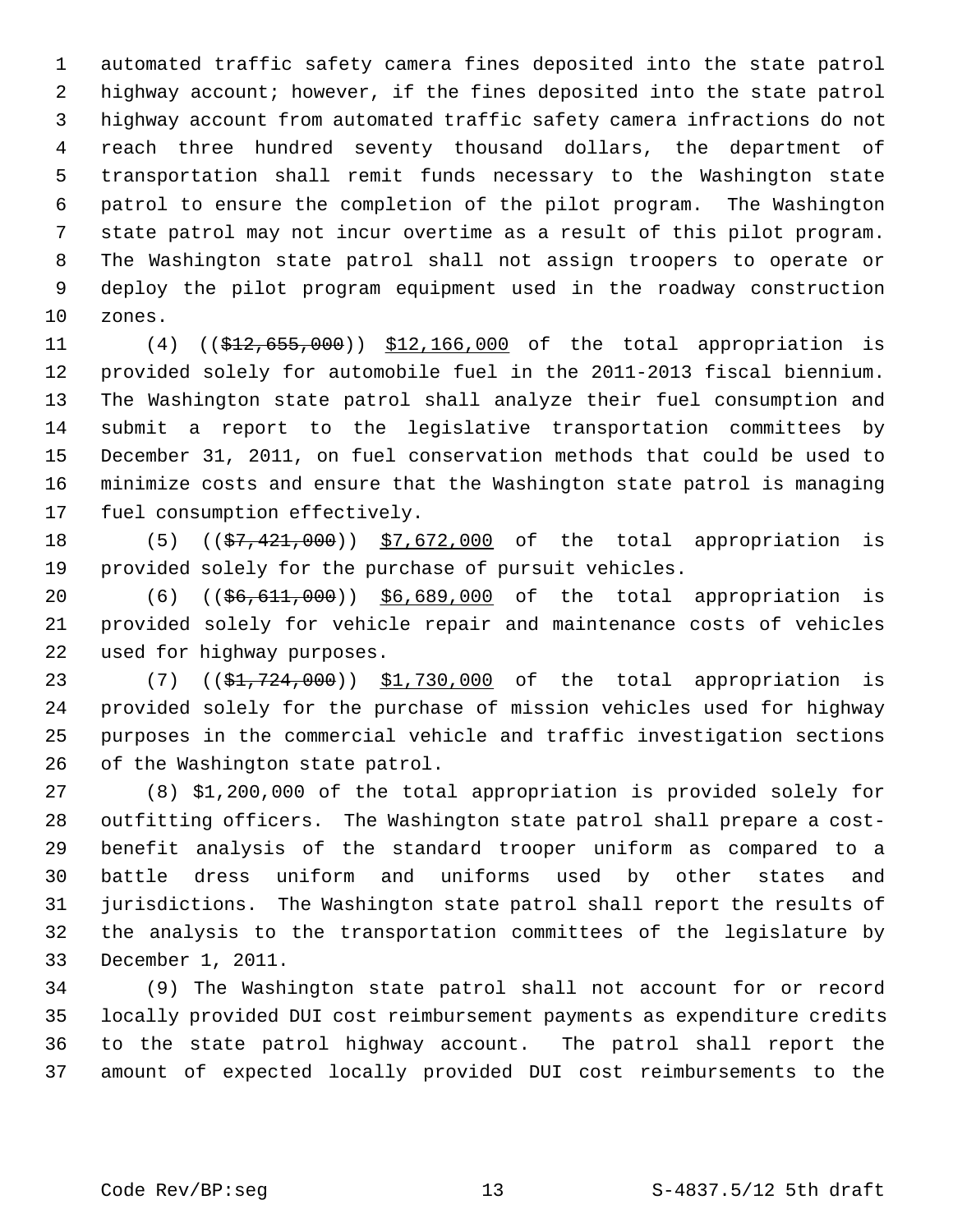automated traffic safety camera fines deposited into the state patrol highway account; however, if the fines deposited into the state patrol highway account from automated traffic safety camera infractions do not reach three hundred seventy thousand dollars, the department of transportation shall remit funds necessary to the Washington state patrol to ensure the completion of the pilot program. The Washington state patrol may not incur overtime as a result of this pilot program. The Washington state patrol shall not assign troopers to operate or deploy the pilot program equipment used in the roadway construction zones.

(4) ((~~$12,655,000~~)) <u>$12,166,000</u> of the total appropriation is provided solely for automobile fuel in the 2011-2013 fiscal biennium. The Washington state patrol shall analyze their fuel consumption and submit a report to the legislative transportation committees by December 31, 2011, on fuel conservation methods that could be used to minimize costs and ensure that the Washington state patrol is managing fuel consumption effectively.

(5) ((~~$7,421,000~~)) <u>$7,672,000</u> of the total appropriation is provided solely for the purchase of pursuit vehicles.

(6) ((~~$6,611,000~~)) <u>$6,689,000</u> of the total appropriation is provided solely for vehicle repair and maintenance costs of vehicles used for highway purposes.

(7) ((~~$1,724,000~~)) <u>$1,730,000</u> of the total appropriation is provided solely for the purchase of mission vehicles used for highway purposes in the commercial vehicle and traffic investigation sections of the Washington state patrol.

(8) $1,200,000 of the total appropriation is provided solely for outfitting officers. The Washington state patrol shall prepare a cost-benefit analysis of the standard trooper uniform as compared to a battle dress uniform and uniforms used by other states and jurisdictions. The Washington state patrol shall report the results of the analysis to the transportation committees of the legislature by December 1, 2011.

(9) The Washington state patrol shall not account for or record locally provided DUI cost reimbursement payments as expenditure credits to the state patrol highway account. The patrol shall report the amount of expected locally provided DUI cost reimbursements to the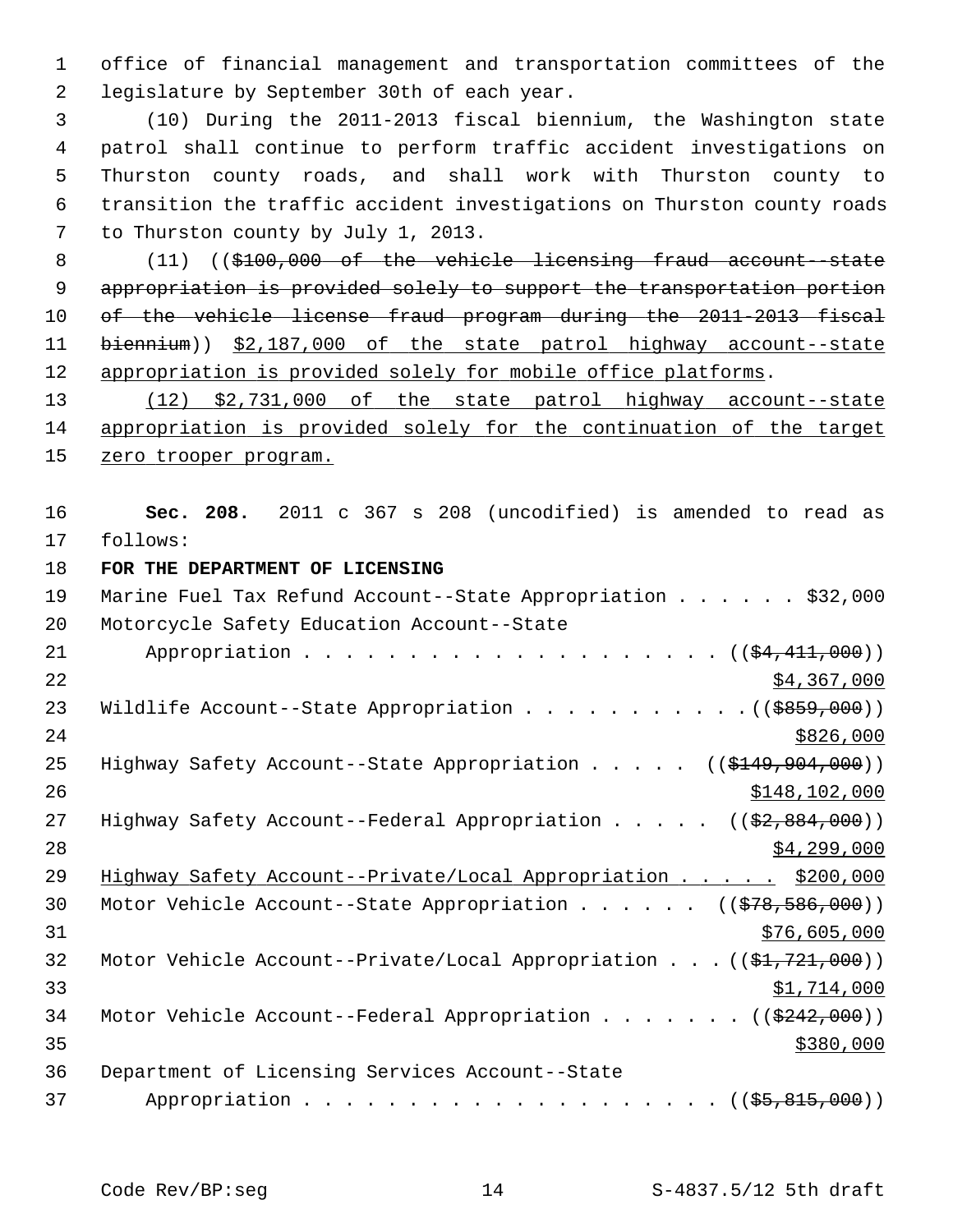office of financial management and transportation committees of the legislature by September 30th of each year.

(10) During the 2011-2013 fiscal biennium, the Washington state patrol shall continue to perform traffic accident investigations on Thurston county roads, and shall work with Thurston county to transition the traffic accident investigations on Thurston county roads to Thurston county by July 1, 2013.

(11) ((~~$100,000 of the vehicle licensing fraud account--state appropriation is provided solely to support the transportation portion of the vehicle license fraud program during the 2011-2013 fiscal biennium~~)) $2,187,000 of the state patrol highway account--state appropriation is provided solely for mobile office platforms.

(12) $2,731,000 of the state patrol highway account--state appropriation is provided solely for the continuation of the target zero trooper program.

**Sec. 208.** 2011 c 367 s 208 (uncodified) is amended to read as follows:

**FOR THE DEPARTMENT OF LICENSING**

Marine Fuel Tax Refund Account--State Appropriation . . . . . . $32,000

Motorcycle Safety Education Account--State Appropriation . . . . . . . . . . . . . . . . . . . . ((~~$4,411,000~~)) $4,367,000

Wildlife Account--State Appropriation . . . . . . . . . . . ((~~$859,000~~)) $826,000

Highway Safety Account--State Appropriation . . . . . ((~~$149,904,000~~)) $148,102,000

Highway Safety Account--Federal Appropriation . . . . . ((~~$2,884,000~~)) $4,299,000

Highway Safety Account--Private/Local Appropriation . . . . . $200,000

Motor Vehicle Account--State Appropriation . . . . . . ((~~$78,586,000~~)) $76,605,000

Motor Vehicle Account--Private/Local Appropriation . . . ((~~$1,721,000~~)) $1,714,000

Motor Vehicle Account--Federal Appropriation . . . . . . . ((~~$242,000~~)) $380,000

Department of Licensing Services Account--State Appropriation . . . . . . . . . . . . . . . . . . . . ((~~$5,815,000~~))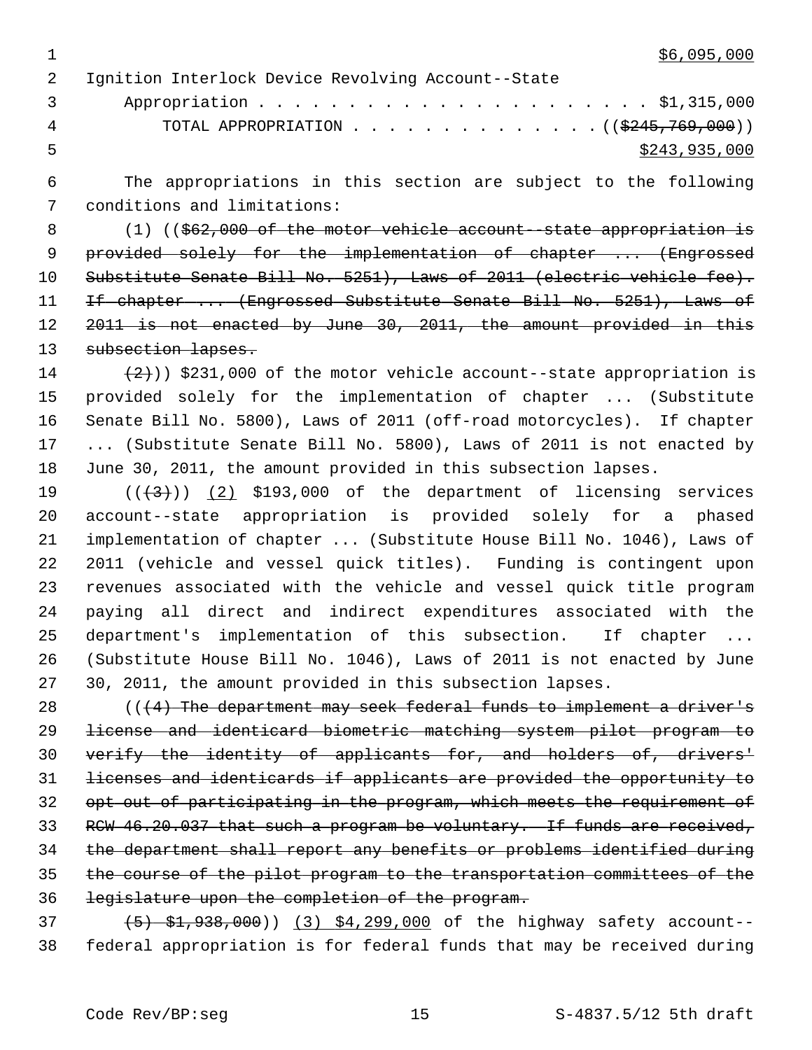$6,095,000

Ignition Interlock Device Revolving Account--State
Appropriation . . . . . . . . . . . . . . . . . . . . . . $1,315,000
TOTAL APPROPRIATION . . . . . . . . . . . . . . (($245,769,000))
$243,935,000

The appropriations in this section are subject to the following conditions and limitations:

(1) (($62,000 of the motor vehicle account--state appropriation is provided solely for the implementation of chapter ... (Engrossed Substitute Senate Bill No. 5251), Laws of 2011 (electric vehicle fee). If chapter ... (Engrossed Substitute Senate Bill No. 5251), Laws of 2011 is not enacted by June 30, 2011, the amount provided in this subsection lapses.

(2))) $231,000 of the motor vehicle account--state appropriation is provided solely for the implementation of chapter ... (Substitute Senate Bill No. 5800), Laws of 2011 (off-road motorcycles). If chapter ... (Substitute Senate Bill No. 5800), Laws of 2011 is not enacted by June 30, 2011, the amount provided in this subsection lapses.

(((3))) (2) $193,000 of the department of licensing services account--state appropriation is provided solely for a phased implementation of chapter ... (Substitute House Bill No. 1046), Laws of 2011 (vehicle and vessel quick titles). Funding is contingent upon revenues associated with the vehicle and vessel quick title program paying all direct and indirect expenditures associated with the department's implementation of this subsection. If chapter ... (Substitute House Bill No. 1046), Laws of 2011 is not enacted by June 30, 2011, the amount provided in this subsection lapses.

(((4) The department may seek federal funds to implement a driver's license and identicard biometric matching system pilot program to verify the identity of applicants for, and holders of, drivers' licenses and identicards if applicants are provided the opportunity to opt out of participating in the program, which meets the requirement of RCW 46.20.037 that such a program be voluntary. If funds are received, the department shall report any benefits or problems identified during the course of the pilot program to the transportation committees of the legislature upon the completion of the program.

(5) $1,938,000)) (3) $4,299,000 of the highway safety account--federal appropriation is for federal funds that may be received during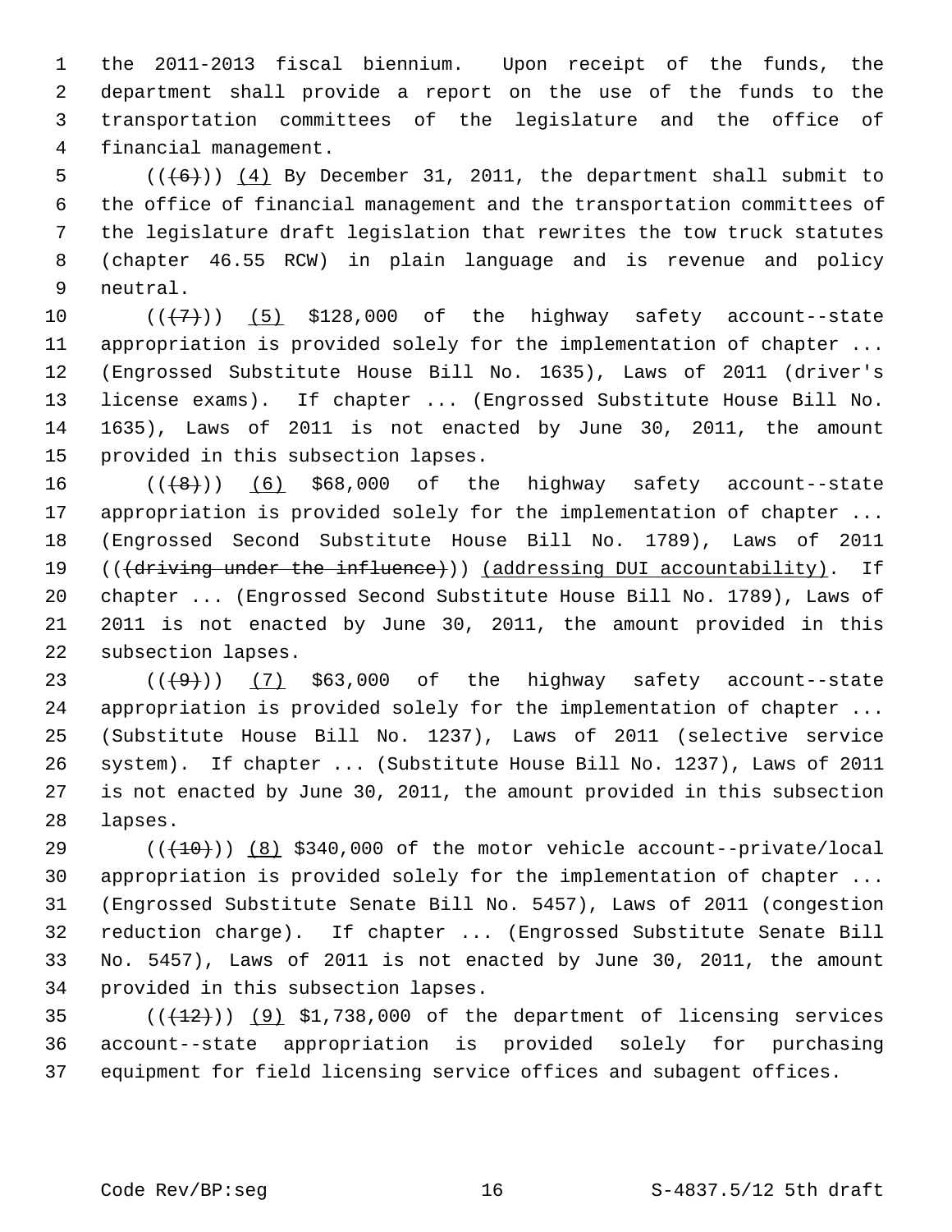the 2011-2013 fiscal biennium. Upon receipt of the funds, the department shall provide a report on the use of the funds to the transportation committees of the legislature and the office of financial management.

(((6))) (4) By December 31, 2011, the department shall submit to the office of financial management and the transportation committees of the legislature draft legislation that rewrites the tow truck statutes (chapter 46.55 RCW) in plain language and is revenue and policy neutral.

(((7))) (5) $128,000 of the highway safety account--state appropriation is provided solely for the implementation of chapter ... (Engrossed Substitute House Bill No. 1635), Laws of 2011 (driver's license exams). If chapter ... (Engrossed Substitute House Bill No. 1635), Laws of 2011 is not enacted by June 30, 2011, the amount provided in this subsection lapses.

(((8))) (6) $68,000 of the highway safety account--state appropriation is provided solely for the implementation of chapter ... (Engrossed Second Substitute House Bill No. 1789), Laws of 2011 (((driving under the influence))) (addressing DUI accountability). If chapter ... (Engrossed Second Substitute House Bill No. 1789), Laws of 2011 is not enacted by June 30, 2011, the amount provided in this subsection lapses.

(((9))) (7) $63,000 of the highway safety account--state appropriation is provided solely for the implementation of chapter ... (Substitute House Bill No. 1237), Laws of 2011 (selective service system). If chapter ... (Substitute House Bill No. 1237), Laws of 2011 is not enacted by June 30, 2011, the amount provided in this subsection lapses.

(((10))) (8) $340,000 of the motor vehicle account--private/local appropriation is provided solely for the implementation of chapter ... (Engrossed Substitute Senate Bill No. 5457), Laws of 2011 (congestion reduction charge). If chapter ... (Engrossed Substitute Senate Bill No. 5457), Laws of 2011 is not enacted by June 30, 2011, the amount provided in this subsection lapses.

(((12))) (9) $1,738,000 of the department of licensing services account--state appropriation is provided solely for purchasing equipment for field licensing service offices and subagent offices.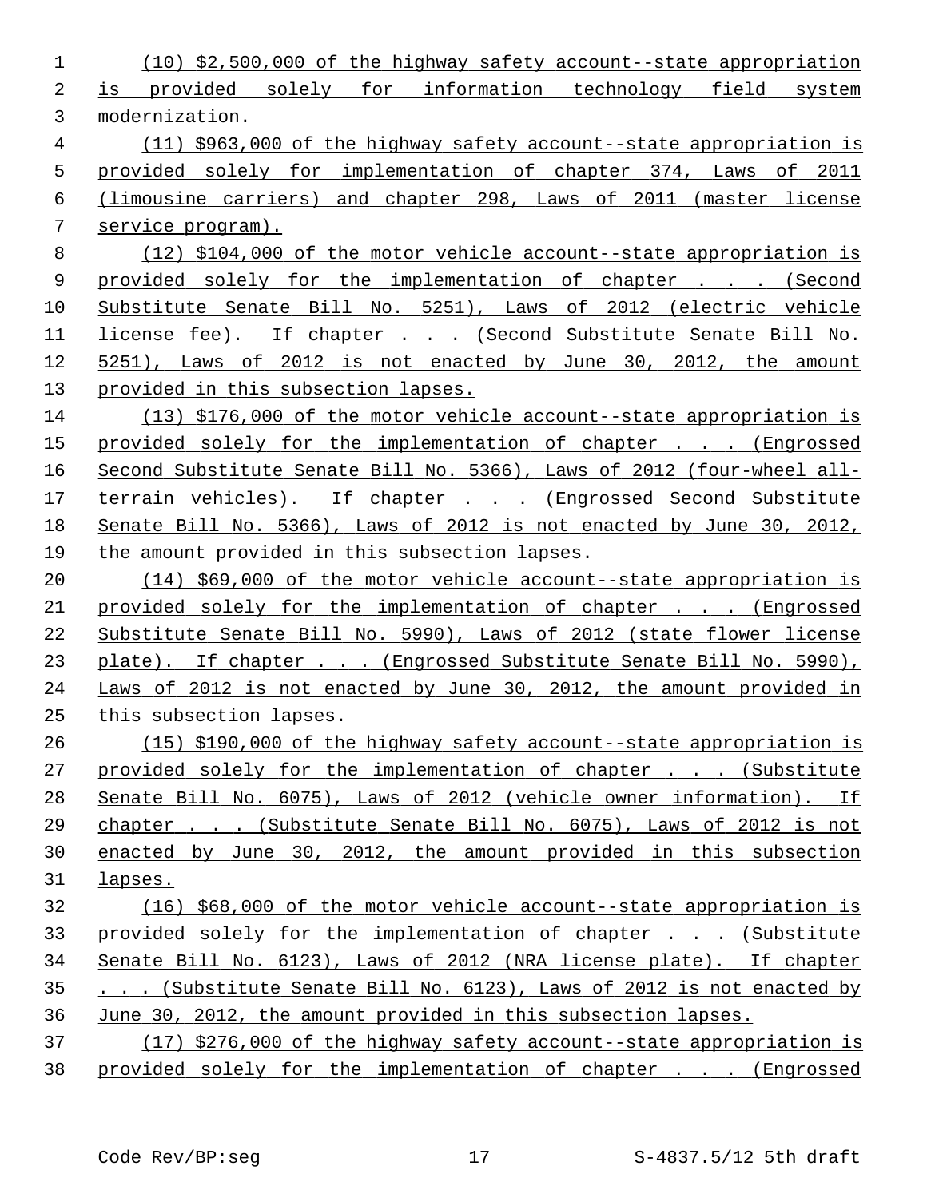(10) $2,500,000 of the highway safety account--state appropriation is provided solely for information technology field system modernization.

(11) $963,000 of the highway safety account--state appropriation is provided solely for implementation of chapter 374, Laws of 2011 (limousine carriers) and chapter 298, Laws of 2011 (master license service program).

(12) $104,000 of the motor vehicle account--state appropriation is provided solely for the implementation of chapter . . . (Second Substitute Senate Bill No. 5251), Laws of 2012 (electric vehicle license fee). If chapter . . . (Second Substitute Senate Bill No. 5251), Laws of 2012 is not enacted by June 30, 2012, the amount provided in this subsection lapses.

(13) $176,000 of the motor vehicle account--state appropriation is provided solely for the implementation of chapter . . . (Engrossed Second Substitute Senate Bill No. 5366), Laws of 2012 (four-wheel all-terrain vehicles). If chapter . . . (Engrossed Second Substitute Senate Bill No. 5366), Laws of 2012 is not enacted by June 30, 2012, the amount provided in this subsection lapses.

(14) $69,000 of the motor vehicle account--state appropriation is provided solely for the implementation of chapter . . . (Engrossed Substitute Senate Bill No. 5990), Laws of 2012 (state flower license plate). If chapter . . . (Engrossed Substitute Senate Bill No. 5990), Laws of 2012 is not enacted by June 30, 2012, the amount provided in this subsection lapses.

(15) $190,000 of the highway safety account--state appropriation is provided solely for the implementation of chapter . . . (Substitute Senate Bill No. 6075), Laws of 2012 (vehicle owner information). If chapter . . . (Substitute Senate Bill No. 6075), Laws of 2012 is not enacted by June 30, 2012, the amount provided in this subsection lapses.

(16) $68,000 of the motor vehicle account--state appropriation is provided solely for the implementation of chapter . . . (Substitute Senate Bill No. 6123), Laws of 2012 (NRA license plate). If chapter . . . (Substitute Senate Bill No. 6123), Laws of 2012 is not enacted by June 30, 2012, the amount provided in this subsection lapses.

(17) $276,000 of the highway safety account--state appropriation is provided solely for the implementation of chapter . . . (Engrossed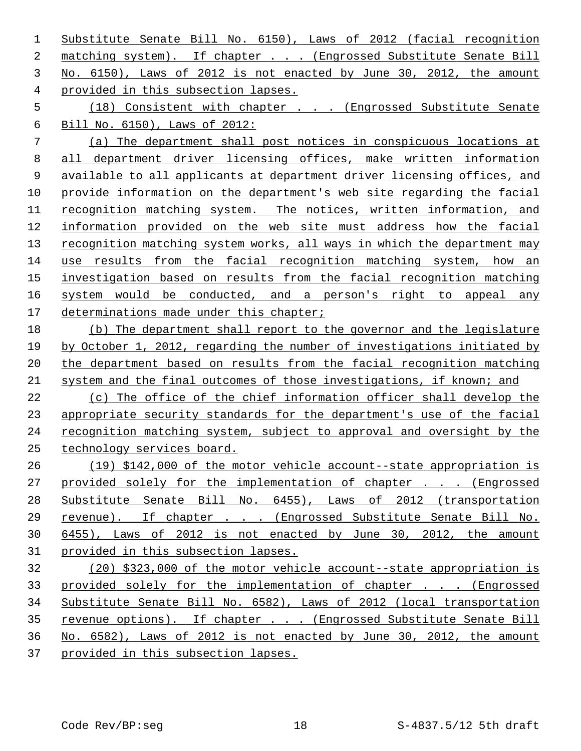Substitute Senate Bill No. 6150), Laws of 2012 (facial recognition matching system). If chapter . . . (Engrossed Substitute Senate Bill No. 6150), Laws of 2012 is not enacted by June 30, 2012, the amount provided in this subsection lapses.

(18) Consistent with chapter . . . (Engrossed Substitute Senate Bill No. 6150), Laws of 2012:

(a) The department shall post notices in conspicuous locations at all department driver licensing offices, make written information available to all applicants at department driver licensing offices, and provide information on the department's web site regarding the facial recognition matching system. The notices, written information, and information provided on the web site must address how the facial recognition matching system works, all ways in which the department may use results from the facial recognition matching system, how an investigation based on results from the facial recognition matching system would be conducted, and a person's right to appeal any determinations made under this chapter;

(b) The department shall report to the governor and the legislature by October 1, 2012, regarding the number of investigations initiated by the department based on results from the facial recognition matching system and the final outcomes of those investigations, if known; and

(c) The office of the chief information officer shall develop the appropriate security standards for the department's use of the facial recognition matching system, subject to approval and oversight by the technology services board.

(19) $142,000 of the motor vehicle account--state appropriation is provided solely for the implementation of chapter . . . (Engrossed Substitute Senate Bill No. 6455), Laws of 2012 (transportation revenue). If chapter . . . (Engrossed Substitute Senate Bill No. 6455), Laws of 2012 is not enacted by June 30, 2012, the amount provided in this subsection lapses.

(20) $323,000 of the motor vehicle account--state appropriation is provided solely for the implementation of chapter . . . (Engrossed Substitute Senate Bill No. 6582), Laws of 2012 (local transportation revenue options). If chapter . . . (Engrossed Substitute Senate Bill No. 6582), Laws of 2012 is not enacted by June 30, 2012, the amount provided in this subsection lapses.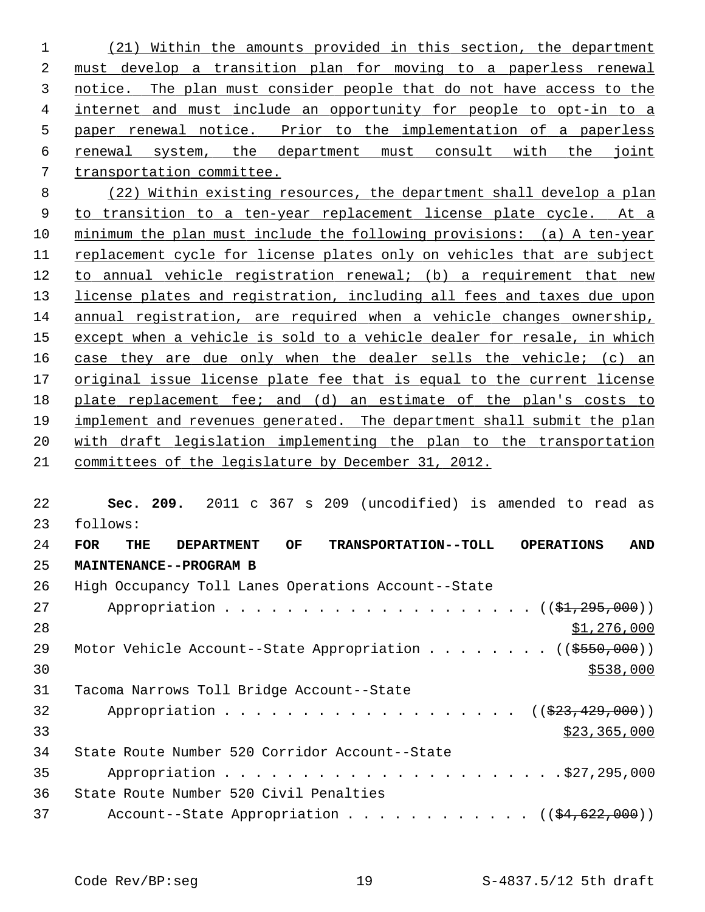(21) Within the amounts provided in this section, the department must develop a transition plan for moving to a paperless renewal notice. The plan must consider people that do not have access to the internet and must include an opportunity for people to opt-in to a paper renewal notice. Prior to the implementation of a paperless renewal system, the department must consult with the joint transportation committee.

(22) Within existing resources, the department shall develop a plan to transition to a ten-year replacement license plate cycle. At a minimum the plan must include the following provisions: (a) A ten-year replacement cycle for license plates only on vehicles that are subject to annual vehicle registration renewal; (b) a requirement that new license plates and registration, including all fees and taxes due upon annual registration, are required when a vehicle changes ownership, except when a vehicle is sold to a vehicle dealer for resale, in which case they are due only when the dealer sells the vehicle; (c) an original issue license plate fee that is equal to the current license plate replacement fee; and (d) an estimate of the plan's costs to implement and revenues generated. The department shall submit the plan with draft legislation implementing the plan to the transportation committees of the legislature by December 31, 2012.

**Sec. 209.** 2011 c 367 s 209 (uncodified) is amended to read as follows:

**FOR THE DEPARTMENT OF TRANSPORTATION--TOLL OPERATIONS AND MAINTENANCE--PROGRAM B**

High Occupancy Toll Lanes Operations Account--State Appropriation . . . . . . . . . . . . . . . . . . . . (($1,295,000)) $1,276,000

Motor Vehicle Account--State Appropriation . . . . . . . . (($550,000)) $538,000

Tacoma Narrows Toll Bridge Account--State Appropriation . . . . . . . . . . . . . . . . . . . . (($23,429,000)) $23,365,000

State Route Number 520 Corridor Account--State Appropriation . . . . . . . . . . . . . . . . . . . . . . $27,295,000

State Route Number 520 Civil Penalties Account--State Appropriation . . . . . . . . . . . . (($4,622,000))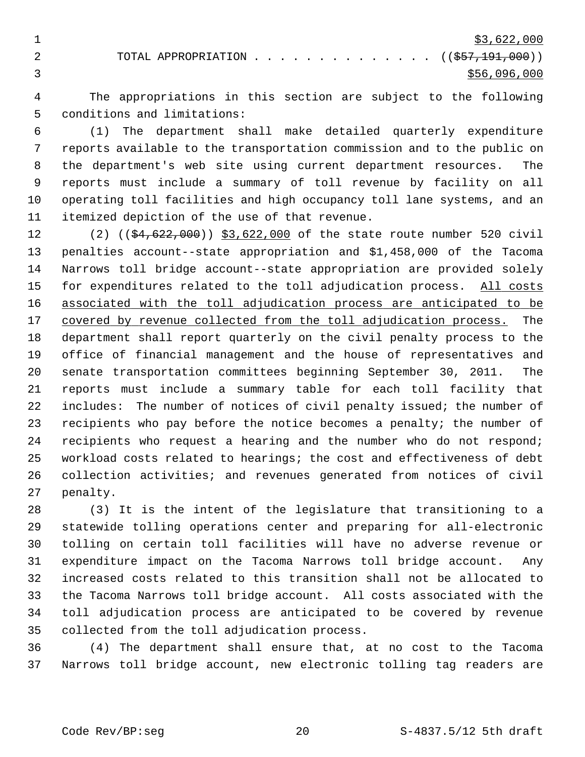$3,622,000

TOTAL APPROPRIATION . . . . . . . . . . . . . . ((~~$57,191,000~~))

$56,096,000

The appropriations in this section are subject to the following conditions and limitations:

(1) The department shall make detailed quarterly expenditure reports available to the transportation commission and to the public on the department's web site using current department resources. The reports must include a summary of toll revenue by facility on all operating toll facilities and high occupancy toll lane systems, and an itemized depiction of the use of that revenue.

(2) ((~~$4,622,000~~)) $3,622,000 of the state route number 520 civil penalties account--state appropriation and $1,458,000 of the Tacoma Narrows toll bridge account--state appropriation are provided solely for expenditures related to the toll adjudication process. All costs associated with the toll adjudication process are anticipated to be covered by revenue collected from the toll adjudication process. The department shall report quarterly on the civil penalty process to the office of financial management and the house of representatives and senate transportation committees beginning September 30, 2011. The reports must include a summary table for each toll facility that includes: The number of notices of civil penalty issued; the number of recipients who pay before the notice becomes a penalty; the number of recipients who request a hearing and the number who do not respond; workload costs related to hearings; the cost and effectiveness of debt collection activities; and revenues generated from notices of civil penalty.

(3) It is the intent of the legislature that transitioning to a statewide tolling operations center and preparing for all-electronic tolling on certain toll facilities will have no adverse revenue or expenditure impact on the Tacoma Narrows toll bridge account. Any increased costs related to this transition shall not be allocated to the Tacoma Narrows toll bridge account. All costs associated with the toll adjudication process are anticipated to be covered by revenue collected from the toll adjudication process.

(4) The department shall ensure that, at no cost to the Tacoma Narrows toll bridge account, new electronic tolling tag readers are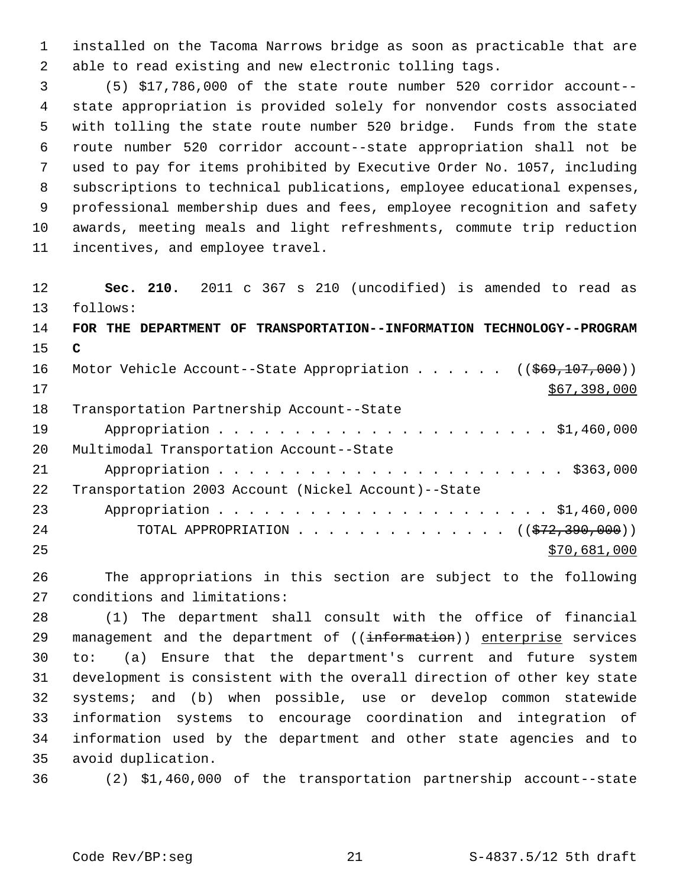installed on the Tacoma Narrows bridge as soon as practicable that are able to read existing and new electronic tolling tags.

(5) $17,786,000 of the state route number 520 corridor account--state appropriation is provided solely for nonvendor costs associated with tolling the state route number 520 bridge. Funds from the state route number 520 corridor account--state appropriation shall not be used to pay for items prohibited by Executive Order No. 1057, including subscriptions to technical publications, employee educational expenses, professional membership dues and fees, employee recognition and safety awards, meeting meals and light refreshments, commute trip reduction incentives, and employee travel.

**Sec. 210.** 2011 c 367 s 210 (uncodified) is amended to read as follows:

**FOR THE DEPARTMENT OF TRANSPORTATION--INFORMATION TECHNOLOGY--PROGRAM C**

Motor Vehicle Account--State Appropriation . . . . . . ((~~$69,107,000~~)) $67,398,000

Transportation Partnership Account--State Appropriation . . . . . . . . . . . . . . . . . . . . . . . $1,460,000

Multimodal Transportation Account--State Appropriation . . . . . . . . . . . . . . . . . . . . . . . $363,000

Transportation 2003 Account (Nickel Account)--State Appropriation . . . . . . . . . . . . . . . . . . . . . . . $1,460,000

TOTAL APPROPRIATION . . . . . . . . . . . . . . ((~~$72,390,000~~)) $70,681,000

The appropriations in this section are subject to the following conditions and limitations:

(1) The department shall consult with the office of financial management and the department of ((~~information~~)) enterprise services to: (a) Ensure that the department's current and future system development is consistent with the overall direction of other key state systems; and (b) when possible, use or develop common statewide information systems to encourage coordination and integration of information used by the department and other state agencies and to avoid duplication.

(2) $1,460,000 of the transportation partnership account--state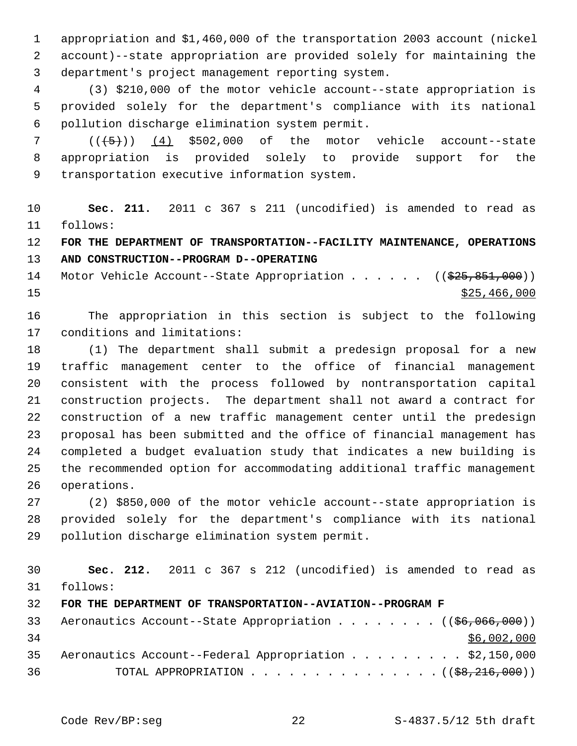appropriation and $1,460,000 of the transportation 2003 account (nickel account)--state appropriation are provided solely for maintaining the department's project management reporting system.

(3) $210,000 of the motor vehicle account--state appropriation is provided solely for the department's compliance with its national pollution discharge elimination system permit.

(~~(5)~~) (4) $502,000 of the motor vehicle account--state appropriation is provided solely to provide support for the transportation executive information system.

**Sec. 211.** 2011 c 367 s 211 (uncodified) is amended to read as follows:

**FOR THE DEPARTMENT OF TRANSPORTATION--FACILITY MAINTENANCE, OPERATIONS AND CONSTRUCTION--PROGRAM D--OPERATING**

Motor Vehicle Account--State Appropriation . . . . . . ((~~$25,851,000~~))
$25,466,000

The appropriation in this section is subject to the following conditions and limitations:

(1) The department shall submit a predesign proposal for a new traffic management center to the office of financial management consistent with the process followed by nontransportation capital construction projects. The department shall not award a contract for construction of a new traffic management center until the predesign proposal has been submitted and the office of financial management has completed a budget evaluation study that indicates a new building is the recommended option for accommodating additional traffic management operations.

(2) $850,000 of the motor vehicle account--state appropriation is provided solely for the department's compliance with its national pollution discharge elimination system permit.

**Sec. 212.** 2011 c 367 s 212 (uncodified) is amended to read as follows:

**FOR THE DEPARTMENT OF TRANSPORTATION--AVIATION--PROGRAM F**

Aeronautics Account--State Appropriation . . . . . . . . ((~~$6,066,000~~))
$6,002,000

Aeronautics Account--Federal Appropriation . . . . . . . . . $2,150,000

TOTAL APPROPRIATION . . . . . . . . . . . . . . . ((~~$8,216,000~~))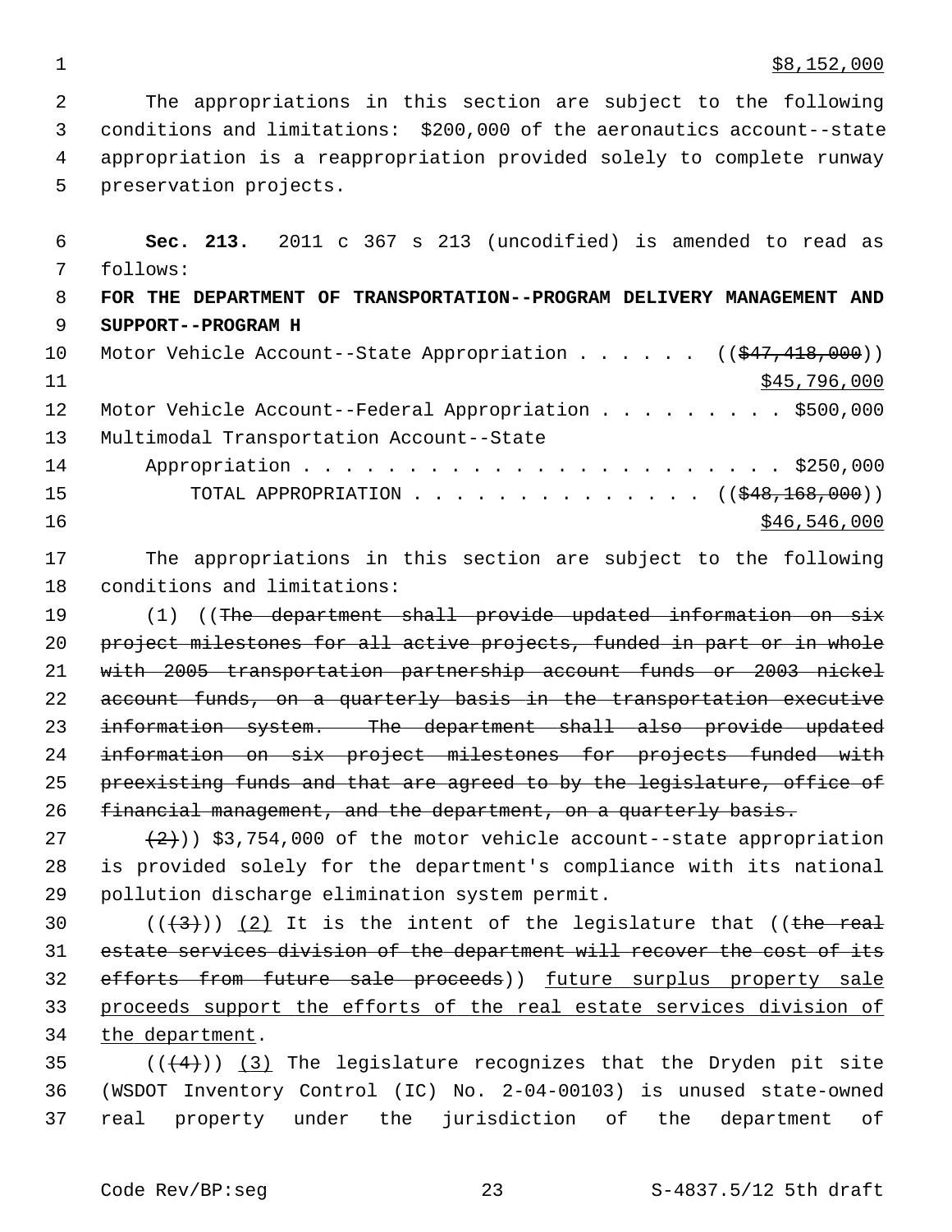$8,152,000

The appropriations in this section are subject to the following conditions and limitations: $200,000 of the aeronautics account--state appropriation is a reappropriation provided solely to complete runway preservation projects.

**Sec. 213.** 2011 c 367 s 213 (uncodified) is amended to read as follows:

**FOR THE DEPARTMENT OF TRANSPORTATION--PROGRAM DELIVERY MANAGEMENT AND SUPPORT--PROGRAM H**

Motor Vehicle Account--State Appropriation . . . . . . ((~~$47,418,000~~))
<u>$45,796,000</u>

Motor Vehicle Account--Federal Appropriation . . . . . . . . . $500,000

Multimodal Transportation Account--State
Appropriation . . . . . . . . . . . . . . . . . . . . . . . $250,000

TOTAL APPROPRIATION . . . . . . . . . . . . . . ((~~$48,168,000~~))
<u>$46,546,000</u>

The appropriations in this section are subject to the following conditions and limitations:

(1) ((~~The department shall provide updated information on six project milestones for all active projects, funded in part or in whole with 2005 transportation partnership account funds or 2003 nickel account funds, on a quarterly basis in the transportation executive information system. The department shall also provide updated information on six project milestones for projects funded with preexisting funds and that are agreed to by the legislature, office of financial management, and the department, on a quarterly basis.~~

~~(2)~~)) $3,754,000 of the motor vehicle account--state appropriation is provided solely for the department's compliance with its national pollution discharge elimination system permit.

((~~(3)~~)) <u>(2)</u> It is the intent of the legislature that ((~~the real estate services division of the department will recover the cost of its efforts from future sale proceeds~~)) <u>future surplus property sale proceeds support the efforts of the real estate services division of the department</u>.

((~~(4)~~)) <u>(3)</u> The legislature recognizes that the Dryden pit site (WSDOT Inventory Control (IC) No. 2-04-00103) is unused state-owned real property under the jurisdiction of the department of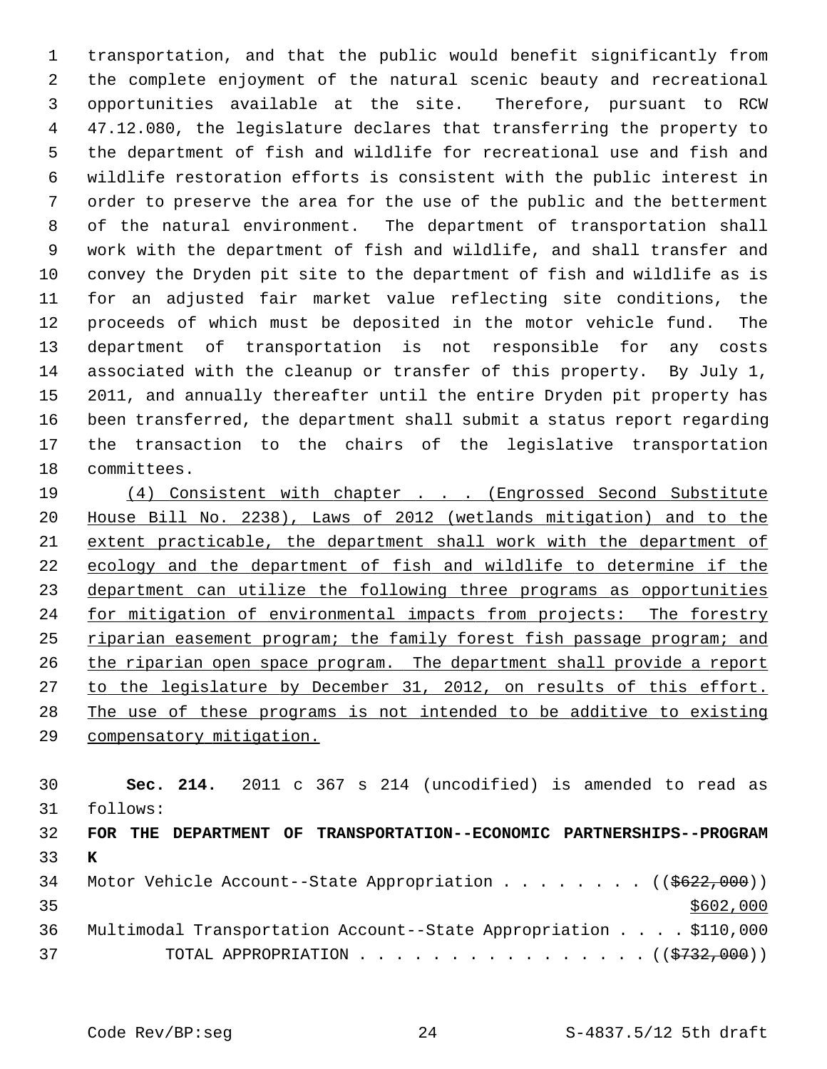transportation, and that the public would benefit significantly from the complete enjoyment of the natural scenic beauty and recreational opportunities available at the site. Therefore, pursuant to RCW 47.12.080, the legislature declares that transferring the property to the department of fish and wildlife for recreational use and fish and wildlife restoration efforts is consistent with the public interest in order to preserve the area for the use of the public and the betterment of the natural environment. The department of transportation shall work with the department of fish and wildlife, and shall transfer and convey the Dryden pit site to the department of fish and wildlife as is for an adjusted fair market value reflecting site conditions, the proceeds of which must be deposited in the motor vehicle fund. The department of transportation is not responsible for any costs associated with the cleanup or transfer of this property. By July 1, 2011, and annually thereafter until the entire Dryden pit property has been transferred, the department shall submit a status report regarding the transaction to the chairs of the legislative transportation committees.

(4) Consistent with chapter . . . (Engrossed Second Substitute House Bill No. 2238), Laws of 2012 (wetlands mitigation) and to the extent practicable, the department shall work with the department of ecology and the department of fish and wildlife to determine if the department can utilize the following three programs as opportunities for mitigation of environmental impacts from projects: The forestry riparian easement program; the family forest fish passage program; and the riparian open space program. The department shall provide a report to the legislature by December 31, 2012, on results of this effort. The use of these programs is not intended to be additive to existing compensatory mitigation.

**Sec. 214.** 2011 c 367 s 214 (uncodified) is amended to read as follows:

**FOR THE DEPARTMENT OF TRANSPORTATION--ECONOMIC PARTNERSHIPS--PROGRAM K**

Motor Vehicle Account--State Appropriation . . . . . . . . (($622,000))
$602,000

Multimodal Transportation Account--State Appropriation . . . . $110,000

TOTAL APPROPRIATION . . . . . . . . . . . . . . . . (($732,000))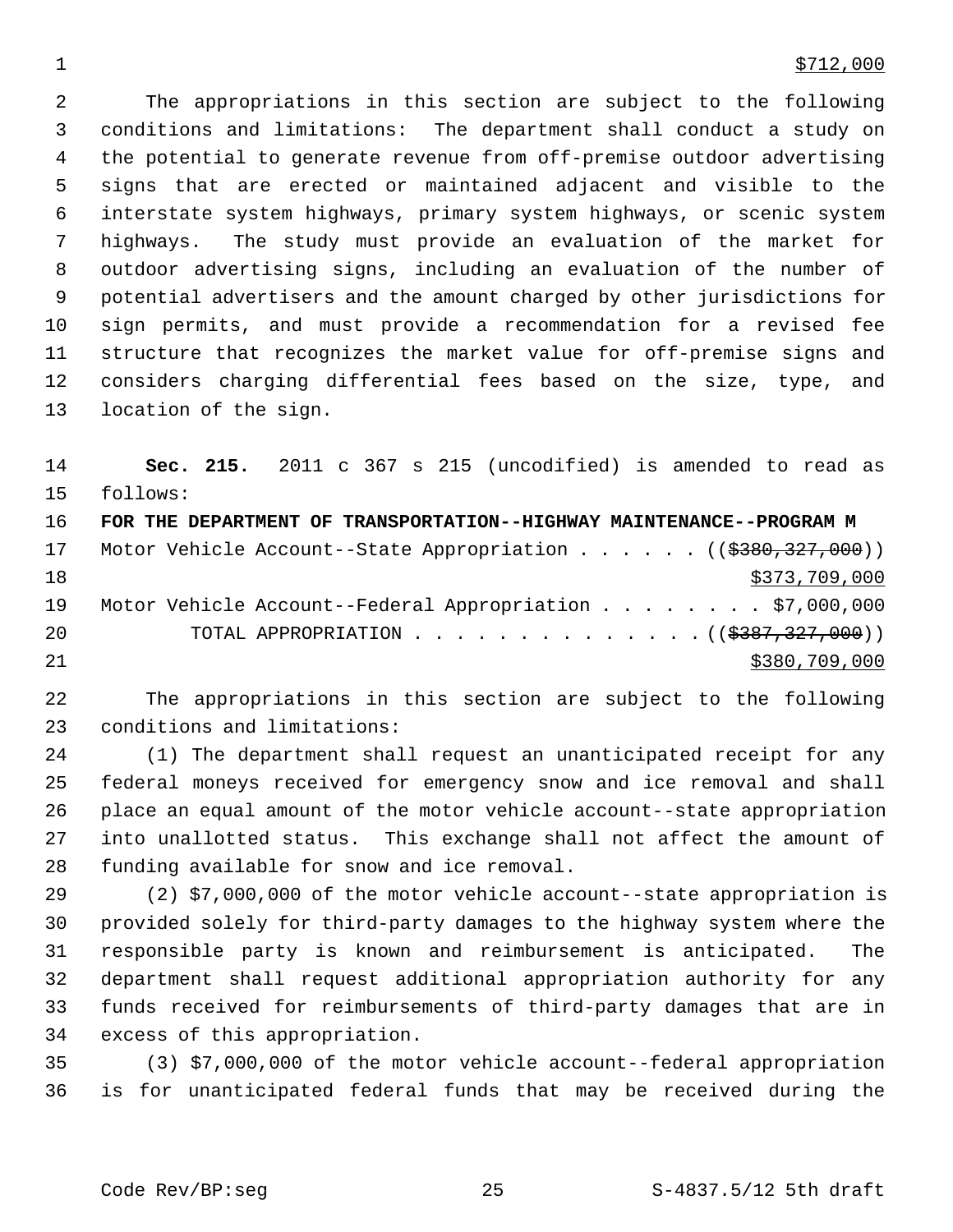$712,000

The appropriations in this section are subject to the following conditions and limitations: The department shall conduct a study on the potential to generate revenue from off-premise outdoor advertising signs that are erected or maintained adjacent and visible to the interstate system highways, primary system highways, or scenic system highways. The study must provide an evaluation of the market for outdoor advertising signs, including an evaluation of the number of potential advertisers and the amount charged by other jurisdictions for sign permits, and must provide a recommendation for a revised fee structure that recognizes the market value for off-premise signs and considers charging differential fees based on the size, type, and location of the sign.

**Sec. 215.** 2011 c 367 s 215 (uncodified) is amended to read as follows:

**FOR THE DEPARTMENT OF TRANSPORTATION--HIGHWAY MAINTENANCE--PROGRAM M**

Motor Vehicle Account--State Appropriation . . . . . . ((~~$380,327,000~~))
$373,709,000

Motor Vehicle Account--Federal Appropriation . . . . . . . . $7,000,000

TOTAL APPROPRIATION . . . . . . . . . . . . . . ((~~$387,327,000~~))
$380,709,000

The appropriations in this section are subject to the following conditions and limitations:

(1) The department shall request an unanticipated receipt for any federal moneys received for emergency snow and ice removal and shall place an equal amount of the motor vehicle account--state appropriation into unallotted status. This exchange shall not affect the amount of funding available for snow and ice removal.

(2) $7,000,000 of the motor vehicle account--state appropriation is provided solely for third-party damages to the highway system where the responsible party is known and reimbursement is anticipated. The department shall request additional appropriation authority for any funds received for reimbursements of third-party damages that are in excess of this appropriation.

(3) $7,000,000 of the motor vehicle account--federal appropriation is for unanticipated federal funds that may be received during the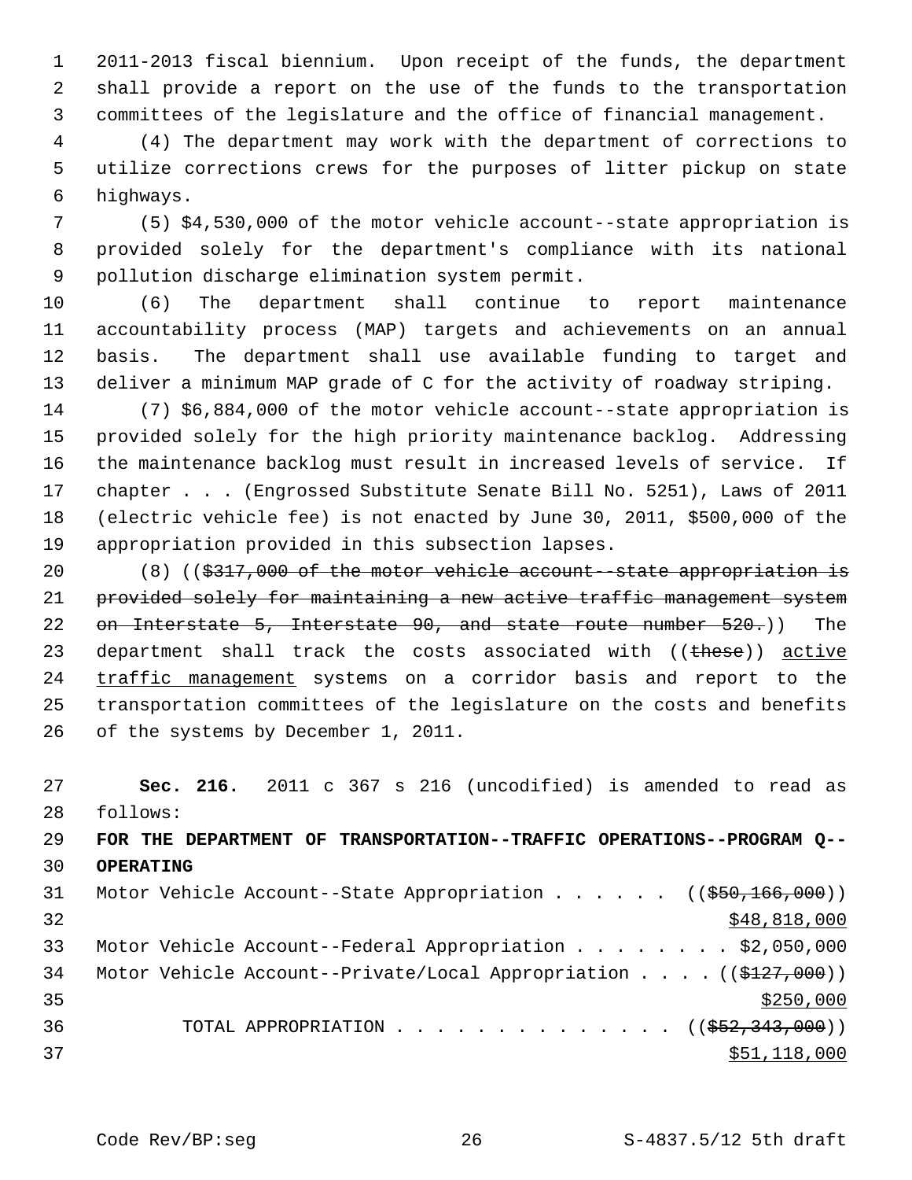2011-2013 fiscal biennium. Upon receipt of the funds, the department shall provide a report on the use of the funds to the transportation committees of the legislature and the office of financial management.

(4) The department may work with the department of corrections to utilize corrections crews for the purposes of litter pickup on state highways.

(5) $4,530,000 of the motor vehicle account--state appropriation is provided solely for the department's compliance with its national pollution discharge elimination system permit.

(6) The department shall continue to report maintenance accountability process (MAP) targets and achievements on an annual basis. The department shall use available funding to target and deliver a minimum MAP grade of C for the activity of roadway striping.

(7) $6,884,000 of the motor vehicle account--state appropriation is provided solely for the high priority maintenance backlog. Addressing the maintenance backlog must result in increased levels of service. If chapter . . . (Engrossed Substitute Senate Bill No. 5251), Laws of 2011 (electric vehicle fee) is not enacted by June 30, 2011, $500,000 of the appropriation provided in this subsection lapses.

(8) ((~~$317,000 of the motor vehicle account--state appropriation is provided solely for maintaining a new active traffic management system on Interstate 5, Interstate 90, and state route number 520.~~)) The department shall track the costs associated with ((~~these~~)) active traffic management systems on a corridor basis and report to the transportation committees of the legislature on the costs and benefits of the systems by December 1, 2011.

**Sec. 216.** 2011 c 367 s 216 (uncodified) is amended to read as follows:

**FOR THE DEPARTMENT OF TRANSPORTATION--TRAFFIC OPERATIONS--PROGRAM Q--OPERATING**

Motor Vehicle Account--State Appropriation . . . . . . ((~~$50,166,000~~)) $48,818,000

Motor Vehicle Account--Federal Appropriation . . . . . . . . $2,050,000

Motor Vehicle Account--Private/Local Appropriation . . . . ((~~$127,000~~)) $250,000

TOTAL APPROPRIATION . . . . . . . . . . . . . . ((~~$52,343,000~~)) $51,118,000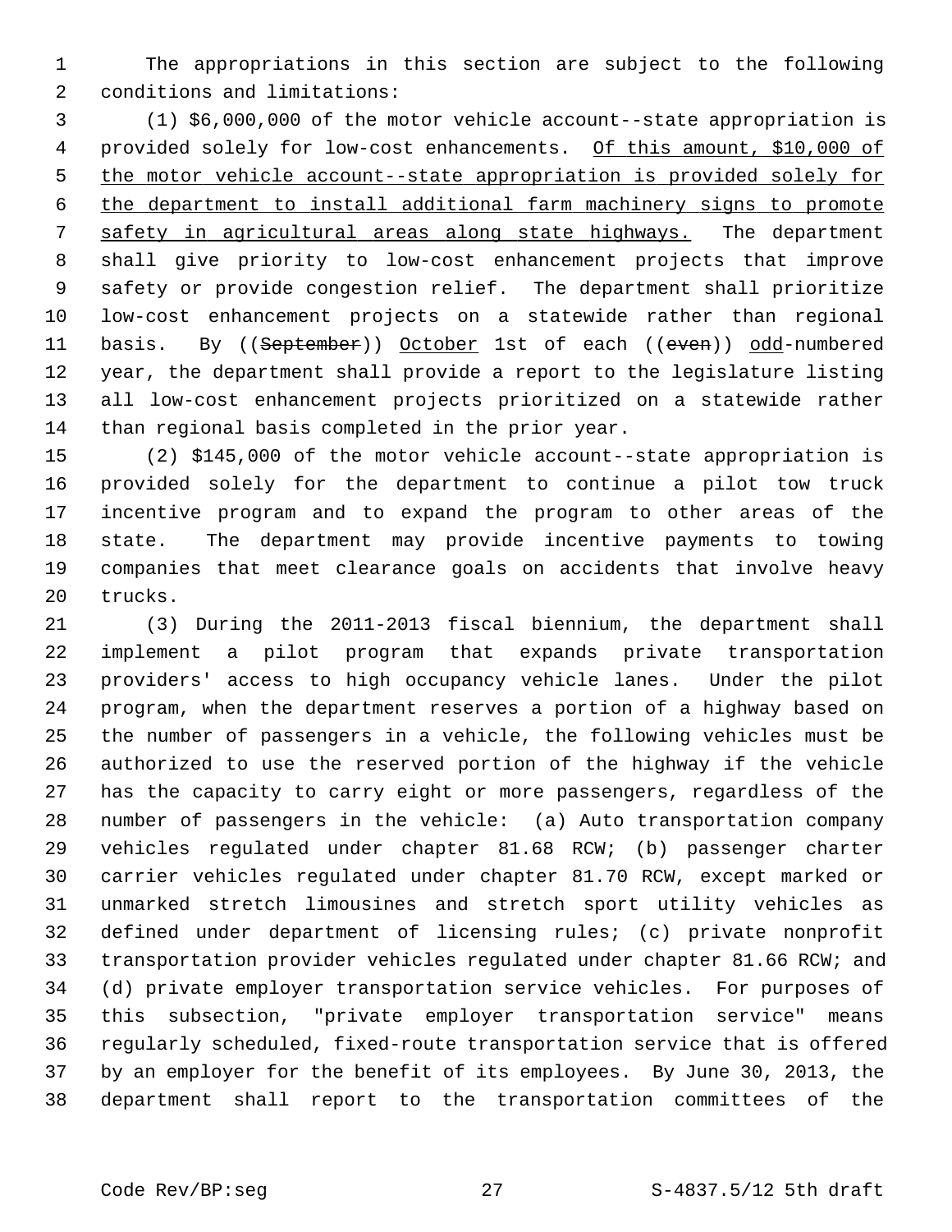The appropriations in this section are subject to the following conditions and limitations:

(1) $6,000,000 of the motor vehicle account--state appropriation is provided solely for low-cost enhancements. <u>Of this amount, $10,000 of the motor vehicle account--state appropriation is provided solely for the department to install additional farm machinery signs to promote safety in agricultural areas along state highways.</u> The department shall give priority to low-cost enhancement projects that improve safety or provide congestion relief. The department shall prioritize low-cost enhancement projects on a statewide rather than regional basis. By ((~~September~~)) <u>October</u> 1st of each ((~~even~~)) <u>odd</u>-numbered year, the department shall provide a report to the legislature listing all low-cost enhancement projects prioritized on a statewide rather than regional basis completed in the prior year.

(2) $145,000 of the motor vehicle account--state appropriation is provided solely for the department to continue a pilot tow truck incentive program and to expand the program to other areas of the state. The department may provide incentive payments to towing companies that meet clearance goals on accidents that involve heavy trucks.

(3) During the 2011-2013 fiscal biennium, the department shall implement a pilot program that expands private transportation providers' access to high occupancy vehicle lanes. Under the pilot program, when the department reserves a portion of a highway based on the number of passengers in a vehicle, the following vehicles must be authorized to use the reserved portion of the highway if the vehicle has the capacity to carry eight or more passengers, regardless of the number of passengers in the vehicle: (a) Auto transportation company vehicles regulated under chapter 81.68 RCW; (b) passenger charter carrier vehicles regulated under chapter 81.70 RCW, except marked or unmarked stretch limousines and stretch sport utility vehicles as defined under department of licensing rules; (c) private nonprofit transportation provider vehicles regulated under chapter 81.66 RCW; and (d) private employer transportation service vehicles. For purposes of this subsection, "private employer transportation service" means regularly scheduled, fixed-route transportation service that is offered by an employer for the benefit of its employees. By June 30, 2013, the department shall report to the transportation committees of the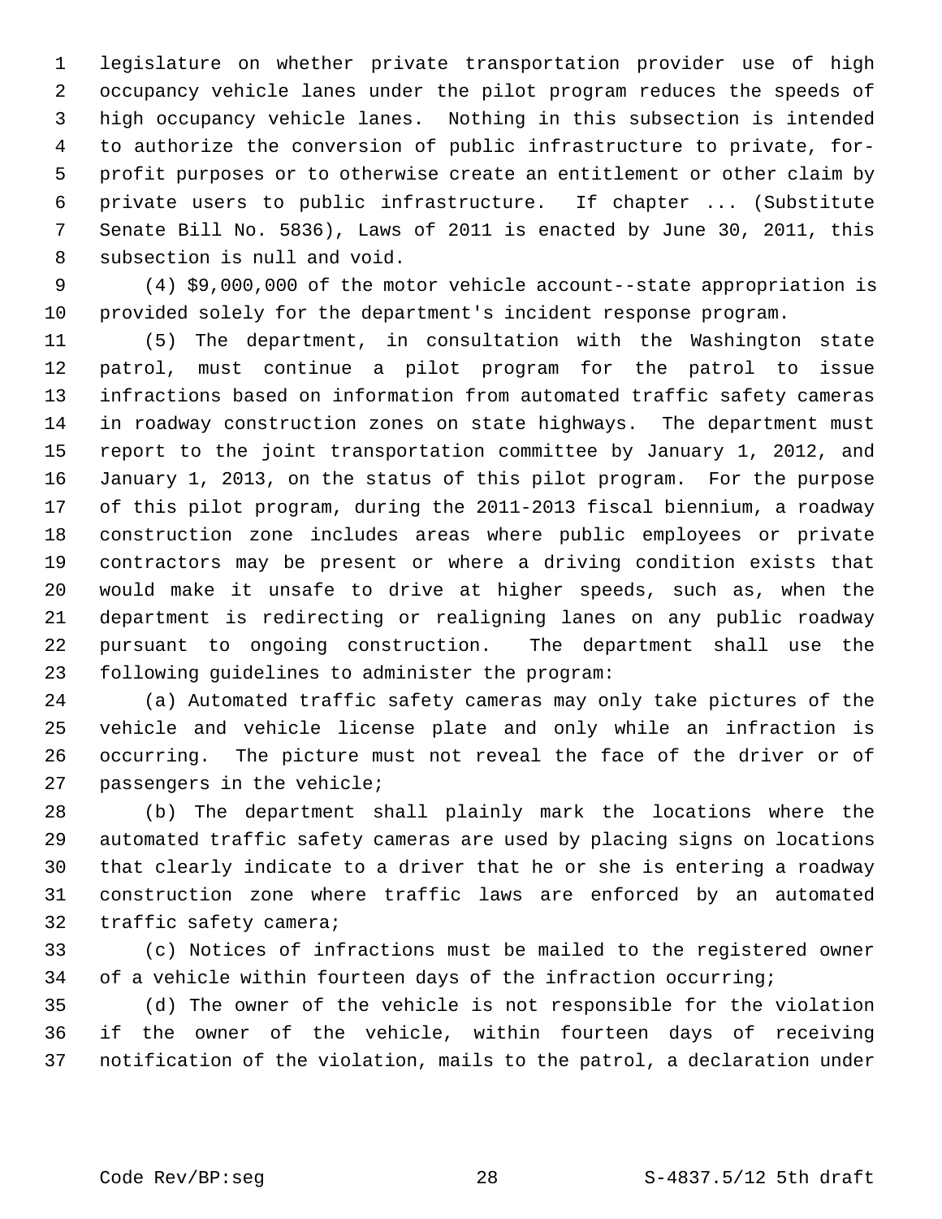legislature on whether private transportation provider use of high occupancy vehicle lanes under the pilot program reduces the speeds of high occupancy vehicle lanes. Nothing in this subsection is intended to authorize the conversion of public infrastructure to private, for-profit purposes or to otherwise create an entitlement or other claim by private users to public infrastructure. If chapter ... (Substitute Senate Bill No. 5836), Laws of 2011 is enacted by June 30, 2011, this subsection is null and void.

(4) $9,000,000 of the motor vehicle account--state appropriation is provided solely for the department's incident response program.

(5) The department, in consultation with the Washington state patrol, must continue a pilot program for the patrol to issue infractions based on information from automated traffic safety cameras in roadway construction zones on state highways. The department must report to the joint transportation committee by January 1, 2012, and January 1, 2013, on the status of this pilot program. For the purpose of this pilot program, during the 2011-2013 fiscal biennium, a roadway construction zone includes areas where public employees or private contractors may be present or where a driving condition exists that would make it unsafe to drive at higher speeds, such as, when the department is redirecting or realigning lanes on any public roadway pursuant to ongoing construction. The department shall use the following guidelines to administer the program:

(a) Automated traffic safety cameras may only take pictures of the vehicle and vehicle license plate and only while an infraction is occurring. The picture must not reveal the face of the driver or of passengers in the vehicle;

(b) The department shall plainly mark the locations where the automated traffic safety cameras are used by placing signs on locations that clearly indicate to a driver that he or she is entering a roadway construction zone where traffic laws are enforced by an automated traffic safety camera;

(c) Notices of infractions must be mailed to the registered owner of a vehicle within fourteen days of the infraction occurring;

(d) The owner of the vehicle is not responsible for the violation if the owner of the vehicle, within fourteen days of receiving notification of the violation, mails to the patrol, a declaration under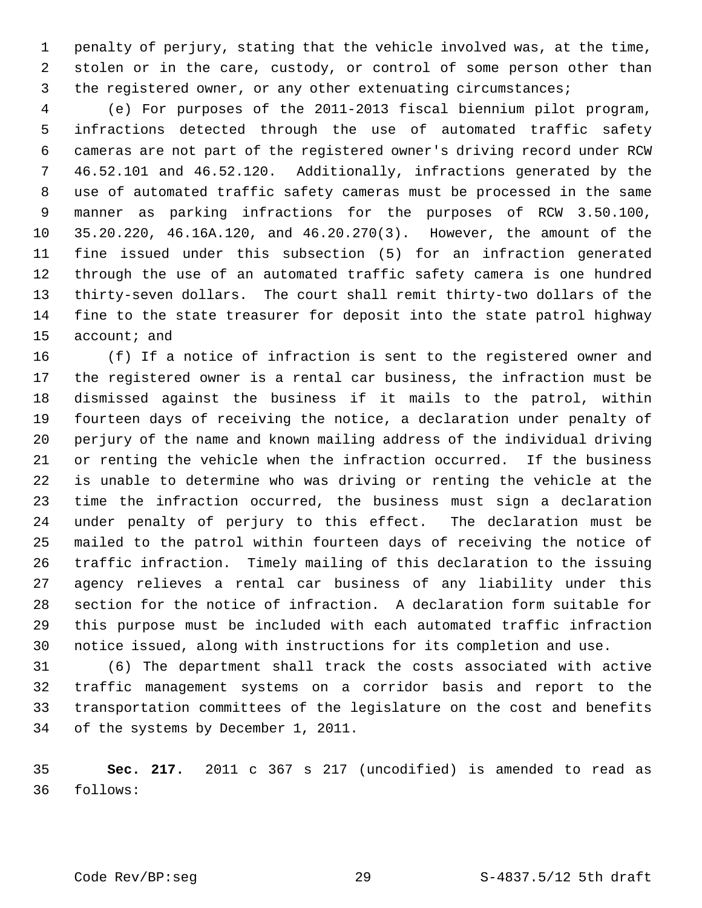penalty of perjury, stating that the vehicle involved was, at the time, stolen or in the care, custody, or control of some person other than the registered owner, or any other extenuating circumstances;

(e) For purposes of the 2011-2013 fiscal biennium pilot program, infractions detected through the use of automated traffic safety cameras are not part of the registered owner's driving record under RCW 46.52.101 and 46.52.120. Additionally, infractions generated by the use of automated traffic safety cameras must be processed in the same manner as parking infractions for the purposes of RCW 3.50.100, 35.20.220, 46.16A.120, and 46.20.270(3). However, the amount of the fine issued under this subsection (5) for an infraction generated through the use of an automated traffic safety camera is one hundred thirty-seven dollars. The court shall remit thirty-two dollars of the fine to the state treasurer for deposit into the state patrol highway account; and

(f) If a notice of infraction is sent to the registered owner and the registered owner is a rental car business, the infraction must be dismissed against the business if it mails to the patrol, within fourteen days of receiving the notice, a declaration under penalty of perjury of the name and known mailing address of the individual driving or renting the vehicle when the infraction occurred. If the business is unable to determine who was driving or renting the vehicle at the time the infraction occurred, the business must sign a declaration under penalty of perjury to this effect. The declaration must be mailed to the patrol within fourteen days of receiving the notice of traffic infraction. Timely mailing of this declaration to the issuing agency relieves a rental car business of any liability under this section for the notice of infraction. A declaration form suitable for this purpose must be included with each automated traffic infraction notice issued, along with instructions for its completion and use.

(6) The department shall track the costs associated with active traffic management systems on a corridor basis and report to the transportation committees of the legislature on the cost and benefits of the systems by December 1, 2011.

**Sec. 217.** 2011 c 367 s 217 (uncodified) is amended to read as follows: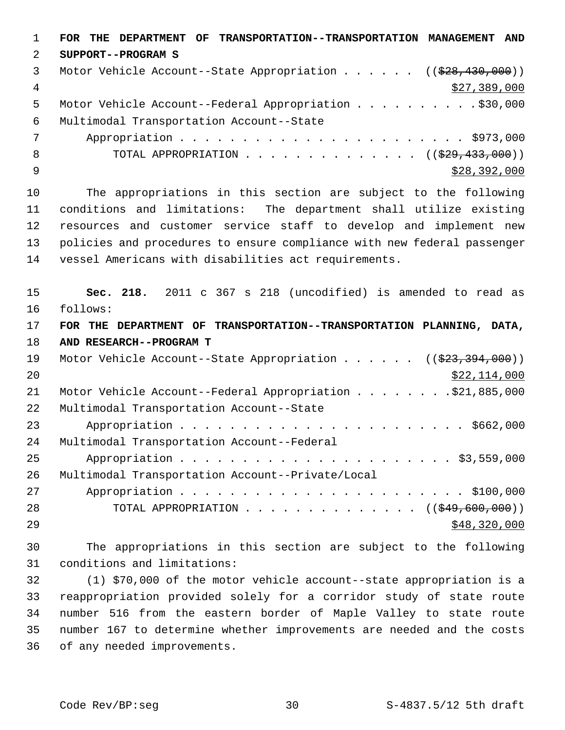**FOR THE DEPARTMENT OF TRANSPORTATION--TRANSPORTATION MANAGEMENT AND SUPPORT--PROGRAM S**

Motor Vehicle Account--State Appropriation . . . . . . ((~~$28,430,000~~))
<u>$27,389,000</u>
Motor Vehicle Account--Federal Appropriation . . . . . . . . . .$30,000
Multimodal Transportation Account--State
Appropriation . . . . . . . . . . . . . . . . . . . . . . . $973,000
TOTAL APPROPRIATION . . . . . . . . . . . . . . ((~~$29,433,000~~))
<u>$28,392,000</u>

The appropriations in this section are subject to the following conditions and limitations: The department shall utilize existing resources and customer service staff to develop and implement new policies and procedures to ensure compliance with new federal passenger vessel Americans with disabilities act requirements.

**Sec. 218.** 2011 c 367 s 218 (uncodified) is amended to read as follows:

**FOR THE DEPARTMENT OF TRANSPORTATION--TRANSPORTATION PLANNING, DATA, AND RESEARCH--PROGRAM T**

Motor Vehicle Account--State Appropriation . . . . . . ((~~$23,394,000~~))
<u>$22,114,000</u>
Motor Vehicle Account--Federal Appropriation . . . . . . . . .$21,885,000
Multimodal Transportation Account--State
Appropriation . . . . . . . . . . . . . . . . . . . . . . . $662,000
Multimodal Transportation Account--Federal
Appropriation . . . . . . . . . . . . . . . . . . . . . . . $3,559,000
Multimodal Transportation Account--Private/Local
Appropriation . . . . . . . . . . . . . . . . . . . . . . . $100,000
TOTAL APPROPRIATION . . . . . . . . . . . . . . ((~~$49,600,000~~))
<u>$48,320,000</u>

The appropriations in this section are subject to the following conditions and limitations:

(1) $70,000 of the motor vehicle account--state appropriation is a reappropriation provided solely for a corridor study of state route number 516 from the eastern border of Maple Valley to state route number 167 to determine whether improvements are needed and the costs of any needed improvements.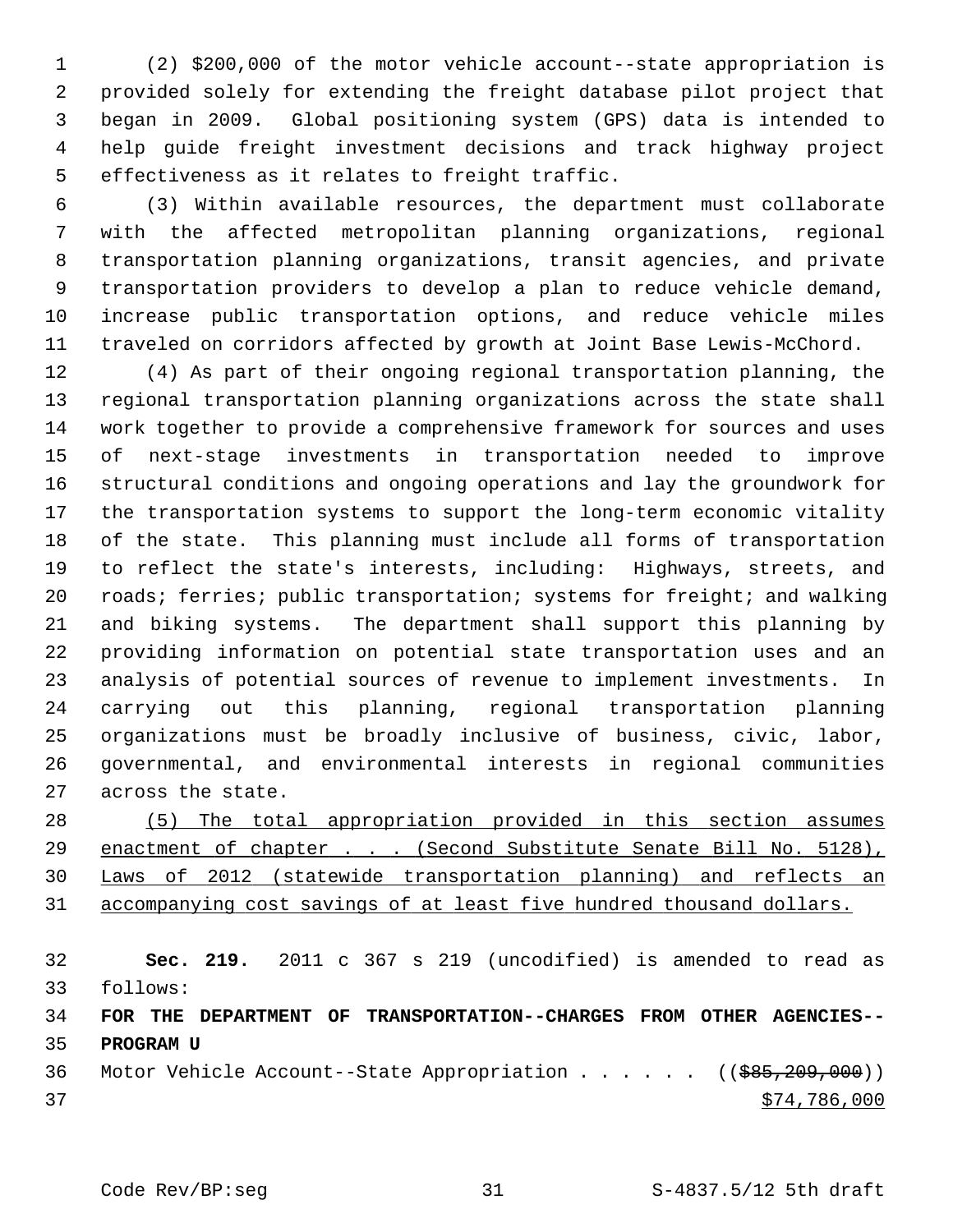(2) $200,000 of the motor vehicle account--state appropriation is provided solely for extending the freight database pilot project that began in 2009. Global positioning system (GPS) data is intended to help guide freight investment decisions and track highway project effectiveness as it relates to freight traffic.

(3) Within available resources, the department must collaborate with the affected metropolitan planning organizations, regional transportation planning organizations, transit agencies, and private transportation providers to develop a plan to reduce vehicle demand, increase public transportation options, and reduce vehicle miles traveled on corridors affected by growth at Joint Base Lewis-McChord.

(4) As part of their ongoing regional transportation planning, the regional transportation planning organizations across the state shall work together to provide a comprehensive framework for sources and uses of next-stage investments in transportation needed to improve structural conditions and ongoing operations and lay the groundwork for the transportation systems to support the long-term economic vitality of the state. This planning must include all forms of transportation to reflect the state's interests, including: Highways, streets, and roads; ferries; public transportation; systems for freight; and walking and biking systems. The department shall support this planning by providing information on potential state transportation uses and an analysis of potential sources of revenue to implement investments. In carrying out this planning, regional transportation planning organizations must be broadly inclusive of business, civic, labor, governmental, and environmental interests in regional communities across the state.

<u>(5) The total appropriation provided in this section assumes enactment of chapter . . . (Second Substitute Senate Bill No. 5128), Laws of 2012 (statewide transportation planning) and reflects an accompanying cost savings of at least five hundred thousand dollars.</u>

**Sec. 219.** 2011 c 367 s 219 (uncodified) is amended to read as follows:

**FOR THE DEPARTMENT OF TRANSPORTATION--CHARGES FROM OTHER AGENCIES--PROGRAM U**

Motor Vehicle Account--State Appropriation . . . . . . ((~~$85,209,000~~))
<u>$74,786,000</u>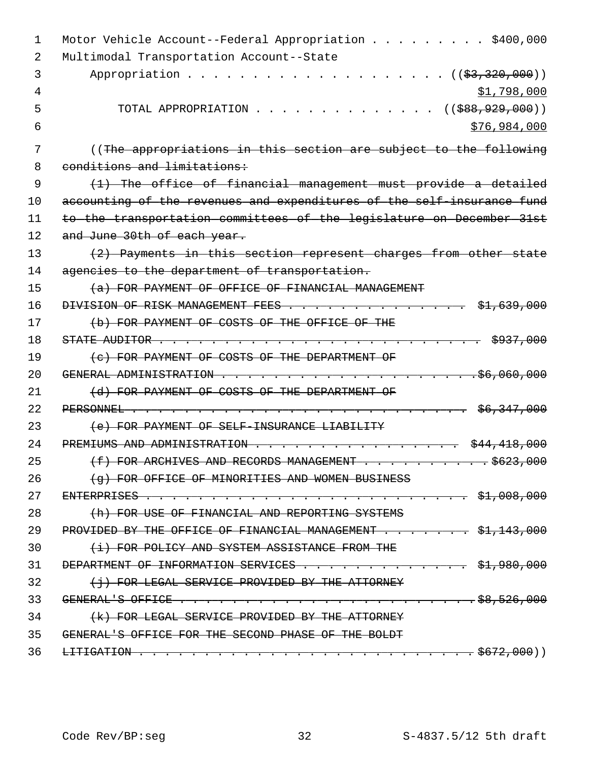Motor Vehicle Account--Federal Appropriation . . . . . . . . . $400,000
Multimodal Transportation Account--State
    Appropriation . . . . . . . . . . . . . . . . . . . . . ((~~$3,320,000~~))
<u>$1,798,000</u>
        TOTAL APPROPRIATION . . . . . . . . . . . . . . ((~~$88,929,000~~))
<u>$76,984,000</u>

((~~The appropriations in this section are subject to the following conditions and limitations:~~

~~(1) The office of financial management must provide a detailed accounting of the revenues and expenditures of the self-insurance fund to the transportation committees of the legislature on December 31st and June 30th of each year.~~

~~(2) Payments in this section represent charges from other state agencies to the department of transportation.~~

~~(a) FOR PAYMENT OF OFFICE OF FINANCIAL MANAGEMENT DIVISION OF RISK MANAGEMENT FEES . . . . . . . . . . . . . . . $1,639,000~~

~~(b) FOR PAYMENT OF COSTS OF THE OFFICE OF THE STATE AUDITOR . . . . . . . . . . . . . . . . . . . . . . . . . . $937,000~~

~~(c) FOR PAYMENT OF COSTS OF THE DEPARTMENT OF GENERAL ADMINISTRATION . . . . . . . . . . . . . . . . . . . . . $6,060,000~~

~~(d) FOR PAYMENT OF COSTS OF THE DEPARTMENT OF PERSONNEL . . . . . . . . . . . . . . . . . . . . . . . . . . . . $6,347,000~~

~~(e) FOR PAYMENT OF SELF-INSURANCE LIABILITY PREMIUMS AND ADMINISTRATION . . . . . . . . . . . . . . . . . $44,418,000~~

~~(f) FOR ARCHIVES AND RECORDS MANAGEMENT . . . . . . . . . . . $623,000~~

~~(g) FOR OFFICE OF MINORITIES AND WOMEN BUSINESS ENTERPRISES . . . . . . . . . . . . . . . . . . . . . . . . . . $1,008,000~~

~~(h) FOR USE OF FINANCIAL AND REPORTING SYSTEMS PROVIDED BY THE OFFICE OF FINANCIAL MANAGEMENT . . . . . . . . $1,143,000~~

~~(i) FOR POLICY AND SYSTEM ASSISTANCE FROM THE DEPARTMENT OF INFORMATION SERVICES . . . . . . . . . . . . . . . $1,980,000~~

~~(j) FOR LEGAL SERVICE PROVIDED BY THE ATTORNEY GENERAL'S OFFICE . . . . . . . . . . . . . . . . . . . . . . . . $8,526,000~~

~~(k) FOR LEGAL SERVICE PROVIDED BY THE ATTORNEY GENERAL'S OFFICE FOR THE SECOND PHASE OF THE BOLDT LITIGATION . . . . . . . . . . . . . . . . . . . . . . . . . . . $672,000~~))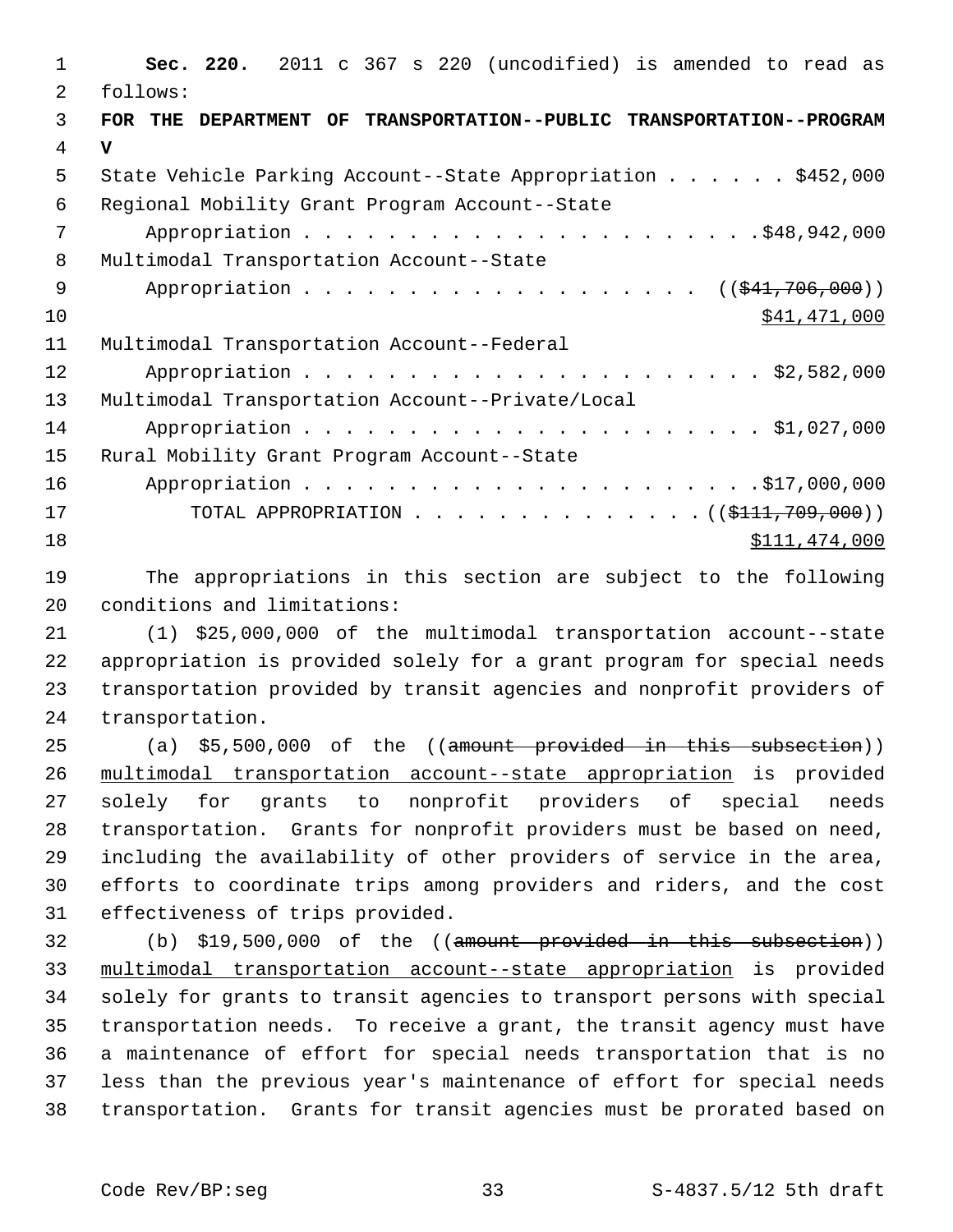**Sec. 220.** 2011 c 367 s 220 (uncodified) is amended to read as follows:

**FOR THE DEPARTMENT OF TRANSPORTATION--PUBLIC TRANSPORTATION--PROGRAM V**

State Vehicle Parking Account--State Appropriation . . . . . . $452,000
Regional Mobility Grant Program Account--State
Appropriation . . . . . . . . . . . . . . . . . . . . . .$48,942,000
Multimodal Transportation Account--State
Appropriation . . . . . . . . . . . . . . . . . . . . (($41,706,000))
$41,471,000
Multimodal Transportation Account--Federal
Appropriation . . . . . . . . . . . . . . . . . . . . . . $2,582,000
Multimodal Transportation Account--Private/Local
Appropriation . . . . . . . . . . . . . . . . . . . . . . $1,027,000
Rural Mobility Grant Program Account--State
Appropriation . . . . . . . . . . . . . . . . . . . . . .$17,000,000
TOTAL APPROPRIATION . . . . . . . . . . . . . . (($111,709,000))
$111,474,000

The appropriations in this section are subject to the following conditions and limitations:

(1) $25,000,000 of the multimodal transportation account--state appropriation is provided solely for a grant program for special needs transportation provided by transit agencies and nonprofit providers of transportation.

(a) $5,500,000 of the ((amount provided in this subsection)) multimodal transportation account--state appropriation is provided solely for grants to nonprofit providers of special needs transportation. Grants for nonprofit providers must be based on need, including the availability of other providers of service in the area, efforts to coordinate trips among providers and riders, and the cost effectiveness of trips provided.

(b) $19,500,000 of the ((amount provided in this subsection)) multimodal transportation account--state appropriation is provided solely for grants to transit agencies to transport persons with special transportation needs. To receive a grant, the transit agency must have a maintenance of effort for special needs transportation that is no less than the previous year's maintenance of effort for special needs transportation. Grants for transit agencies must be prorated based on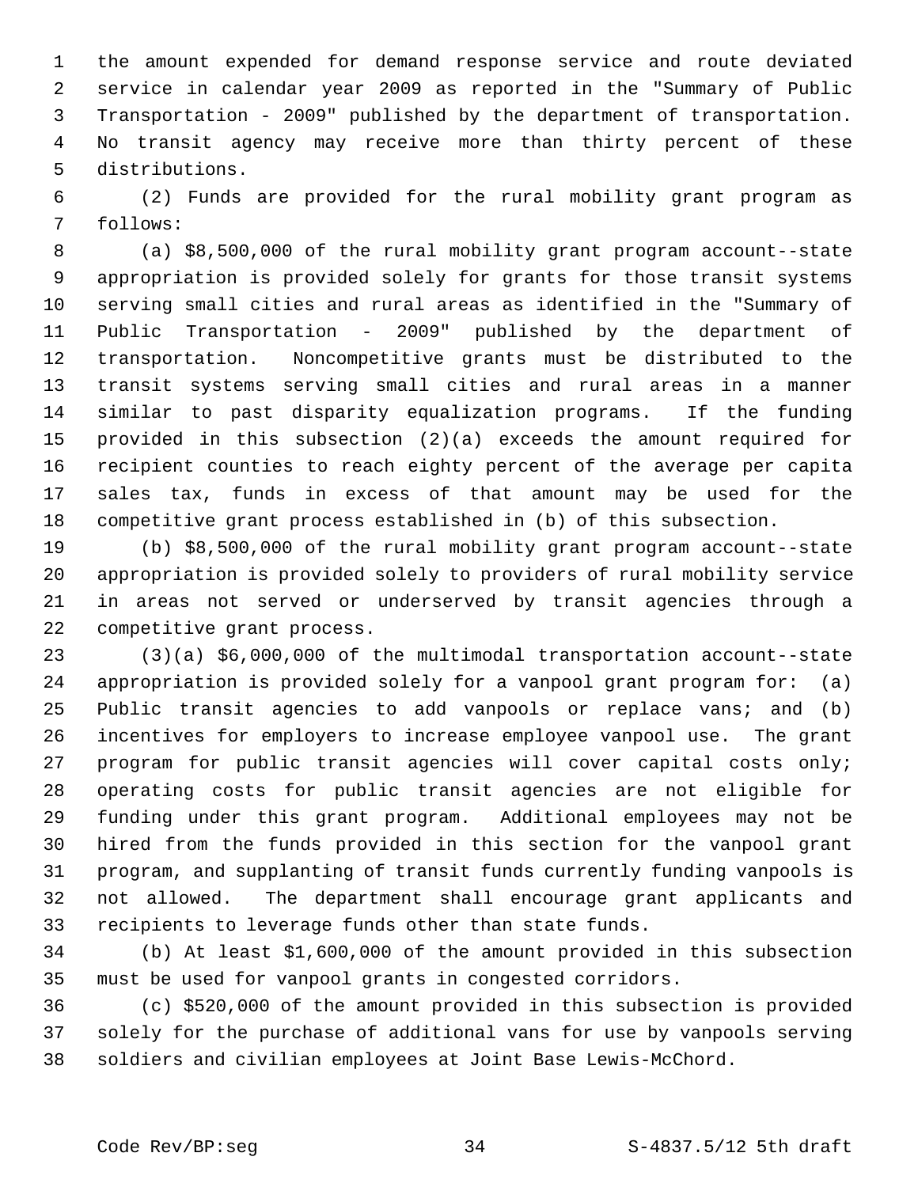the amount expended for demand response service and route deviated service in calendar year 2009 as reported in the "Summary of Public Transportation - 2009" published by the department of transportation. No transit agency may receive more than thirty percent of these distributions.

(2) Funds are provided for the rural mobility grant program as follows:

(a) $8,500,000 of the rural mobility grant program account--state appropriation is provided solely for grants for those transit systems serving small cities and rural areas as identified in the "Summary of Public Transportation - 2009" published by the department of transportation. Noncompetitive grants must be distributed to the transit systems serving small cities and rural areas in a manner similar to past disparity equalization programs. If the funding provided in this subsection (2)(a) exceeds the amount required for recipient counties to reach eighty percent of the average per capita sales tax, funds in excess of that amount may be used for the competitive grant process established in (b) of this subsection.

(b) $8,500,000 of the rural mobility grant program account--state appropriation is provided solely to providers of rural mobility service in areas not served or underserved by transit agencies through a competitive grant process.

(3)(a) $6,000,000 of the multimodal transportation account--state appropriation is provided solely for a vanpool grant program for: (a) Public transit agencies to add vanpools or replace vans; and (b) incentives for employers to increase employee vanpool use. The grant program for public transit agencies will cover capital costs only; operating costs for public transit agencies are not eligible for funding under this grant program. Additional employees may not be hired from the funds provided in this section for the vanpool grant program, and supplanting of transit funds currently funding vanpools is not allowed. The department shall encourage grant applicants and recipients to leverage funds other than state funds.

(b) At least $1,600,000 of the amount provided in this subsection must be used for vanpool grants in congested corridors.

(c) $520,000 of the amount provided in this subsection is provided solely for the purchase of additional vans for use by vanpools serving soldiers and civilian employees at Joint Base Lewis-McChord.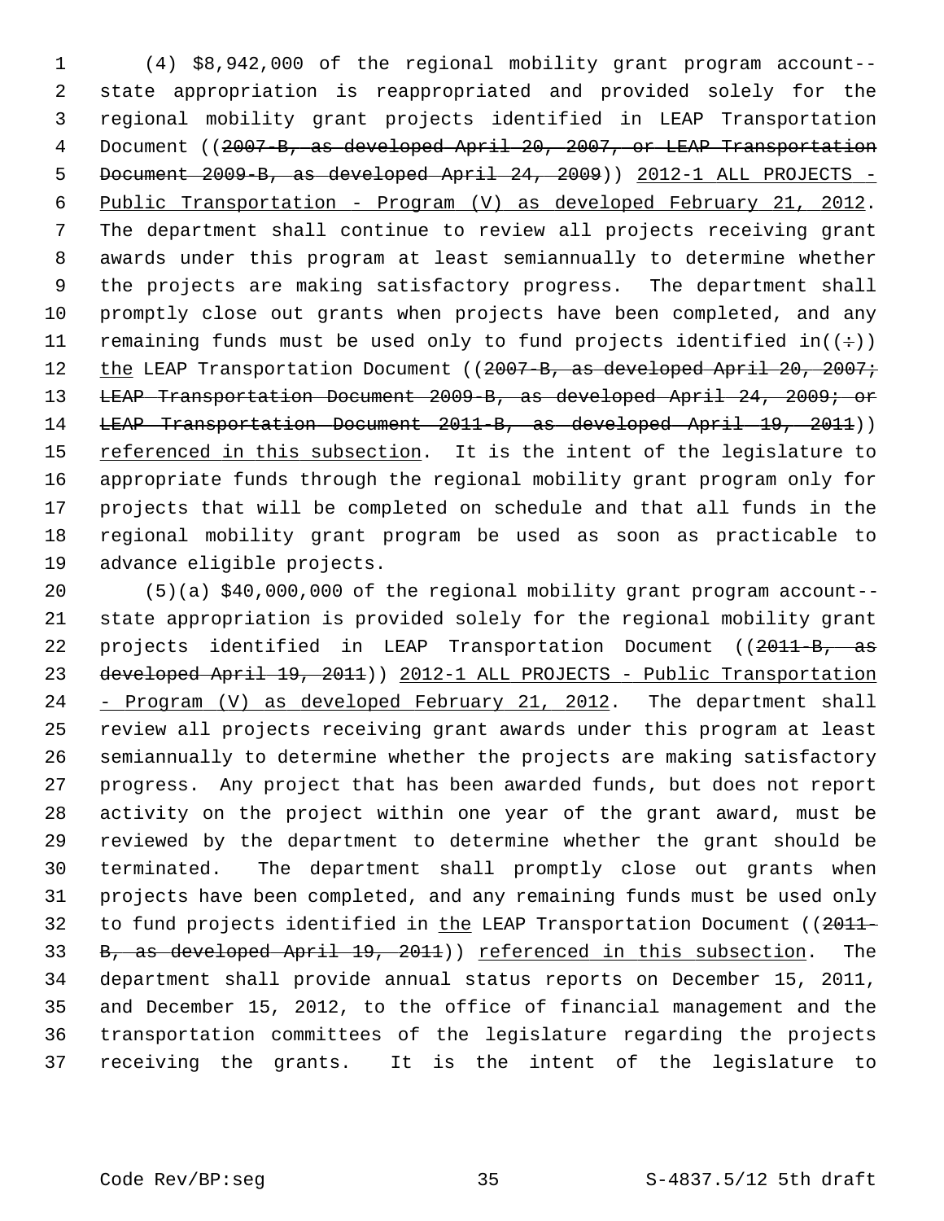(4) $8,942,000 of the regional mobility grant program account--state appropriation is reappropriated and provided solely for the regional mobility grant projects identified in LEAP Transportation Document ((~~2007-B, as developed April 20, 2007, or LEAP Transportation Document 2009-B, as developed April 24, 2009~~)) <u>2012-1 ALL PROJECTS - Public Transportation - Program (V) as developed February 21, 2012</u>. The department shall continue to review all projects receiving grant awards under this program at least semiannually to determine whether the projects are making satisfactory progress. The department shall promptly close out grants when projects have been completed, and any remaining funds must be used only to fund projects identified in((~~:~~)) <u>the</u> LEAP Transportation Document ((~~2007-B, as developed April 20, 2007; LEAP Transportation Document 2009-B, as developed April 24, 2009; or LEAP Transportation Document 2011-B, as developed April 19, 2011~~)) <u>referenced in this subsection</u>. It is the intent of the legislature to appropriate funds through the regional mobility grant program only for projects that will be completed on schedule and that all funds in the regional mobility grant program be used as soon as practicable to advance eligible projects.

(5)(a) $40,000,000 of the regional mobility grant program account--state appropriation is provided solely for the regional mobility grant projects identified in LEAP Transportation Document ((~~2011-B, as developed April 19, 2011~~)) <u>2012-1 ALL PROJECTS - Public Transportation - Program (V) as developed February 21, 2012</u>. The department shall review all projects receiving grant awards under this program at least semiannually to determine whether the projects are making satisfactory progress. Any project that has been awarded funds, but does not report activity on the project within one year of the grant award, must be reviewed by the department to determine whether the grant should be terminated. The department shall promptly close out grants when projects have been completed, and any remaining funds must be used only to fund projects identified in <u>the</u> LEAP Transportation Document ((~~2011-B, as developed April 19, 2011~~)) <u>referenced in this subsection</u>. The department shall provide annual status reports on December 15, 2011, and December 15, 2012, to the office of financial management and the transportation committees of the legislature regarding the projects receiving the grants. It is the intent of the legislature to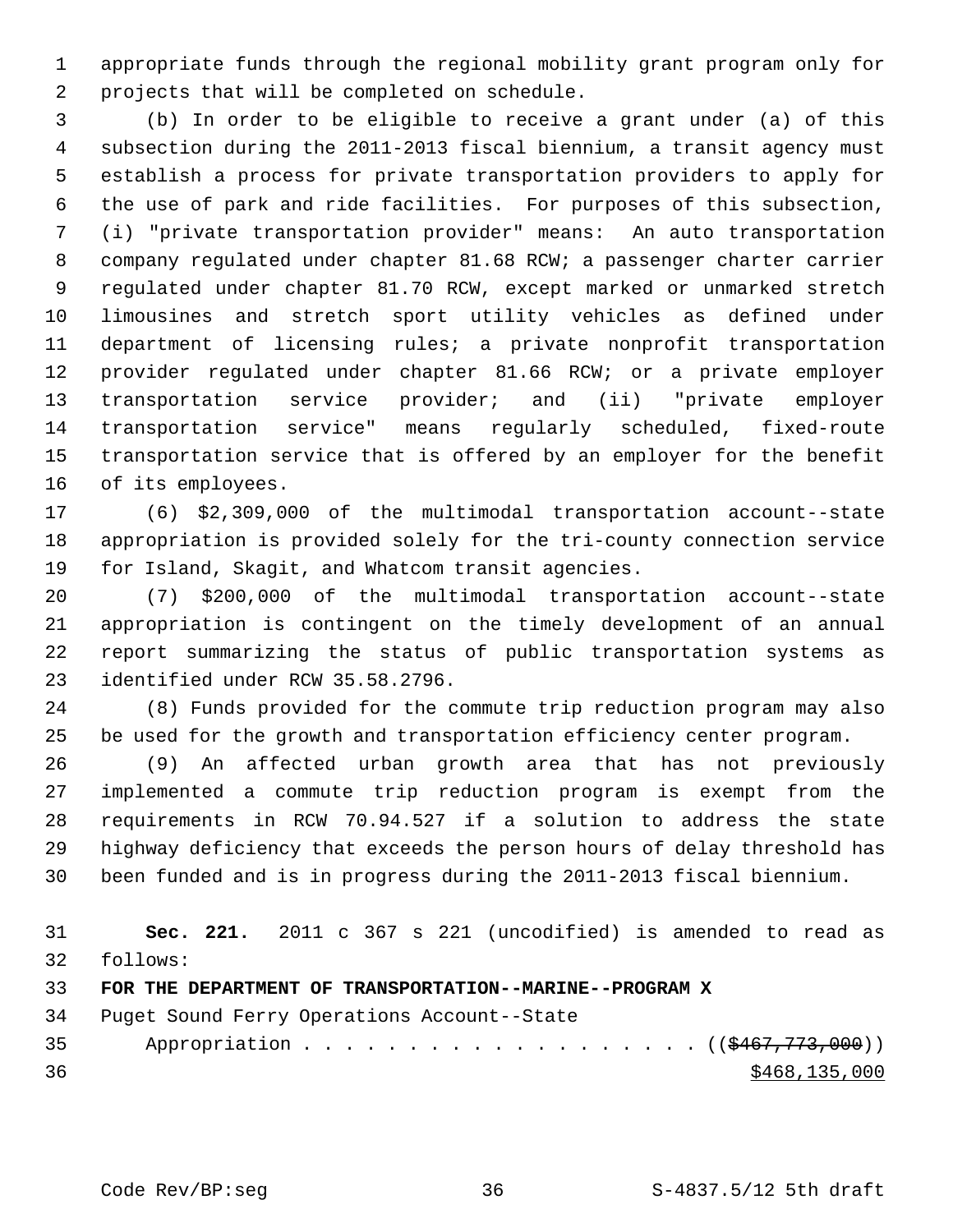appropriate funds through the regional mobility grant program only for projects that will be completed on schedule.

(b) In order to be eligible to receive a grant under (a) of this subsection during the 2011-2013 fiscal biennium, a transit agency must establish a process for private transportation providers to apply for the use of park and ride facilities. For purposes of this subsection, (i) "private transportation provider" means: An auto transportation company regulated under chapter 81.68 RCW; a passenger charter carrier regulated under chapter 81.70 RCW, except marked or unmarked stretch limousines and stretch sport utility vehicles as defined under department of licensing rules; a private nonprofit transportation provider regulated under chapter 81.66 RCW; or a private employer transportation service provider; and (ii) "private employer transportation service" means regularly scheduled, fixed-route transportation service that is offered by an employer for the benefit of its employees.

(6) $2,309,000 of the multimodal transportation account--state appropriation is provided solely for the tri-county connection service for Island, Skagit, and Whatcom transit agencies.

(7) $200,000 of the multimodal transportation account--state appropriation is contingent on the timely development of an annual report summarizing the status of public transportation systems as identified under RCW 35.58.2796.

(8) Funds provided for the commute trip reduction program may also be used for the growth and transportation efficiency center program.

(9) An affected urban growth area that has not previously implemented a commute trip reduction program is exempt from the requirements in RCW 70.94.527 if a solution to address the state highway deficiency that exceeds the person hours of delay threshold has been funded and is in progress during the 2011-2013 fiscal biennium.

**Sec. 221.** 2011 c 367 s 221 (uncodified) is amended to read as follows:

**FOR THE DEPARTMENT OF TRANSPORTATION--MARINE--PROGRAM X**

Puget Sound Ferry Operations Account--State

Appropriation . . . . . . . . . . . . . . . . . . . ((~~$467,773,000~~))

$468,135,000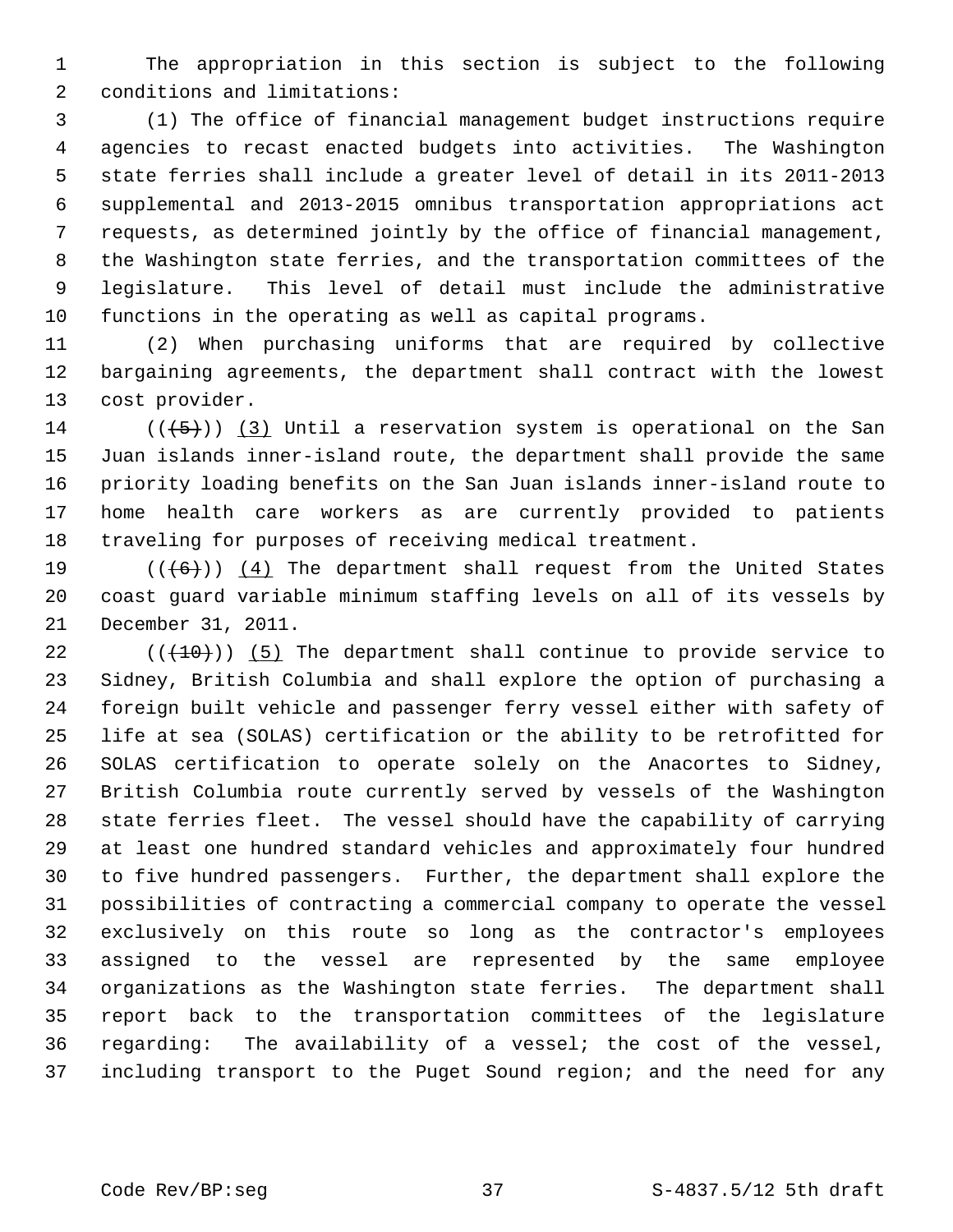The appropriation in this section is subject to the following conditions and limitations:

(1) The office of financial management budget instructions require agencies to recast enacted budgets into activities. The Washington state ferries shall include a greater level of detail in its 2011-2013 supplemental and 2013-2015 omnibus transportation appropriations act requests, as determined jointly by the office of financial management, the Washington state ferries, and the transportation committees of the legislature. This level of detail must include the administrative functions in the operating as well as capital programs.

(2) When purchasing uniforms that are required by collective bargaining agreements, the department shall contract with the lowest cost provider.

~~((5))~~ (3) Until a reservation system is operational on the San Juan islands inner-island route, the department shall provide the same priority loading benefits on the San Juan islands inner-island route to home health care workers as are currently provided to patients traveling for purposes of receiving medical treatment.

~~((6))~~ (4) The department shall request from the United States coast guard variable minimum staffing levels on all of its vessels by December 31, 2011.

~~((10))~~ (5) The department shall continue to provide service to Sidney, British Columbia and shall explore the option of purchasing a foreign built vehicle and passenger ferry vessel either with safety of life at sea (SOLAS) certification or the ability to be retrofitted for SOLAS certification to operate solely on the Anacortes to Sidney, British Columbia route currently served by vessels of the Washington state ferries fleet. The vessel should have the capability of carrying at least one hundred standard vehicles and approximately four hundred to five hundred passengers. Further, the department shall explore the possibilities of contracting a commercial company to operate the vessel exclusively on this route so long as the contractor's employees assigned to the vessel are represented by the same employee organizations as the Washington state ferries. The department shall report back to the transportation committees of the legislature regarding: The availability of a vessel; the cost of the vessel, including transport to the Puget Sound region; and the need for any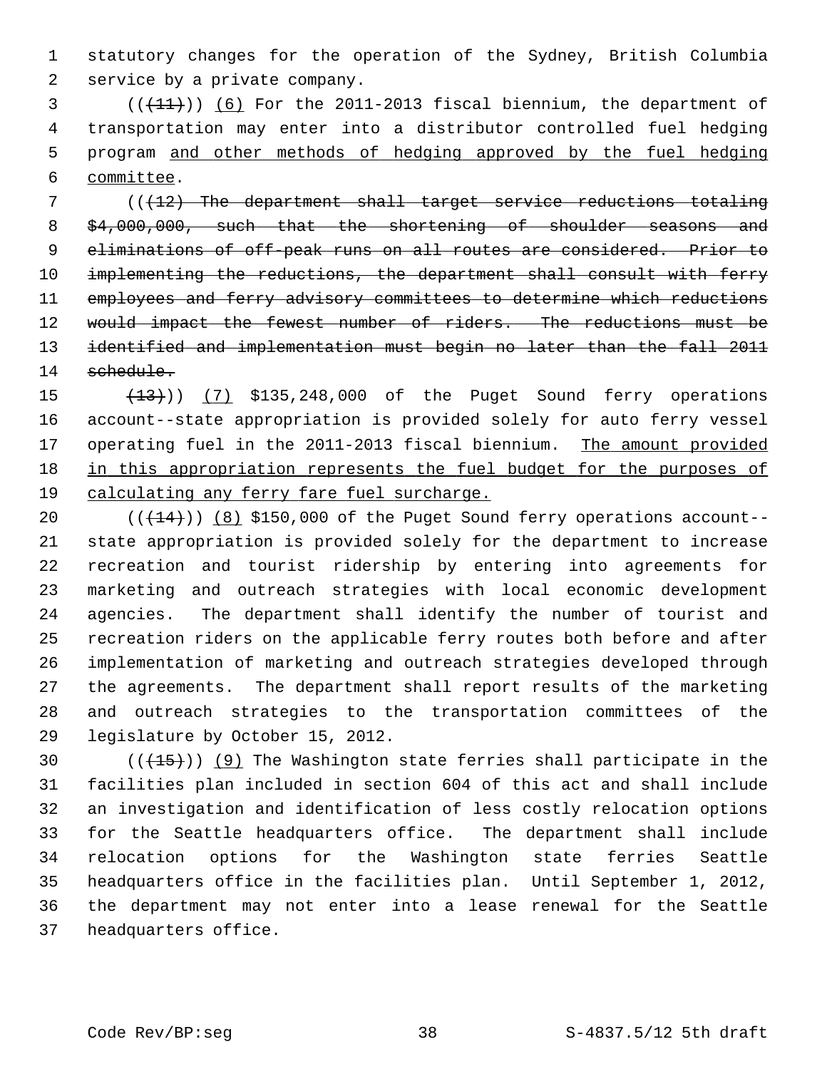statutory changes for the operation of the Sydney, British Columbia service by a private company.

((~~(11)~~)) <u>(6)</u> For the 2011-2013 fiscal biennium, the department of transportation may enter into a distributor controlled fuel hedging program <u>and other methods of hedging approved by the fuel hedging committee</u>.

((~~(12) The department shall target service reductions totaling $4,000,000, such that the shortening of shoulder seasons and eliminations of off-peak runs on all routes are considered. Prior to implementing the reductions, the department shall consult with ferry employees and ferry advisory committees to determine which reductions would impact the fewest number of riders. The reductions must be identified and implementation must begin no later than the fall 2011 schedule.~~

~~(13)~~)) <u>(7)</u> $135,248,000 of the Puget Sound ferry operations account--state appropriation is provided solely for auto ferry vessel operating fuel in the 2011-2013 fiscal biennium. <u>The amount provided in this appropriation represents the fuel budget for the purposes of calculating any ferry fare fuel surcharge.</u>

((~~(14)~~)) <u>(8)</u> $150,000 of the Puget Sound ferry operations account--state appropriation is provided solely for the department to increase recreation and tourist ridership by entering into agreements for marketing and outreach strategies with local economic development agencies. The department shall identify the number of tourist and recreation riders on the applicable ferry routes both before and after implementation of marketing and outreach strategies developed through the agreements. The department shall report results of the marketing and outreach strategies to the transportation committees of the legislature by October 15, 2012.

((~~(15)~~)) <u>(9)</u> The Washington state ferries shall participate in the facilities plan included in section 604 of this act and shall include an investigation and identification of less costly relocation options for the Seattle headquarters office. The department shall include relocation options for the Washington state ferries Seattle headquarters office in the facilities plan. Until September 1, 2012, the department may not enter into a lease renewal for the Seattle headquarters office.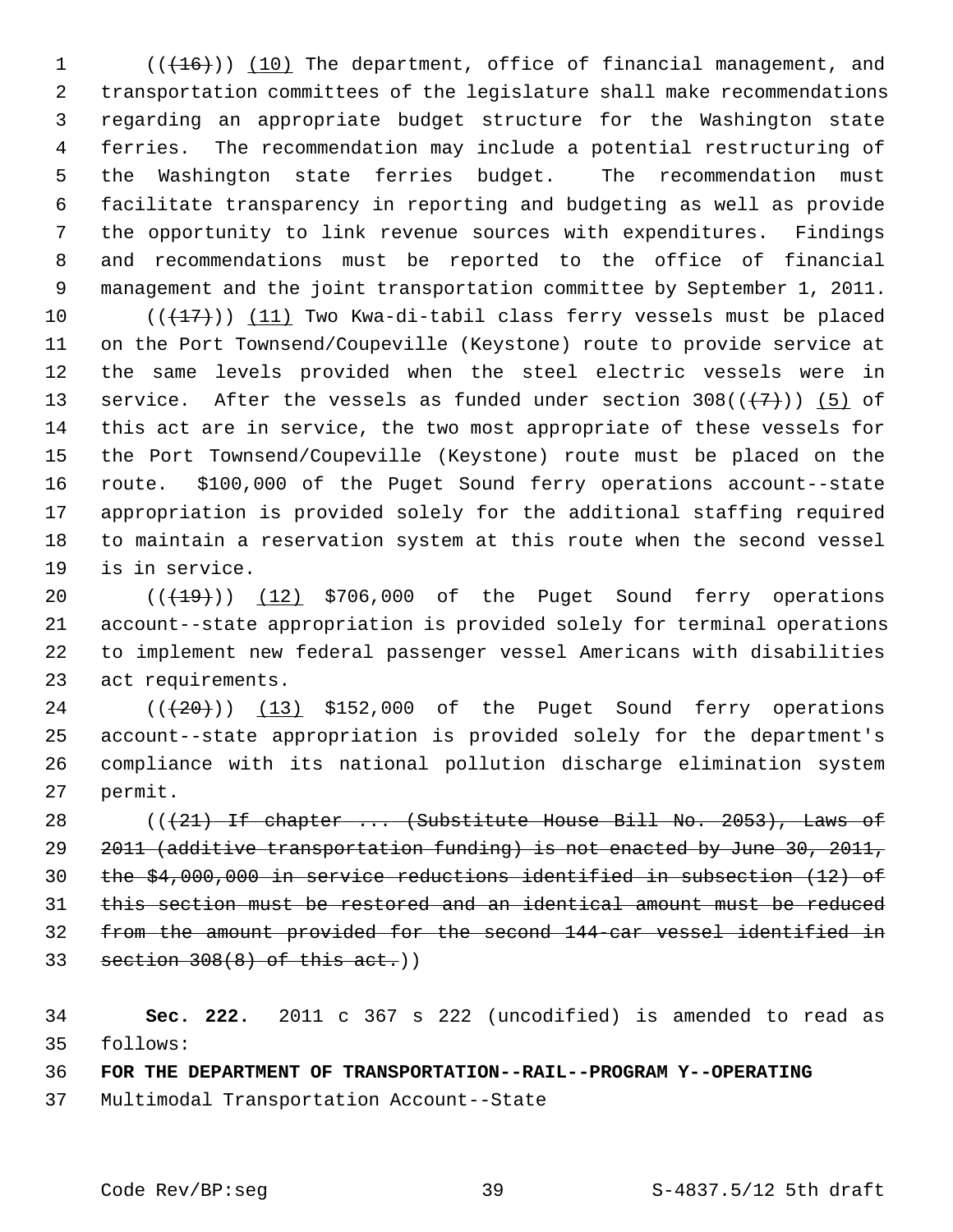(((16))) (10) The department, office of financial management, and transportation committees of the legislature shall make recommendations regarding an appropriate budget structure for the Washington state ferries. The recommendation may include a potential restructuring of the Washington state ferries budget. The recommendation must facilitate transparency in reporting and budgeting as well as provide the opportunity to link revenue sources with expenditures. Findings and recommendations must be reported to the office of financial management and the joint transportation committee by September 1, 2011.

(((17))) (11) Two Kwa-di-tabil class ferry vessels must be placed on the Port Townsend/Coupeville (Keystone) route to provide service at the same levels provided when the steel electric vessels were in service. After the vessels as funded under section 308(((7))) (5) of this act are in service, the two most appropriate of these vessels for the Port Townsend/Coupeville (Keystone) route must be placed on the route. $100,000 of the Puget Sound ferry operations account--state appropriation is provided solely for the additional staffing required to maintain a reservation system at this route when the second vessel is in service.

(((19))) (12) $706,000 of the Puget Sound ferry operations account--state appropriation is provided solely for terminal operations to implement new federal passenger vessel Americans with disabilities act requirements.

(((20))) (13) $152,000 of the Puget Sound ferry operations account--state appropriation is provided solely for the department's compliance with its national pollution discharge elimination system permit.

(((21) If chapter ... (Substitute House Bill No. 2053), Laws of 2011 (additive transportation funding) is not enacted by June 30, 2011, the $4,000,000 in service reductions identified in subsection (12) of this section must be restored and an identical amount must be reduced from the amount provided for the second 144-car vessel identified in section 308(8) of this act.))

**Sec. 222.** 2011 c 367 s 222 (uncodified) is amended to read as follows:

**FOR THE DEPARTMENT OF TRANSPORTATION--RAIL--PROGRAM Y--OPERATING**

Multimodal Transportation Account--State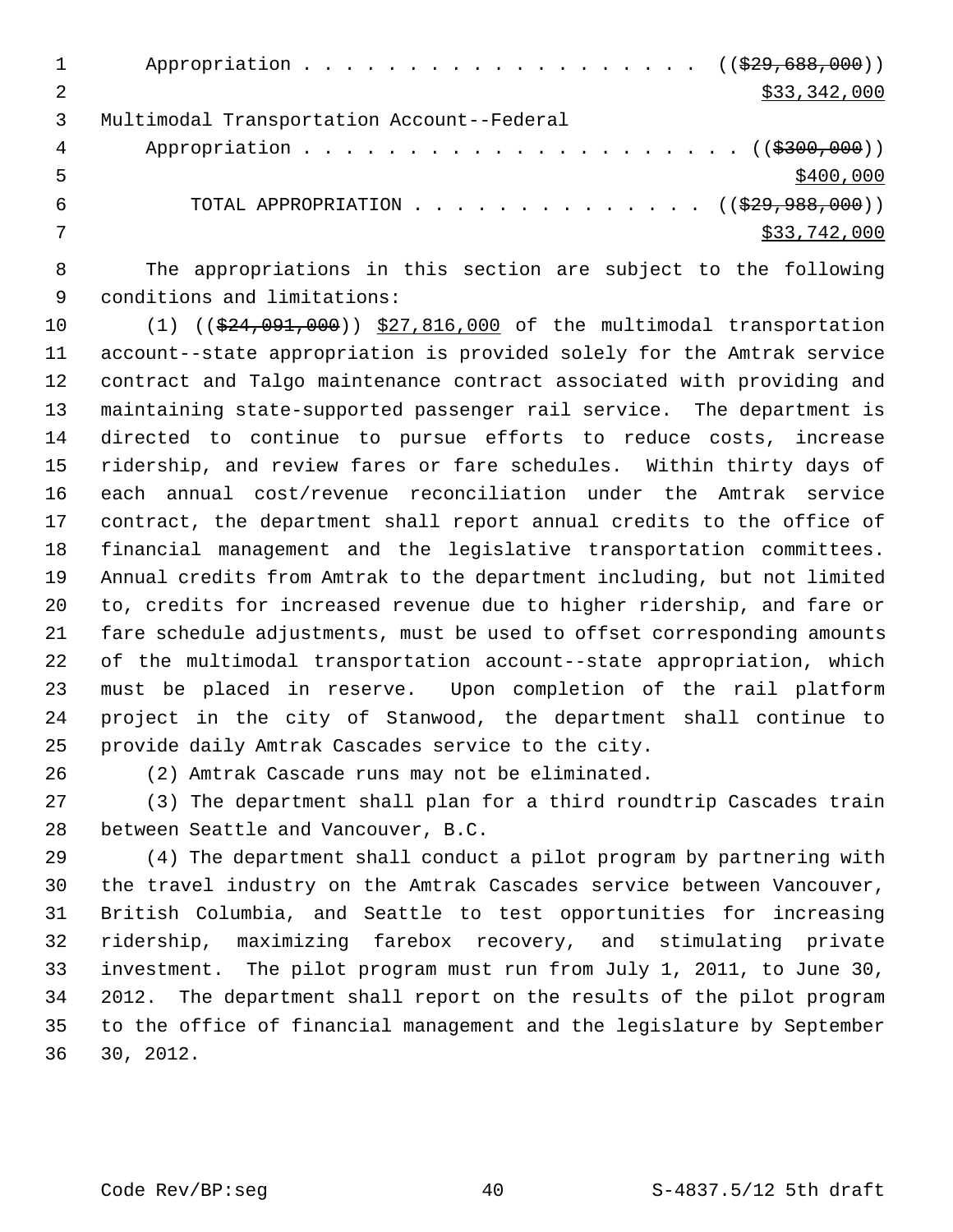Appropriation . . . . . . . . . . . . . . . . . . . ((~~$29,688,000~~))
$33,342,000

Multimodal Transportation Account--Federal
Appropriation . . . . . . . . . . . . . . . . . . . . . ((~~$300,000~~))
$400,000

TOTAL APPROPRIATION . . . . . . . . . . . . . . ((~~$29,988,000~~))
$33,742,000

The appropriations in this section are subject to the following conditions and limitations:

(1) ((~~$24,091,000~~)) $27,816,000 of the multimodal transportation account--state appropriation is provided solely for the Amtrak service contract and Talgo maintenance contract associated with providing and maintaining state-supported passenger rail service. The department is directed to continue to pursue efforts to reduce costs, increase ridership, and review fares or fare schedules. Within thirty days of each annual cost/revenue reconciliation under the Amtrak service contract, the department shall report annual credits to the office of financial management and the legislative transportation committees. Annual credits from Amtrak to the department including, but not limited to, credits for increased revenue due to higher ridership, and fare or fare schedule adjustments, must be used to offset corresponding amounts of the multimodal transportation account--state appropriation, which must be placed in reserve. Upon completion of the rail platform project in the city of Stanwood, the department shall continue to provide daily Amtrak Cascades service to the city.

(2) Amtrak Cascade runs may not be eliminated.

(3) The department shall plan for a third roundtrip Cascades train between Seattle and Vancouver, B.C.

(4) The department shall conduct a pilot program by partnering with the travel industry on the Amtrak Cascades service between Vancouver, British Columbia, and Seattle to test opportunities for increasing ridership, maximizing farebox recovery, and stimulating private investment. The pilot program must run from July 1, 2011, to June 30, 2012. The department shall report on the results of the pilot program to the office of financial management and the legislature by September 30, 2012.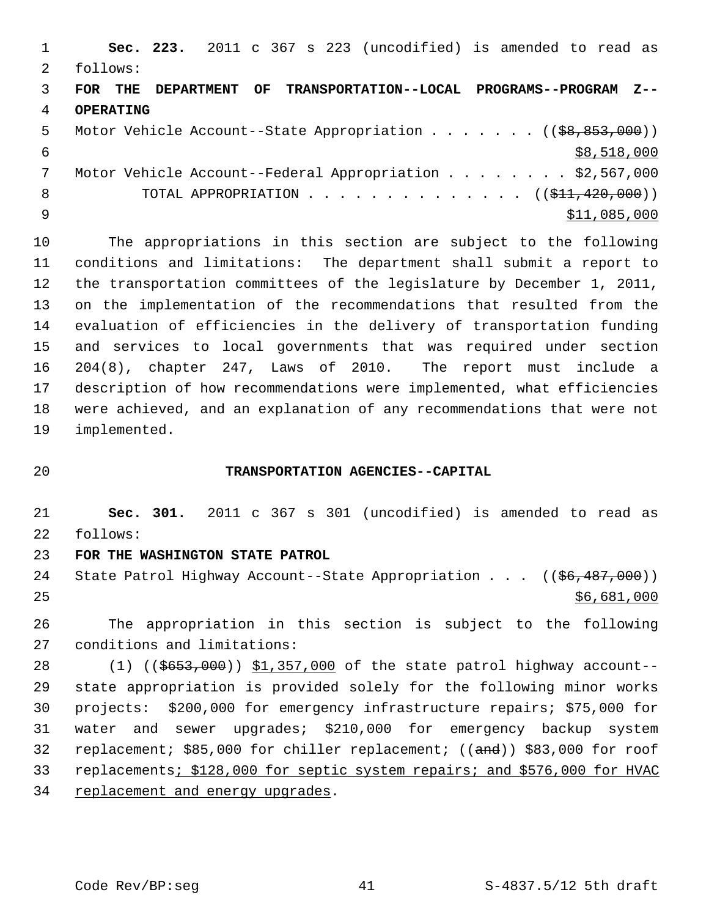**Sec. 223.** 2011 c 367 s 223 (uncodified) is amended to read as follows:

**FOR THE DEPARTMENT OF TRANSPORTATION--LOCAL PROGRAMS--PROGRAM Z--OPERATING**

Motor Vehicle Account--State Appropriation . . . . . . . (($8,853,000)) $8,518,000

Motor Vehicle Account--Federal Appropriation . . . . . . . . $2,567,000

TOTAL APPROPRIATION . . . . . . . . . . . . . . (($11,420,000)) $11,085,000

The appropriations in this section are subject to the following conditions and limitations: The department shall submit a report to the transportation committees of the legislature by December 1, 2011, on the implementation of the recommendations that resulted from the evaluation of efficiencies in the delivery of transportation funding and services to local governments that was required under section 204(8), chapter 247, Laws of 2010. The report must include a description of how recommendations were implemented, what efficiencies were achieved, and an explanation of any recommendations that were not implemented.

## TRANSPORTATION AGENCIES--CAPITAL

**Sec. 301.** 2011 c 367 s 301 (uncodified) is amended to read as follows:

**FOR THE WASHINGTON STATE PATROL**

State Patrol Highway Account--State Appropriation . . . (($6,487,000)) $6,681,000

The appropriation in this section is subject to the following conditions and limitations:

(1) (($653,000)) $1,357,000 of the state patrol highway account--state appropriation is provided solely for the following minor works projects: $200,000 for emergency infrastructure repairs; $75,000 for water and sewer upgrades; $210,000 for emergency backup system replacement; $85,000 for chiller replacement; ((and)) $83,000 for roof replacements; $128,000 for septic system repairs; and $576,000 for HVAC replacement and energy upgrades.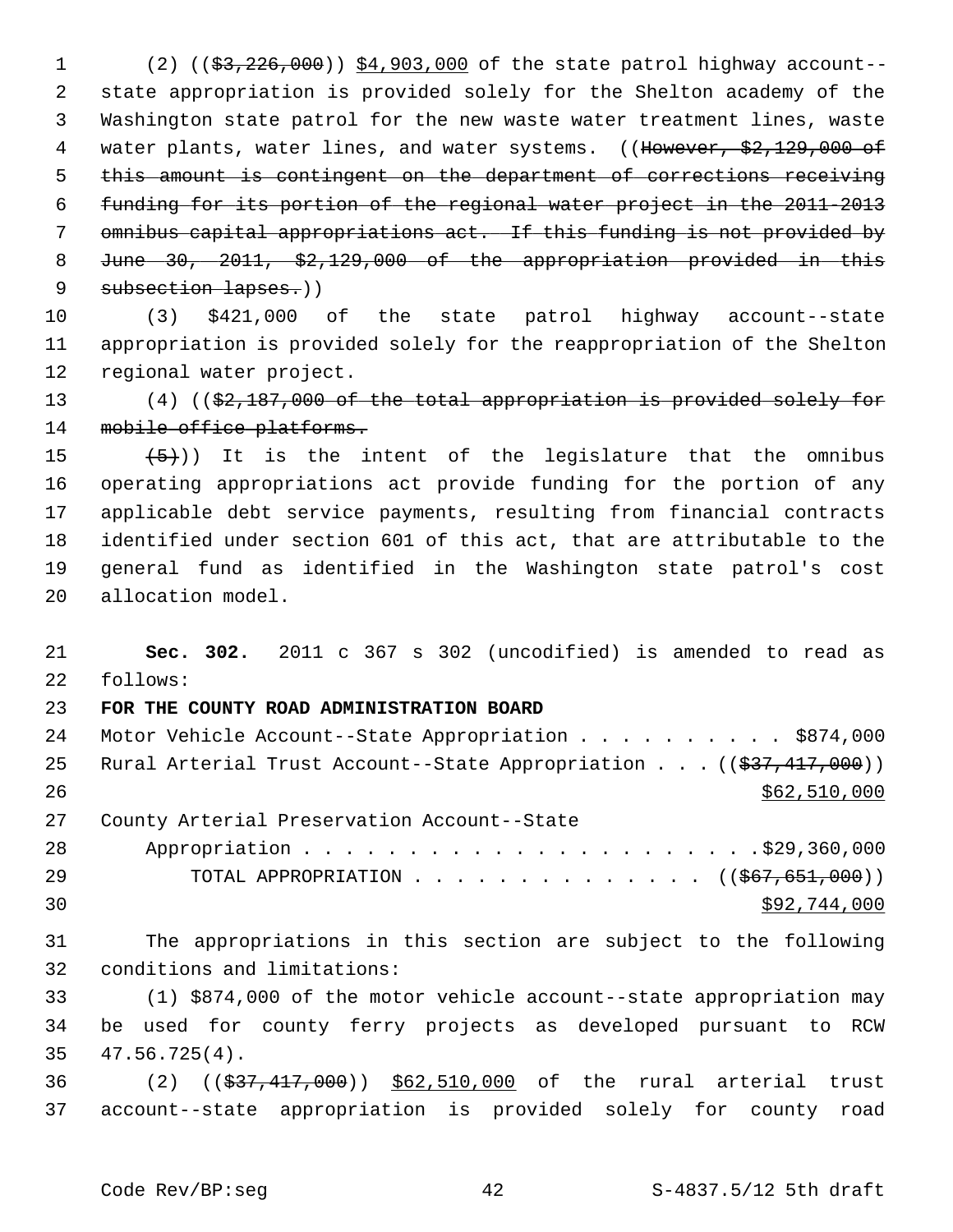(2) (($3,226,000)) $4,903,000 of the state patrol highway account--state appropriation is provided solely for the Shelton academy of the Washington state patrol for the new waste water treatment lines, waste water plants, water lines, and water systems. ((However, $2,129,000 of this amount is contingent on the department of corrections receiving funding for its portion of the regional water project in the 2011-2013 omnibus capital appropriations act. If this funding is not provided by June 30, 2011, $2,129,000 of the appropriation provided in this subsection lapses.))

(3) $421,000 of the state patrol highway account--state appropriation is provided solely for the reappropriation of the Shelton regional water project.

(4) (($2,187,000 of the total appropriation is provided solely for mobile office platforms.

(5))) It is the intent of the legislature that the omnibus operating appropriations act provide funding for the portion of any applicable debt service payments, resulting from financial contracts identified under section 601 of this act, that are attributable to the general fund as identified in the Washington state patrol's cost allocation model.

**Sec. 302.** 2011 c 367 s 302 (uncodified) is amended to read as follows:

**FOR THE COUNTY ROAD ADMINISTRATION BOARD**

Motor Vehicle Account--State Appropriation . . . . . . . . . . $874,000

Rural Arterial Trust Account--State Appropriation . . . (($37,417,000))
$62,510,000

County Arterial Preservation Account--State
Appropriation . . . . . . . . . . . . . . . . . . . . . . .$29,360,000

TOTAL APPROPRIATION . . . . . . . . . . . . . . (($67,651,000))
$92,744,000

The appropriations in this section are subject to the following conditions and limitations:

(1) $874,000 of the motor vehicle account--state appropriation may be used for county ferry projects as developed pursuant to RCW 47.56.725(4).

(2) (($37,417,000)) $62,510,000 of the rural arterial trust account--state appropriation is provided solely for county road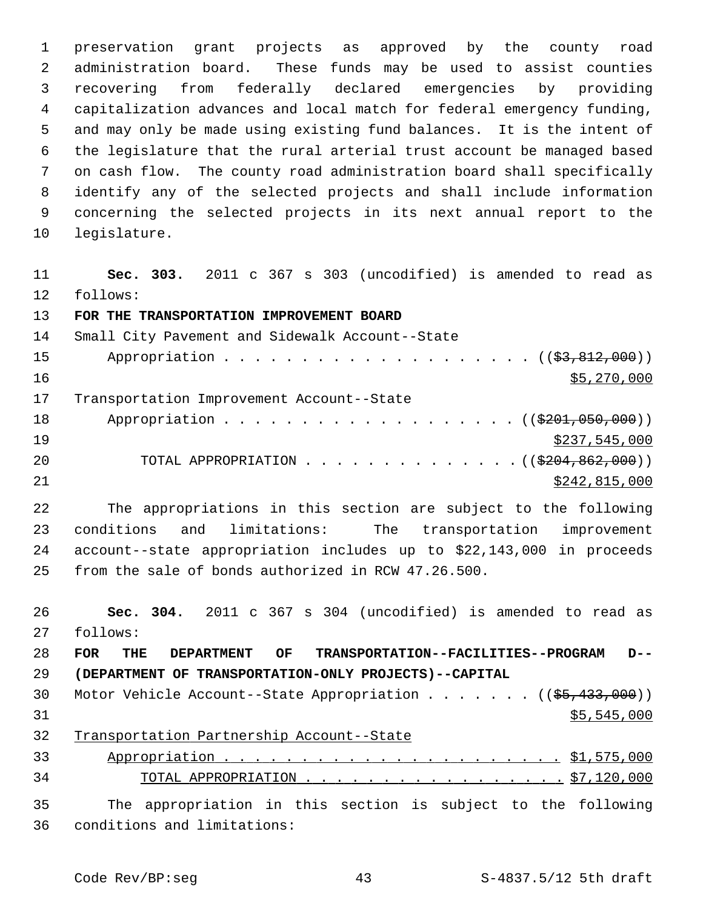preservation grant projects as approved by the county road administration board. These funds may be used to assist counties recovering from federally declared emergencies by providing capitalization advances and local match for federal emergency funding, and may only be made using existing fund balances. It is the intent of the legislature that the rural arterial trust account be managed based on cash flow. The county road administration board shall specifically identify any of the selected projects and shall include information concerning the selected projects in its next annual report to the legislature.

**Sec. 303.** 2011 c 367 s 303 (uncodified) is amended to read as follows:

**FOR THE TRANSPORTATION IMPROVEMENT BOARD**

Small City Pavement and Sidewalk Account--State Appropriation . . . . . . . . . . . . . . . . . . . . (($3,812,000)) $5,270,000

Transportation Improvement Account--State Appropriation . . . . . . . . . . . . . . . . . . . . (($201,050,000)) $237,545,000

TOTAL APPROPRIATION . . . . . . . . . . . . . . (($204,862,000)) $242,815,000

The appropriations in this section are subject to the following conditions and limitations: The transportation improvement account--state appropriation includes up to $22,143,000 in proceeds from the sale of bonds authorized in RCW 47.26.500.

**Sec. 304.** 2011 c 367 s 304 (uncodified) is amended to read as follows:

**FOR THE DEPARTMENT OF TRANSPORTATION--FACILITIES--PROGRAM D--(DEPARTMENT OF TRANSPORTATION-ONLY PROJECTS)--CAPITAL**

Motor Vehicle Account--State Appropriation . . . . . . . (($5,433,000)) $5,545,000

Transportation Partnership Account--State Appropriation . . . . . . . . . . . . . . . . . . . . . . . $1,575,000

TOTAL APPROPRIATION . . . . . . . . . . . . . . . . . $7,120,000

The appropriation in this section is subject to the following conditions and limitations: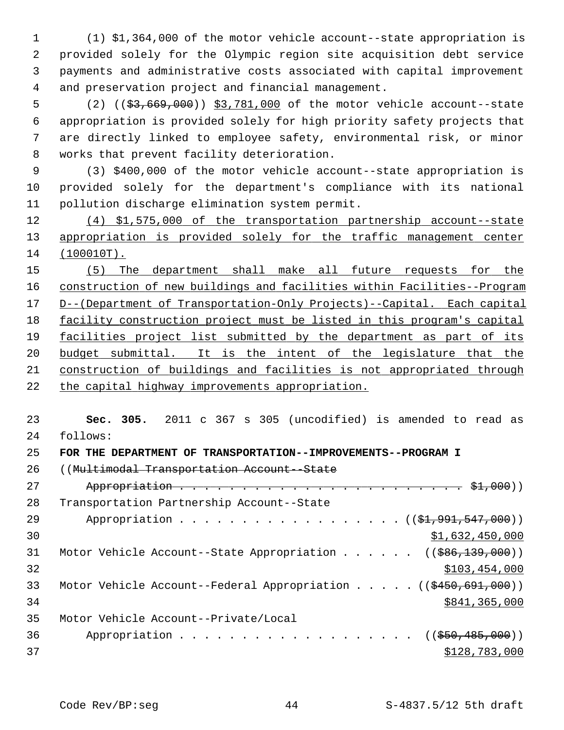(1) $1,364,000 of the motor vehicle account--state appropriation is provided solely for the Olympic region site acquisition debt service payments and administrative costs associated with capital improvement and preservation project and financial management.

(2) ((~~$3,669,000~~)) <u>$3,781,000</u> of the motor vehicle account--state appropriation is provided solely for high priority safety projects that are directly linked to employee safety, environmental risk, or minor works that prevent facility deterioration.

(3) $400,000 of the motor vehicle account--state appropriation is provided solely for the department's compliance with its national pollution discharge elimination system permit.

<u>(4) $1,575,000 of the transportation partnership account--state appropriation is provided solely for the traffic management center (100010T).</u>

<u>(5) The department shall make all future requests for the construction of new buildings and facilities within Facilities--Program D--(Department of Transportation-Only Projects)--Capital. Each capital facility construction project must be listed in this program's capital facilities project list submitted by the department as part of its budget submittal. It is the intent of the legislature that the construction of buildings and facilities is not appropriated through the capital highway improvements appropriation.</u>

**Sec. 305.** 2011 c 367 s 305 (uncodified) is amended to read as follows:

**FOR THE DEPARTMENT OF TRANSPORTATION--IMPROVEMENTS--PROGRAM I**

((~~Multimodal Transportation Account--State Appropriation . . . . . . . . . . . . . . . . . . . . . . . . . $1,000~~))

Transportation Partnership Account--State Appropriation . . . . . . . . . . . . . . . . . . ((~~$1,991,547,000~~)) <u>$1,632,450,000</u>

Motor Vehicle Account--State Appropriation . . . . . . ((~~$86,139,000~~)) <u>$103,454,000</u>

Motor Vehicle Account--Federal Appropriation . . . . . ((~~$450,691,000~~)) <u>$841,365,000</u>

Motor Vehicle Account--Private/Local Appropriation . . . . . . . . . . . . . . . . . . . ((~~$50,485,000~~)) <u>$128,783,000</u>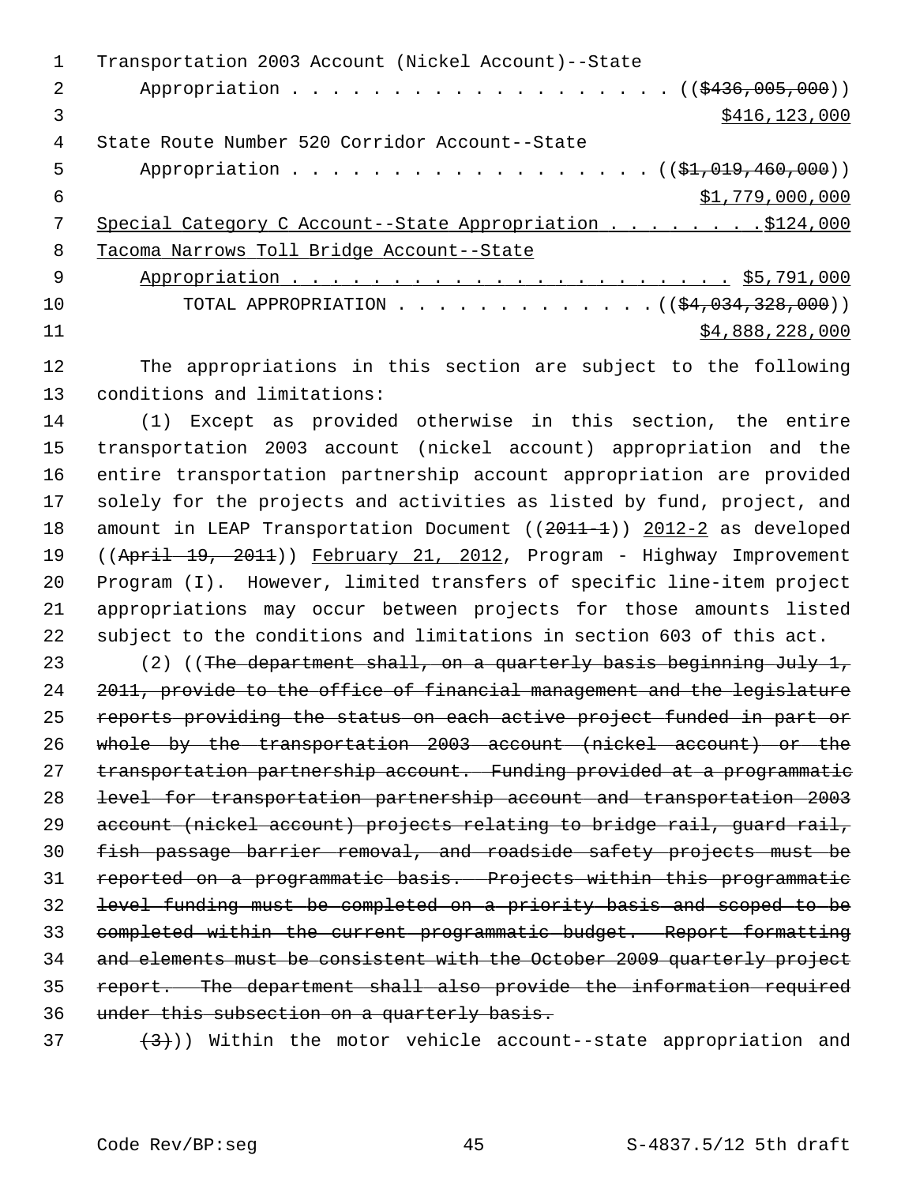Transportation 2003 Account (Nickel Account)--State
Appropriation . . . . . . . . . . . . . . . . . . . ((~~$436,005,000~~))
<u>$416,123,000</u>

State Route Number 520 Corridor Account--State
Appropriation . . . . . . . . . . . . . . . . . . ((~~$1,019,460,000~~))
<u>$1,779,000,000</u>

<u>Special Category C Account--State Appropriation . . . . . . . . $124,000</u>

<u>Tacoma Narrows Toll Bridge Account--State</u>
<u>Appropriation . . . . . . . . . . . . . . . . . . . . . . $5,791,000</u>

TOTAL APPROPRIATION . . . . . . . . . . . . . ((~~$4,034,328,000~~))
<u>$4,888,228,000</u>

The appropriations in this section are subject to the following conditions and limitations:

(1) Except as provided otherwise in this section, the entire transportation 2003 account (nickel account) appropriation and the entire transportation partnership account appropriation are provided solely for the projects and activities as listed by fund, project, and amount in LEAP Transportation Document ((~~2011-1~~)) <u>2012-2</u> as developed ((~~April 19, 2011~~)) <u>February 21, 2012</u>, Program - Highway Improvement Program (I). However, limited transfers of specific line-item project appropriations may occur between projects for those amounts listed subject to the conditions and limitations in section 603 of this act.

(2) ((~~The department shall, on a quarterly basis beginning July 1, 2011, provide to the office of financial management and the legislature reports providing the status on each active project funded in part or whole by the transportation 2003 account (nickel account) or the transportation partnership account. Funding provided at a programmatic level for transportation partnership account and transportation 2003 account (nickel account) projects relating to bridge rail, guard rail, fish passage barrier removal, and roadside safety projects must be reported on a programmatic basis. Projects within this programmatic level funding must be completed on a priority basis and scoped to be completed within the current programmatic budget. Report formatting and elements must be consistent with the October 2009 quarterly project report. The department shall also provide the information required under this subsection on a quarterly basis.~~

~~(3)~~)) Within the motor vehicle account--state appropriation and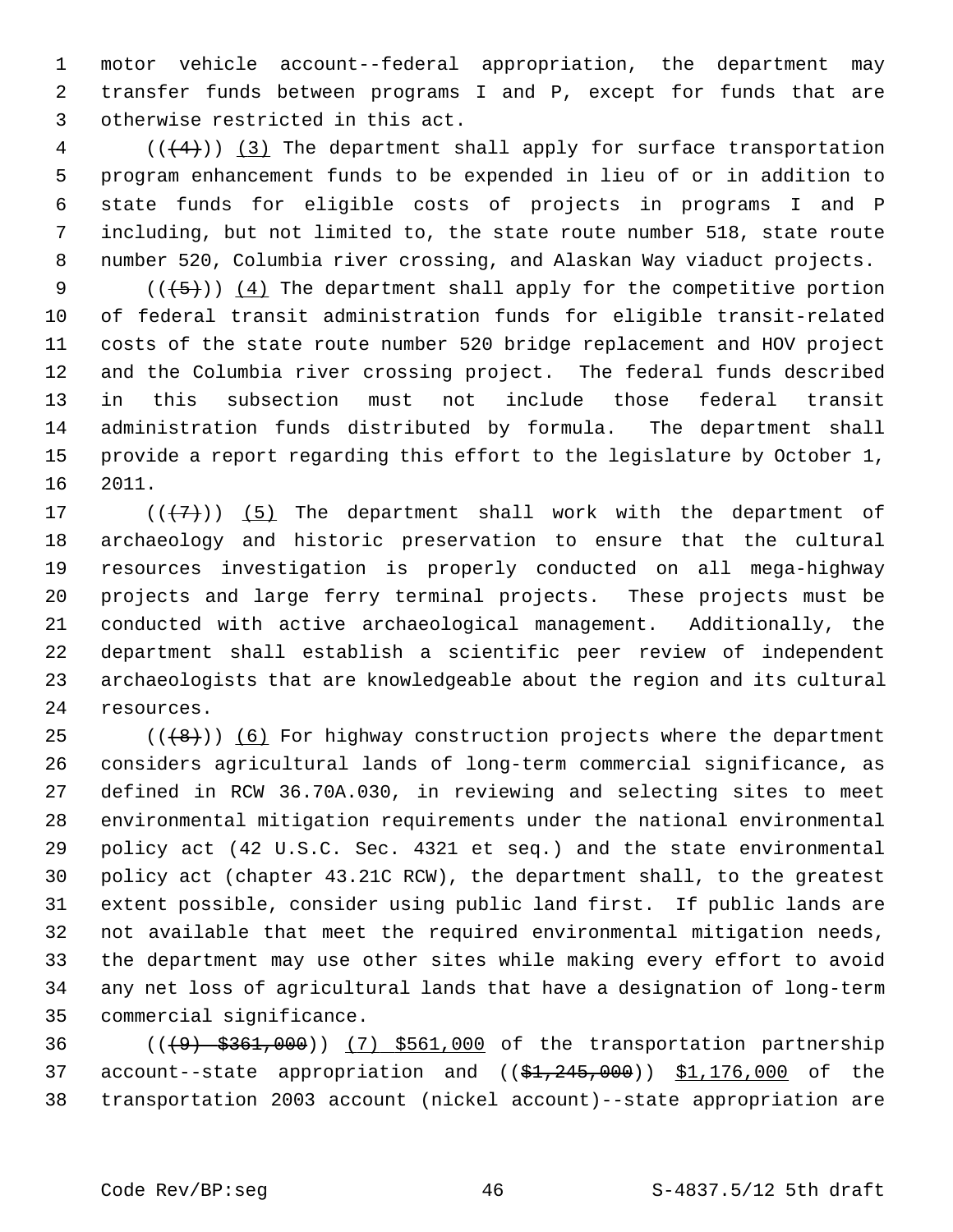motor vehicle account--federal appropriation, the department may transfer funds between programs I and P, except for funds that are otherwise restricted in this act.

(( ~~(4)~~ )) (3) The department shall apply for surface transportation program enhancement funds to be expended in lieu of or in addition to state funds for eligible costs of projects in programs I and P including, but not limited to, the state route number 518, state route number 520, Columbia river crossing, and Alaskan Way viaduct projects.

(( ~~(5)~~ )) (4) The department shall apply for the competitive portion of federal transit administration funds for eligible transit-related costs of the state route number 520 bridge replacement and HOV project and the Columbia river crossing project. The federal funds described in this subsection must not include those federal transit administration funds distributed by formula. The department shall provide a report regarding this effort to the legislature by October 1, 2011.

(( ~~(7)~~ )) (5) The department shall work with the department of archaeology and historic preservation to ensure that the cultural resources investigation is properly conducted on all mega-highway projects and large ferry terminal projects. These projects must be conducted with active archaeological management. Additionally, the department shall establish a scientific peer review of independent archaeologists that are knowledgeable about the region and its cultural resources.

(( ~~(8)~~ )) (6) For highway construction projects where the department considers agricultural lands of long-term commercial significance, as defined in RCW 36.70A.030, in reviewing and selecting sites to meet environmental mitigation requirements under the national environmental policy act (42 U.S.C. Sec. 4321 et seq.) and the state environmental policy act (chapter 43.21C RCW), the department shall, to the greatest extent possible, consider using public land first. If public lands are not available that meet the required environmental mitigation needs, the department may use other sites while making every effort to avoid any net loss of agricultural lands that have a designation of long-term commercial significance.

(( ~~(9) $361,000~~ )) (7) $561,000 of the transportation partnership account--state appropriation and (( ~~$1,245,000~~ )) $1,176,000 of the transportation 2003 account (nickel account)--state appropriation are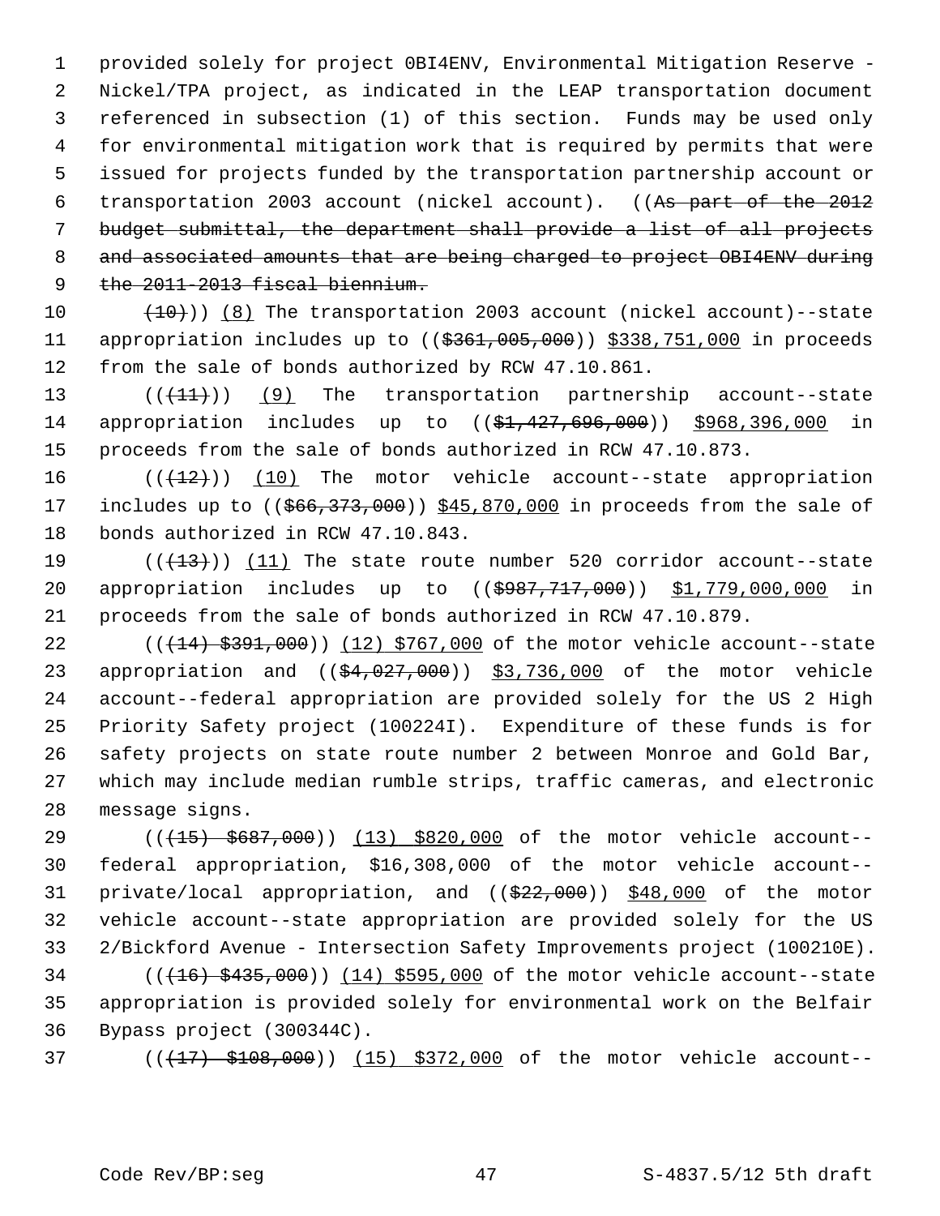provided solely for project 0BI4ENV, Environmental Mitigation Reserve - Nickel/TPA project, as indicated in the LEAP transportation document referenced in subsection (1) of this section. Funds may be used only for environmental mitigation work that is required by permits that were issued for projects funded by the transportation partnership account or transportation 2003 account (nickel account). ((~~As part of the 2012 budget submittal, the department shall provide a list of all projects and associated amounts that are being charged to project OBI4ENV during the 2011-2013 fiscal biennium.~~

~~(10)~~)) (8) The transportation 2003 account (nickel account)--state appropriation includes up to ((~~$361,005,000~~)) $338,751,000 in proceeds from the sale of bonds authorized by RCW 47.10.861.

((~~(11)~~)) (9) The transportation partnership account--state appropriation includes up to ((~~$1,427,696,000~~)) $968,396,000 in proceeds from the sale of bonds authorized in RCW 47.10.873.

((~~(12)~~)) (10) The motor vehicle account--state appropriation includes up to ((~~$66,373,000~~)) $45,870,000 in proceeds from the sale of bonds authorized in RCW 47.10.843.

((~~(13)~~)) (11) The state route number 520 corridor account--state appropriation includes up to ((~~$987,717,000~~)) $1,779,000,000 in proceeds from the sale of bonds authorized in RCW 47.10.879.

((~~(14) $391,000~~)) (12) $767,000 of the motor vehicle account--state appropriation and ((~~$4,027,000~~)) $3,736,000 of the motor vehicle account--federal appropriation are provided solely for the US 2 High Priority Safety project (100224I). Expenditure of these funds is for safety projects on state route number 2 between Monroe and Gold Bar, which may include median rumble strips, traffic cameras, and electronic message signs.

((~~(15) $687,000~~)) (13) $820,000 of the motor vehicle account--federal appropriation, $16,308,000 of the motor vehicle account--private/local appropriation, and ((~~$22,000~~)) $48,000 of the motor vehicle account--state appropriation are provided solely for the US 2/Bickford Avenue - Intersection Safety Improvements project (100210E).

((~~(16) $435,000~~)) (14) $595,000 of the motor vehicle account--state appropriation is provided solely for environmental work on the Belfair Bypass project (300344C).

((~~(17) $108,000~~)) (15) $372,000 of the motor vehicle account--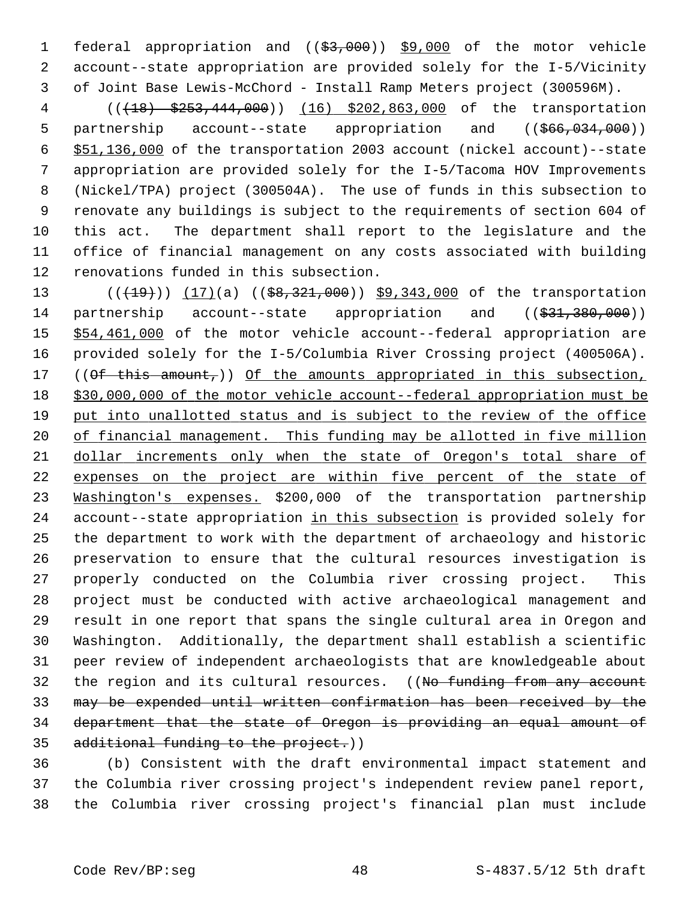federal appropriation and (($3,000)) $9,000 of the motor vehicle account--state appropriation are provided solely for the I-5/Vicinity of Joint Base Lewis-McChord - Install Ramp Meters project (300596M).

(((18) $253,444,000)) (16) $202,863,000 of the transportation partnership account--state appropriation and (($66,034,000)) $51,136,000 of the transportation 2003 account (nickel account)--state appropriation are provided solely for the I-5/Tacoma HOV Improvements (Nickel/TPA) project (300504A). The use of funds in this subsection to renovate any buildings is subject to the requirements of section 604 of this act. The department shall report to the legislature and the office of financial management on any costs associated with building renovations funded in this subsection.

(((19))) (17)(a) (($8,321,000)) $9,343,000 of the transportation partnership account--state appropriation and (($31,380,000)) $54,461,000 of the motor vehicle account--federal appropriation are provided solely for the I-5/Columbia River Crossing project (400506A). ((Of this amount,)) Of the amounts appropriated in this subsection, $30,000,000 of the motor vehicle account--federal appropriation must be put into unallotted status and is subject to the review of the office of financial management. This funding may be allotted in five million dollar increments only when the state of Oregon's total share of expenses on the project are within five percent of the state of Washington's expenses. $200,000 of the transportation partnership account--state appropriation in this subsection is provided solely for the department to work with the department of archaeology and historic preservation to ensure that the cultural resources investigation is properly conducted on the Columbia river crossing project. This project must be conducted with active archaeological management and result in one report that spans the single cultural area in Oregon and Washington. Additionally, the department shall establish a scientific peer review of independent archaeologists that are knowledgeable about the region and its cultural resources. ((No funding from any account may be expended until written confirmation has been received by the department that the state of Oregon is providing an equal amount of additional funding to the project.))

(b) Consistent with the draft environmental impact statement and the Columbia river crossing project's independent review panel report, the Columbia river crossing project's financial plan must include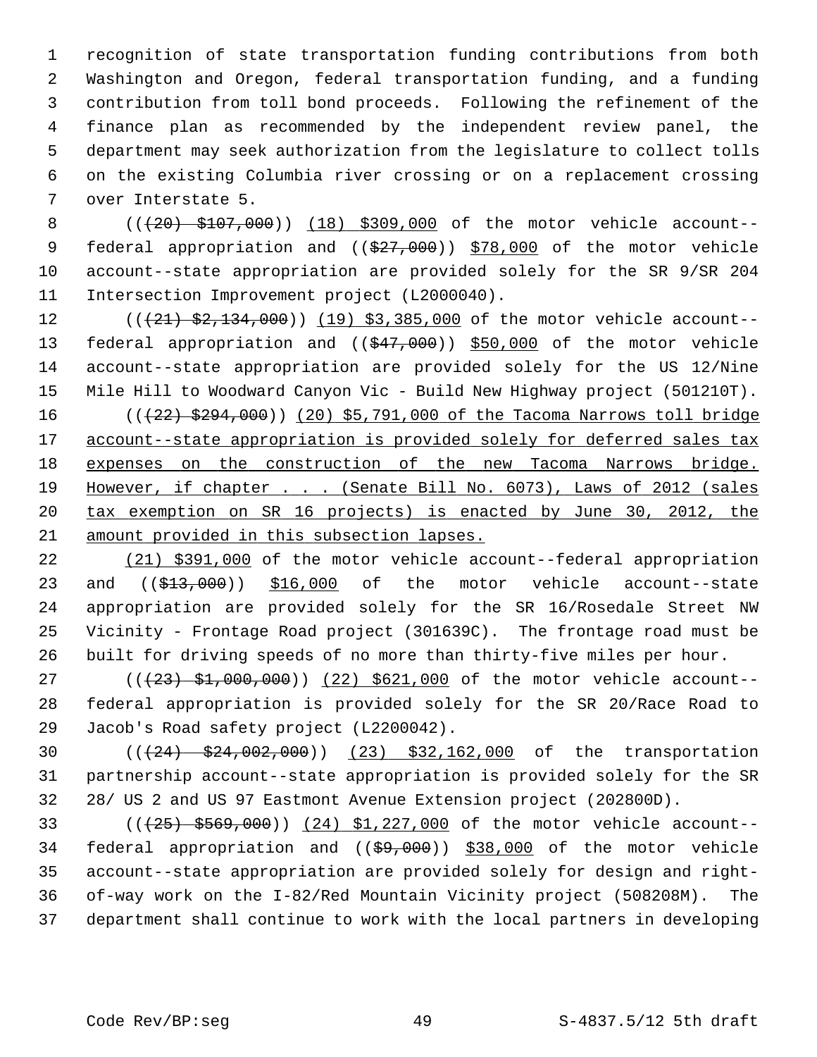recognition of state transportation funding contributions from both Washington and Oregon, federal transportation funding, and a funding contribution from toll bond proceeds. Following the refinement of the finance plan as recommended by the independent review panel, the department may seek authorization from the legislature to collect tolls on the existing Columbia river crossing or on a replacement crossing over Interstate 5.

((~~(20) $107,000~~)) <u>(18) $309,000</u> of the motor vehicle account--federal appropriation and ((~~$27,000~~)) <u>$78,000</u> of the motor vehicle account--state appropriation are provided solely for the SR 9/SR 204 Intersection Improvement project (L2000040).

((~~(21) $2,134,000~~)) <u>(19) $3,385,000</u> of the motor vehicle account--federal appropriation and ((~~$47,000~~)) <u>$50,000</u> of the motor vehicle account--state appropriation are provided solely for the US 12/Nine Mile Hill to Woodward Canyon Vic - Build New Highway project (501210T).

((~~(22) $294,000~~)) <u>(20) $5,791,000 of the Tacoma Narrows toll bridge account--state appropriation is provided solely for deferred sales tax expenses on the construction of the new Tacoma Narrows bridge. However, if chapter . . . (Senate Bill No. 6073), Laws of 2012 (sales tax exemption on SR 16 projects) is enacted by June 30, 2012, the amount provided in this subsection lapses.</u>

<u>(21) $391,000</u> of the motor vehicle account--federal appropriation and ((~~$13,000~~)) <u>$16,000</u> of the motor vehicle account--state appropriation are provided solely for the SR 16/Rosedale Street NW Vicinity - Frontage Road project (301639C). The frontage road must be built for driving speeds of no more than thirty-five miles per hour.

((~~(23) $1,000,000~~)) <u>(22) $621,000</u> of the motor vehicle account--federal appropriation is provided solely for the SR 20/Race Road to Jacob's Road safety project (L2200042).

((~~(24) $24,002,000~~)) <u>(23) $32,162,000</u> of the transportation partnership account--state appropriation is provided solely for the SR 28/ US 2 and US 97 Eastmont Avenue Extension project (202800D).

((~~(25) $569,000~~)) <u>(24) $1,227,000</u> of the motor vehicle account--federal appropriation and ((~~$9,000~~)) <u>$38,000</u> of the motor vehicle account--state appropriation are provided solely for design and right-of-way work on the I-82/Red Mountain Vicinity project (508208M). The department shall continue to work with the local partners in developing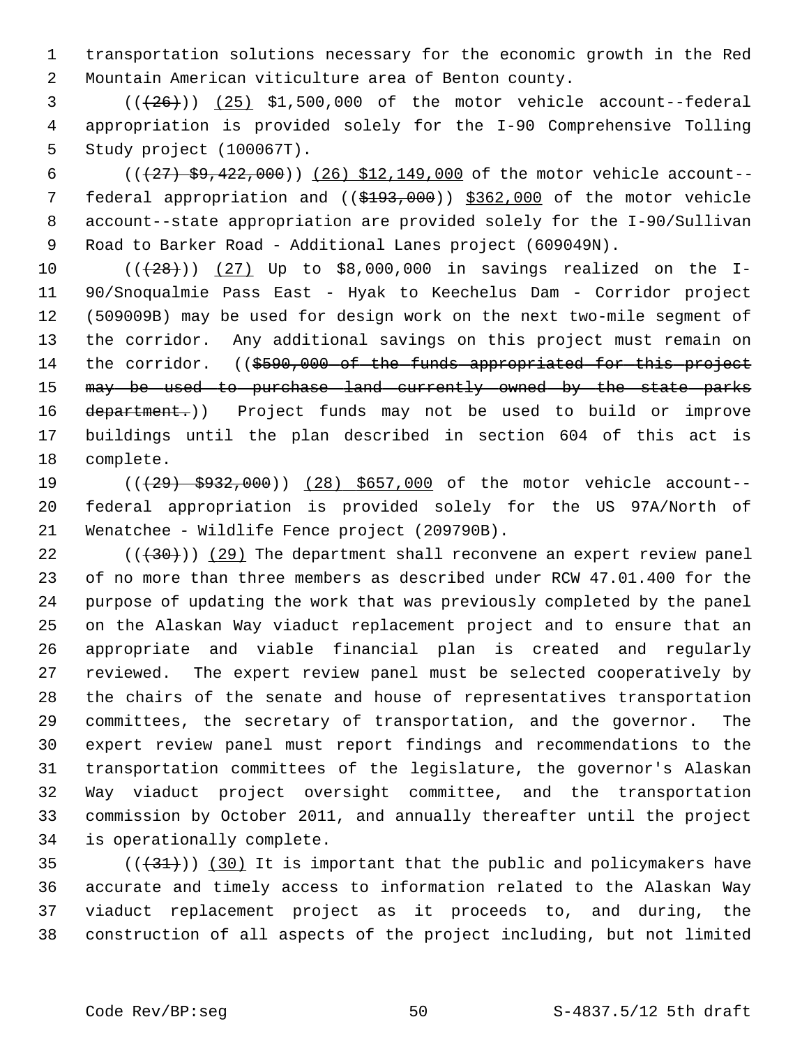transportation solutions necessary for the economic growth in the Red Mountain American viticulture area of Benton county.

((~~(26)~~)) <u>(25)</u> $1,500,000 of the motor vehicle account--federal appropriation is provided solely for the I-90 Comprehensive Tolling Study project (100067T).

((~~(27) $9,422,000~~)) <u>(26) $12,149,000</u> of the motor vehicle account--federal appropriation and ((~~$193,000~~)) <u>$362,000</u> of the motor vehicle account--state appropriation are provided solely for the I-90/Sullivan Road to Barker Road - Additional Lanes project (609049N).

((~~(28)~~)) <u>(27)</u> Up to $8,000,000 in savings realized on the I-90/Snoqualmie Pass East - Hyak to Keechelus Dam - Corridor project (509009B) may be used for design work on the next two-mile segment of the corridor. Any additional savings on this project must remain on the corridor. ((~~$590,000 of the funds appropriated for this project may be used to purchase land currently owned by the state parks department.~~)) Project funds may not be used to build or improve buildings until the plan described in section 604 of this act is complete.

((~~(29) $932,000~~)) <u>(28) $657,000</u> of the motor vehicle account--federal appropriation is provided solely for the US 97A/North of Wenatchee - Wildlife Fence project (209790B).

((~~(30)~~)) <u>(29)</u> The department shall reconvene an expert review panel of no more than three members as described under RCW 47.01.400 for the purpose of updating the work that was previously completed by the panel on the Alaskan Way viaduct replacement project and to ensure that an appropriate and viable financial plan is created and regularly reviewed. The expert review panel must be selected cooperatively by the chairs of the senate and house of representatives transportation committees, the secretary of transportation, and the governor. The expert review panel must report findings and recommendations to the transportation committees of the legislature, the governor's Alaskan Way viaduct project oversight committee, and the transportation commission by October 2011, and annually thereafter until the project is operationally complete.

((~~(31)~~)) <u>(30)</u> It is important that the public and policymakers have accurate and timely access to information related to the Alaskan Way viaduct replacement project as it proceeds to, and during, the construction of all aspects of the project including, but not limited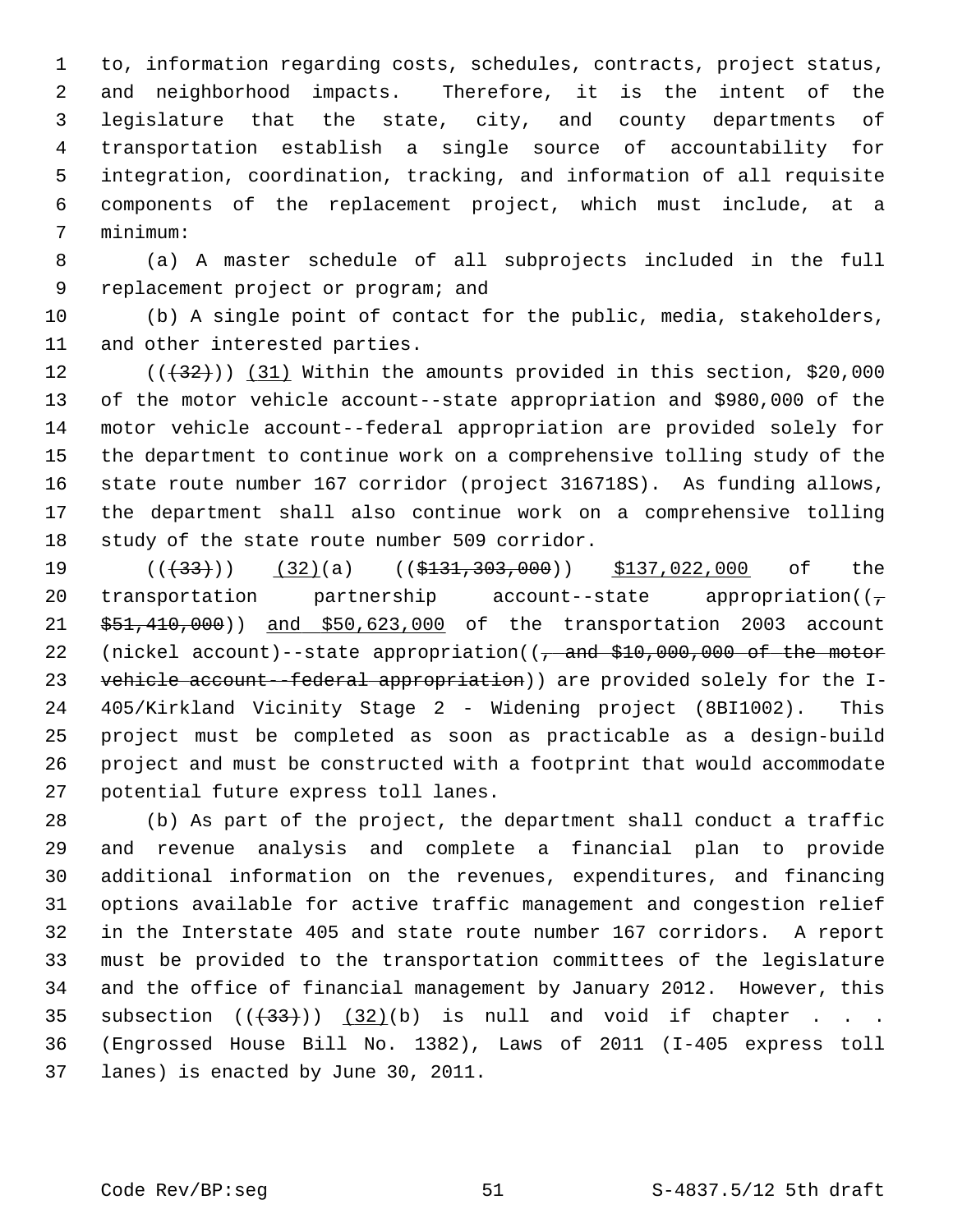to, information regarding costs, schedules, contracts, project status, and neighborhood impacts. Therefore, it is the intent of the legislature that the state, city, and county departments of transportation establish a single source of accountability for integration, coordination, tracking, and information of all requisite components of the replacement project, which must include, at a minimum:

(a) A master schedule of all subprojects included in the full replacement project or program; and

(b) A single point of contact for the public, media, stakeholders, and other interested parties.

(((32))) (31) Within the amounts provided in this section, $20,000 of the motor vehicle account--state appropriation and $980,000 of the motor vehicle account--federal appropriation are provided solely for the department to continue work on a comprehensive tolling study of the state route number 167 corridor (project 316718S). As funding allows, the department shall also continue work on a comprehensive tolling study of the state route number 509 corridor.

(((33))) (32)(a) (($131,303,000)) $137,022,000 of the transportation partnership account--state appropriation((, $51,410,000)) and $50,623,000 of the transportation 2003 account (nickel account)--state appropriation((, and $10,000,000 of the motor vehicle account--federal appropriation)) are provided solely for the I-405/Kirkland Vicinity Stage 2 - Widening project (8BI1002). This project must be completed as soon as practicable as a design-build project and must be constructed with a footprint that would accommodate potential future express toll lanes.

(b) As part of the project, the department shall conduct a traffic and revenue analysis and complete a financial plan to provide additional information on the revenues, expenditures, and financing options available for active traffic management and congestion relief in the Interstate 405 and state route number 167 corridors. A report must be provided to the transportation committees of the legislature and the office of financial management by January 2012. However, this subsection (((33))) (32)(b) is null and void if chapter . . . (Engrossed House Bill No. 1382), Laws of 2011 (I-405 express toll lanes) is enacted by June 30, 2011.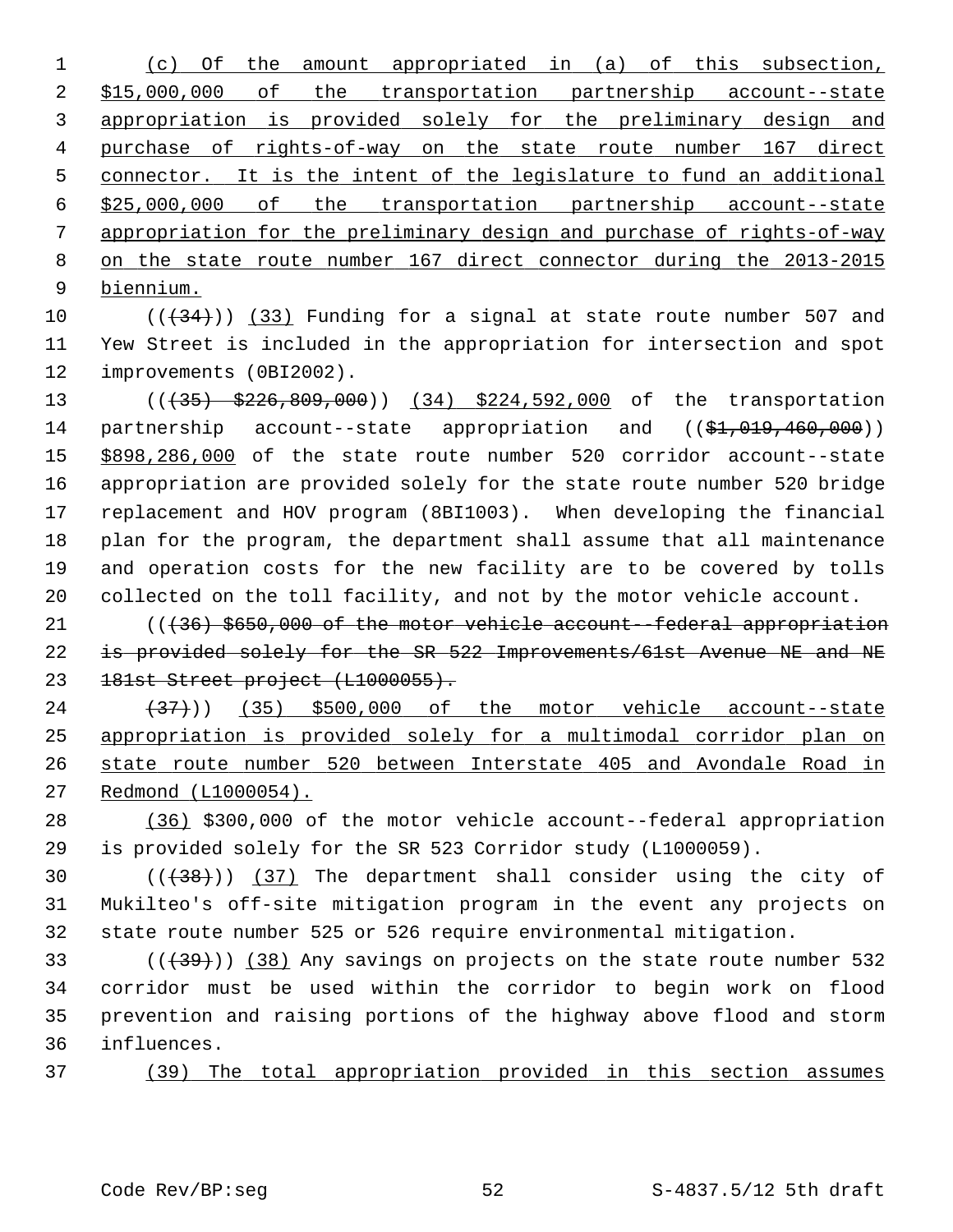(c) Of the amount appropriated in (a) of this subsection, $15,000,000 of the transportation partnership account--state appropriation is provided solely for the preliminary design and purchase of rights-of-way on the state route number 167 direct connector. It is the intent of the legislature to fund an additional $25,000,000 of the transportation partnership account--state appropriation for the preliminary design and purchase of rights-of-way on the state route number 167 direct connector during the 2013-2015 biennium.

(((34))) (33) Funding for a signal at state route number 507 and Yew Street is included in the appropriation for intersection and spot improvements (0BI2002).

(((35) $226,809,000)) (34) $224,592,000 of the transportation partnership account--state appropriation and (($1,019,460,000)) $898,286,000 of the state route number 520 corridor account--state appropriation are provided solely for the state route number 520 bridge replacement and HOV program (8BI1003). When developing the financial plan for the program, the department shall assume that all maintenance and operation costs for the new facility are to be covered by tolls collected on the toll facility, and not by the motor vehicle account.

(((36) $650,000 of the motor vehicle account--federal appropriation is provided solely for the SR 522 Improvements/61st Avenue NE and NE 181st Street project (L1000055).

(37))) (35) $500,000 of the motor vehicle account--state appropriation is provided solely for a multimodal corridor plan on state route number 520 between Interstate 405 and Avondale Road in Redmond (L1000054).

(36) $300,000 of the motor vehicle account--federal appropriation is provided solely for the SR 523 Corridor study (L1000059).

(((38))) (37) The department shall consider using the city of Mukilteo's off-site mitigation program in the event any projects on state route number 525 or 526 require environmental mitigation.

(((39))) (38) Any savings on projects on the state route number 532 corridor must be used within the corridor to begin work on flood prevention and raising portions of the highway above flood and storm influences.

(39) The total appropriation provided in this section assumes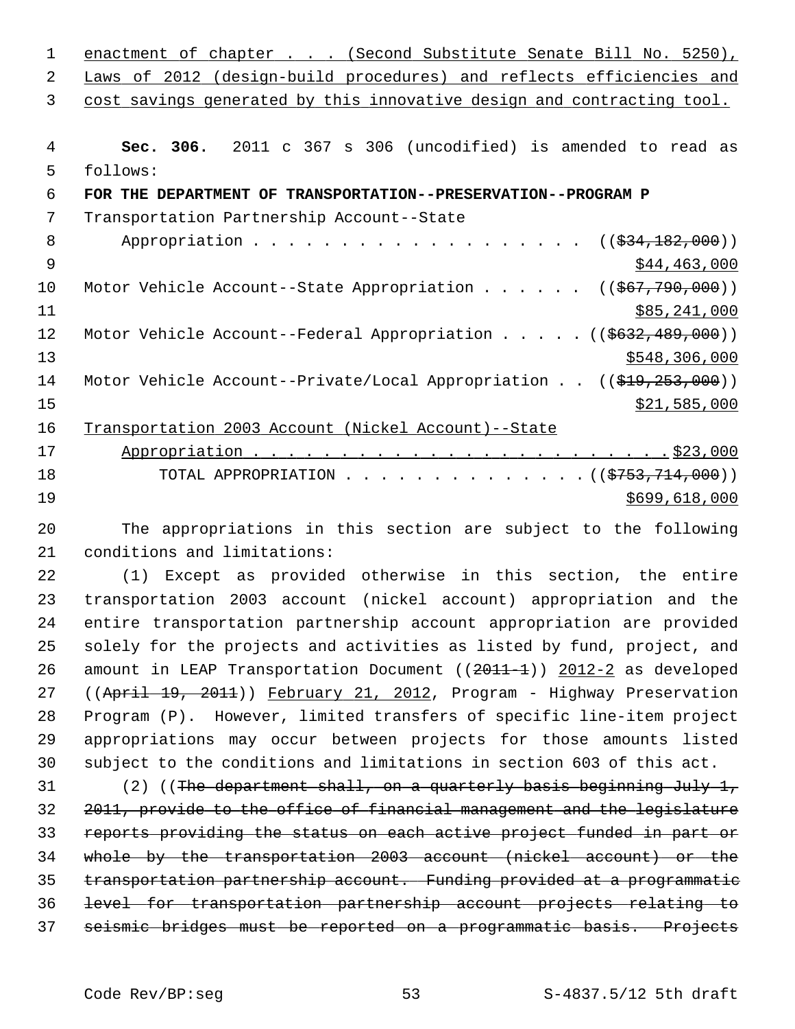enactment of chapter . . . (Second Substitute Senate Bill No. 5250), Laws of 2012 (design-build procedures) and reflects efficiencies and cost savings generated by this innovative design and contracting tool.

**Sec. 306.** 2011 c 367 s 306 (uncodified) is amended to read as follows:

**FOR THE DEPARTMENT OF TRANSPORTATION--PRESERVATION--PROGRAM P**

Transportation Partnership Account--State Appropriation . . . . . . . . . . . . . . . . . . . ((~~$34,182,000~~)) $44,463,000

Motor Vehicle Account--State Appropriation . . . . . . ((~~$67,790,000~~)) $85,241,000

Motor Vehicle Account--Federal Appropriation . . . . . ((~~$632,489,000~~)) $548,306,000

Motor Vehicle Account--Private/Local Appropriation . . ((~~$19,253,000~~)) $21,585,000

Transportation 2003 Account (Nickel Account)--State Appropriation . . . . . . . . . . . . . . . . . . . . . . . . $23,000

TOTAL APPROPRIATION . . . . . . . . . . . . . . ((~~$753,714,000~~)) $699,618,000

The appropriations in this section are subject to the following conditions and limitations:

(1) Except as provided otherwise in this section, the entire transportation 2003 account (nickel account) appropriation and the entire transportation partnership account appropriation are provided solely for the projects and activities as listed by fund, project, and amount in LEAP Transportation Document ((~~2011-1~~)) 2012-2 as developed ((~~April 19, 2011~~)) February 21, 2012, Program - Highway Preservation Program (P). However, limited transfers of specific line-item project appropriations may occur between projects for those amounts listed subject to the conditions and limitations in section 603 of this act.

(2) ((~~The department shall, on a quarterly basis beginning July 1, 2011, provide to the office of financial management and the legislature reports providing the status on each active project funded in part or whole by the transportation 2003 account (nickel account) or the transportation partnership account. Funding provided at a programmatic level for transportation partnership account projects relating to seismic bridges must be reported on a programmatic basis. Projects~~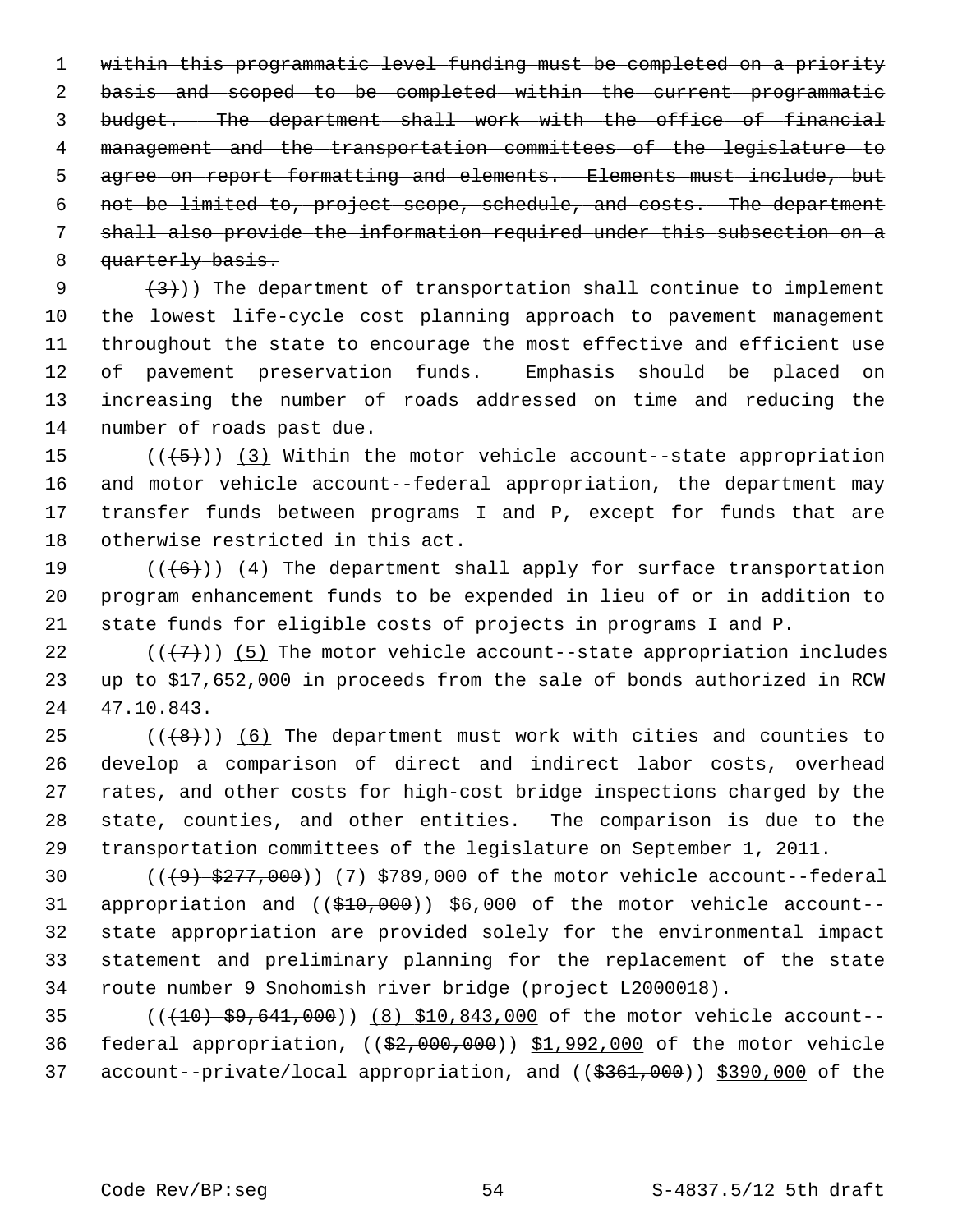~~within this programmatic level funding must be completed on a priority basis and scoped to be completed within the current programmatic budget. The department shall work with the office of financial management and the transportation committees of the legislature to agree on report formatting and elements. Elements must include, but not be limited to, project scope, schedule, and costs. The department shall also provide the information required under this subsection on a quarterly basis.~~

~~(3)~~)) The department of transportation shall continue to implement the lowest life-cycle cost planning approach to pavement management throughout the state to encourage the most effective and efficient use of pavement preservation funds. Emphasis should be placed on increasing the number of roads addressed on time and reducing the number of roads past due.

((~~(5)~~)) (3) Within the motor vehicle account--state appropriation and motor vehicle account--federal appropriation, the department may transfer funds between programs I and P, except for funds that are otherwise restricted in this act.

((~~(6)~~)) (4) The department shall apply for surface transportation program enhancement funds to be expended in lieu of or in addition to state funds for eligible costs of projects in programs I and P.

((~~(7)~~)) (5) The motor vehicle account--state appropriation includes up to $17,652,000 in proceeds from the sale of bonds authorized in RCW 47.10.843.

((~~(8)~~)) (6) The department must work with cities and counties to develop a comparison of direct and indirect labor costs, overhead rates, and other costs for high-cost bridge inspections charged by the state, counties, and other entities. The comparison is due to the transportation committees of the legislature on September 1, 2011.

((~~(9) $277,000~~)) (7) $789,000 of the motor vehicle account--federal appropriation and ((~~$10,000~~)) $6,000 of the motor vehicle account--state appropriation are provided solely for the environmental impact statement and preliminary planning for the replacement of the state route number 9 Snohomish river bridge (project L2000018).

((~~(10) $9,641,000~~)) (8) $10,843,000 of the motor vehicle account--federal appropriation, ((~~$2,000,000~~)) $1,992,000 of the motor vehicle account--private/local appropriation, and ((~~$361,000~~)) $390,000 of the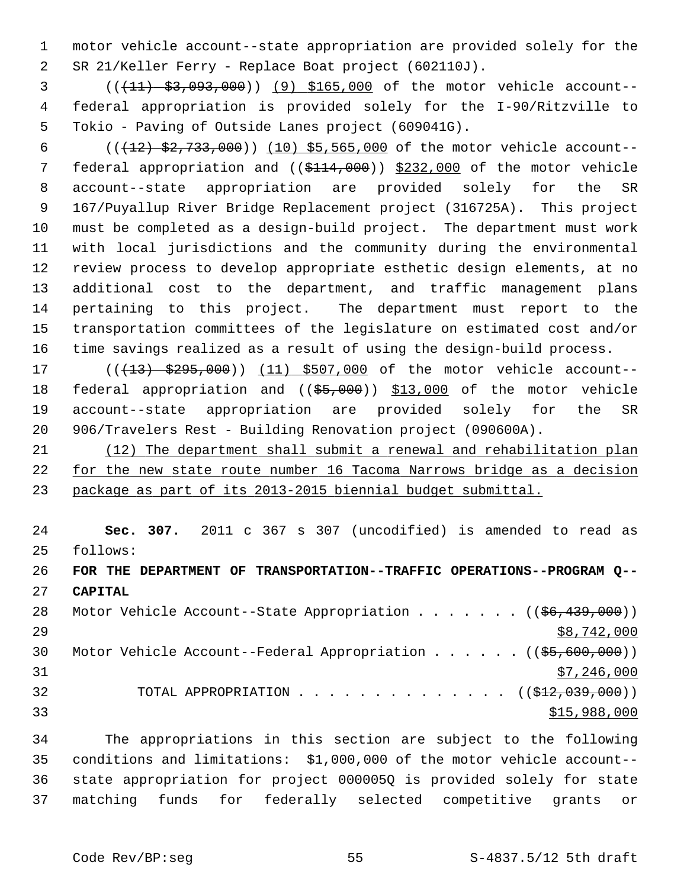motor vehicle account--state appropriation are provided solely for the SR 21/Keller Ferry - Replace Boat project (602110J).

(((11) $3,093,000)) (9) $165,000 of the motor vehicle account--federal appropriation is provided solely for the I-90/Ritzville to Tokio - Paving of Outside Lanes project (609041G).

(((12) $2,733,000)) (10) $5,565,000 of the motor vehicle account--federal appropriation and (($114,000)) $232,000 of the motor vehicle account--state appropriation are provided solely for the SR 167/Puyallup River Bridge Replacement project (316725A). This project must be completed as a design-build project. The department must work with local jurisdictions and the community during the environmental review process to develop appropriate esthetic design elements, at no additional cost to the department, and traffic management plans pertaining to this project. The department must report to the transportation committees of the legislature on estimated cost and/or time savings realized as a result of using the design-build process.

(((13) $295,000)) (11) $507,000 of the motor vehicle account--federal appropriation and (($5,000)) $13,000 of the motor vehicle account--state appropriation are provided solely for the SR 906/Travelers Rest - Building Renovation project (090600A).

(12) The department shall submit a renewal and rehabilitation plan for the new state route number 16 Tacoma Narrows bridge as a decision package as part of its 2013-2015 biennial budget submittal.

**Sec. 307.** 2011 c 367 s 307 (uncodified) is amended to read as follows:

**FOR THE DEPARTMENT OF TRANSPORTATION--TRAFFIC OPERATIONS--PROGRAM Q--CAPITAL**

Motor Vehicle Account--State Appropriation . . . . . . . (($6,439,000)) $8,742,000

Motor Vehicle Account--Federal Appropriation . . . . . . (($5,600,000)) $7,246,000

TOTAL APPROPRIATION . . . . . . . . . . . . . . (($12,039,000)) $15,988,000

The appropriations in this section are subject to the following conditions and limitations: $1,000,000 of the motor vehicle account--state appropriation for project 000005Q is provided solely for state matching funds for federally selected competitive grants or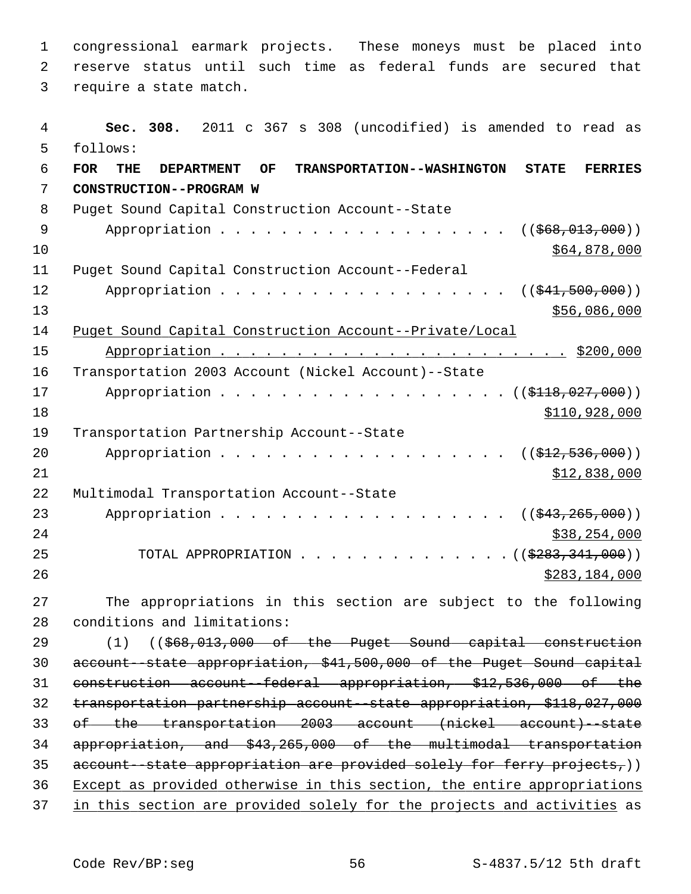congressional earmark projects. These moneys must be placed into reserve status until such time as federal funds are secured that require a state match.

**Sec. 308.** 2011 c 367 s 308 (uncodified) is amended to read as follows:

**FOR THE DEPARTMENT OF TRANSPORTATION--WASHINGTON STATE FERRIES CONSTRUCTION--PROGRAM W**

Puget Sound Capital Construction Account--State
Appropriation . . . . . . . . . . . . . . . . . . . . ((~~$68,013,000~~))
<u>$64,878,000</u>

Puget Sound Capital Construction Account--Federal
Appropriation . . . . . . . . . . . . . . . . . . . . ((~~$41,500,000~~))
<u>$56,086,000</u>

<u>Puget Sound Capital Construction Account--Private/Local</u>
<u>Appropriation . . . . . . . . . . . . . . . . . . . . . . . . $200,000</u>

Transportation 2003 Account (Nickel Account)--State
Appropriation . . . . . . . . . . . . . . . . . . . . ((~~$118,027,000~~))
<u>$110,928,000</u>

Transportation Partnership Account--State
Appropriation . . . . . . . . . . . . . . . . . . . . ((~~$12,536,000~~))
<u>$12,838,000</u>

Multimodal Transportation Account--State
Appropriation . . . . . . . . . . . . . . . . . . . . ((~~$43,265,000~~))
<u>$38,254,000</u>

TOTAL APPROPRIATION . . . . . . . . . . . . . . ((~~$283,341,000~~))
<u>$283,184,000</u>

The appropriations in this section are subject to the following conditions and limitations:

(1) ((~~$68,013,000 of the Puget Sound capital construction account--state appropriation, $41,500,000 of the Puget Sound capital construction account--federal appropriation, $12,536,000 of the transportation partnership account--state appropriation, $118,027,000 of the transportation 2003 account (nickel account)--state appropriation, and $43,265,000 of the multimodal transportation account--state appropriation are provided solely for ferry projects,~~)) <u>Except as provided otherwise in this section, the entire appropriations in this section are provided solely for the projects and activities</u> as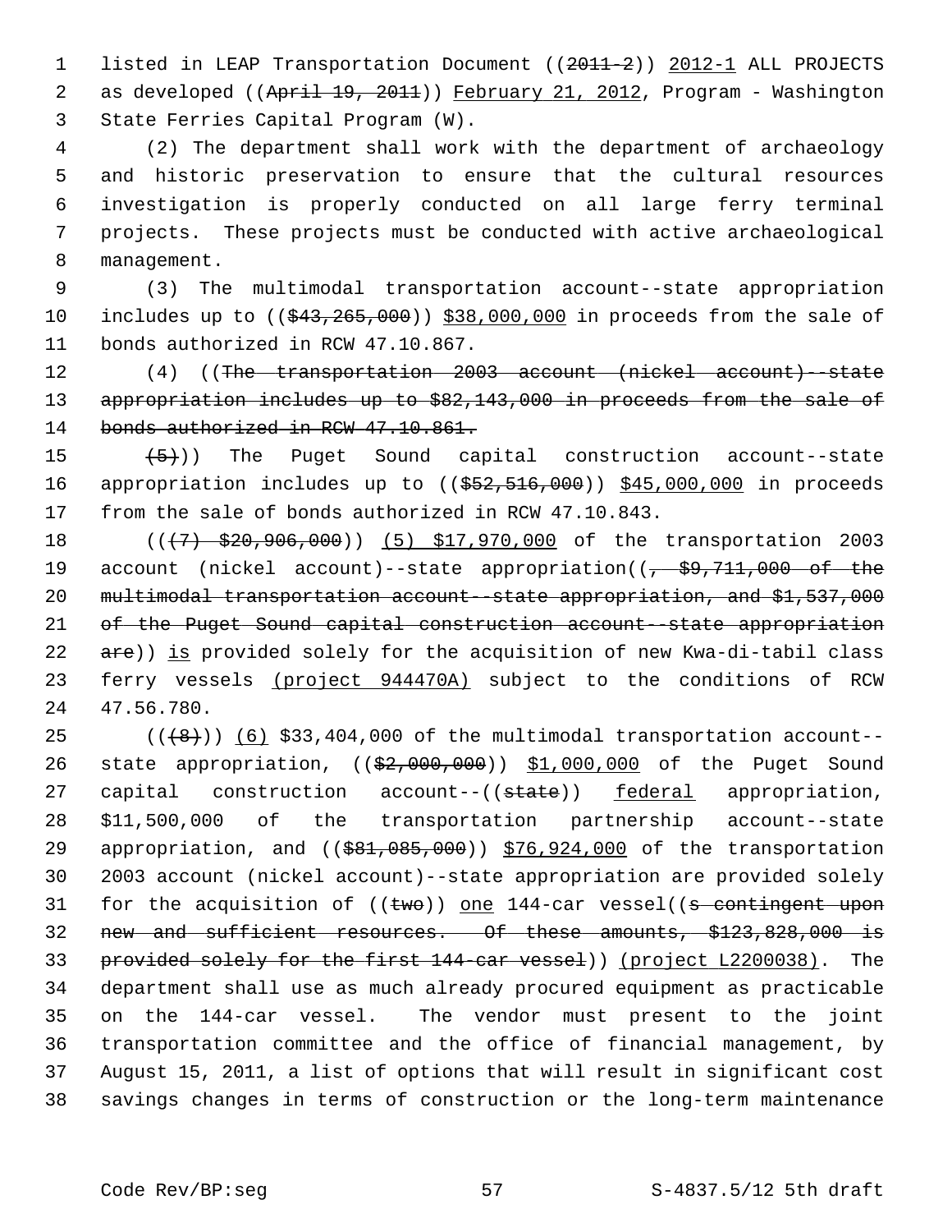listed in LEAP Transportation Document ((~~2011-2~~)) 2012-1 ALL PROJECTS as developed ((~~April 19, 2011~~)) February 21, 2012, Program - Washington State Ferries Capital Program (W).

(2) The department shall work with the department of archaeology and historic preservation to ensure that the cultural resources investigation is properly conducted on all large ferry terminal projects. These projects must be conducted with active archaeological management.

(3) The multimodal transportation account--state appropriation includes up to ((~~$43,265,000~~)) $38,000,000 in proceeds from the sale of bonds authorized in RCW 47.10.867.

(4) ((~~The transportation 2003 account (nickel account)--state appropriation includes up to $82,143,000 in proceeds from the sale of bonds authorized in RCW 47.10.861.~~

~~(5)~~)) The Puget Sound capital construction account--state appropriation includes up to ((~~$52,516,000~~)) $45,000,000 in proceeds from the sale of bonds authorized in RCW 47.10.843.

((~~(7) $20,906,000~~)) (5) $17,970,000 of the transportation 2003 account (nickel account)--state appropriation((~~, $9,711,000 of the multimodal transportation account--state appropriation, and $1,537,000 of the Puget Sound capital construction account--state appropriation are~~)) is provided solely for the acquisition of new Kwa-di-tabil class ferry vessels (project 944470A) subject to the conditions of RCW 47.56.780.

((~~(8)~~)) (6) $33,404,000 of the multimodal transportation account--state appropriation, ((~~$2,000,000~~)) $1,000,000 of the Puget Sound capital construction account--((~~state~~)) federal appropriation, $11,500,000 of the transportation partnership account--state appropriation, and ((~~$81,085,000~~)) $76,924,000 of the transportation 2003 account (nickel account)--state appropriation are provided solely for the acquisition of ((~~two~~)) one 144-car vessel((~~s contingent upon new and sufficient resources. Of these amounts, $123,828,000 is provided solely for the first 144-car vessel~~)) (project L2200038). The department shall use as much already procured equipment as practicable on the 144-car vessel. The vendor must present to the joint transportation committee and the office of financial management, by August 15, 2011, a list of options that will result in significant cost savings changes in terms of construction or the long-term maintenance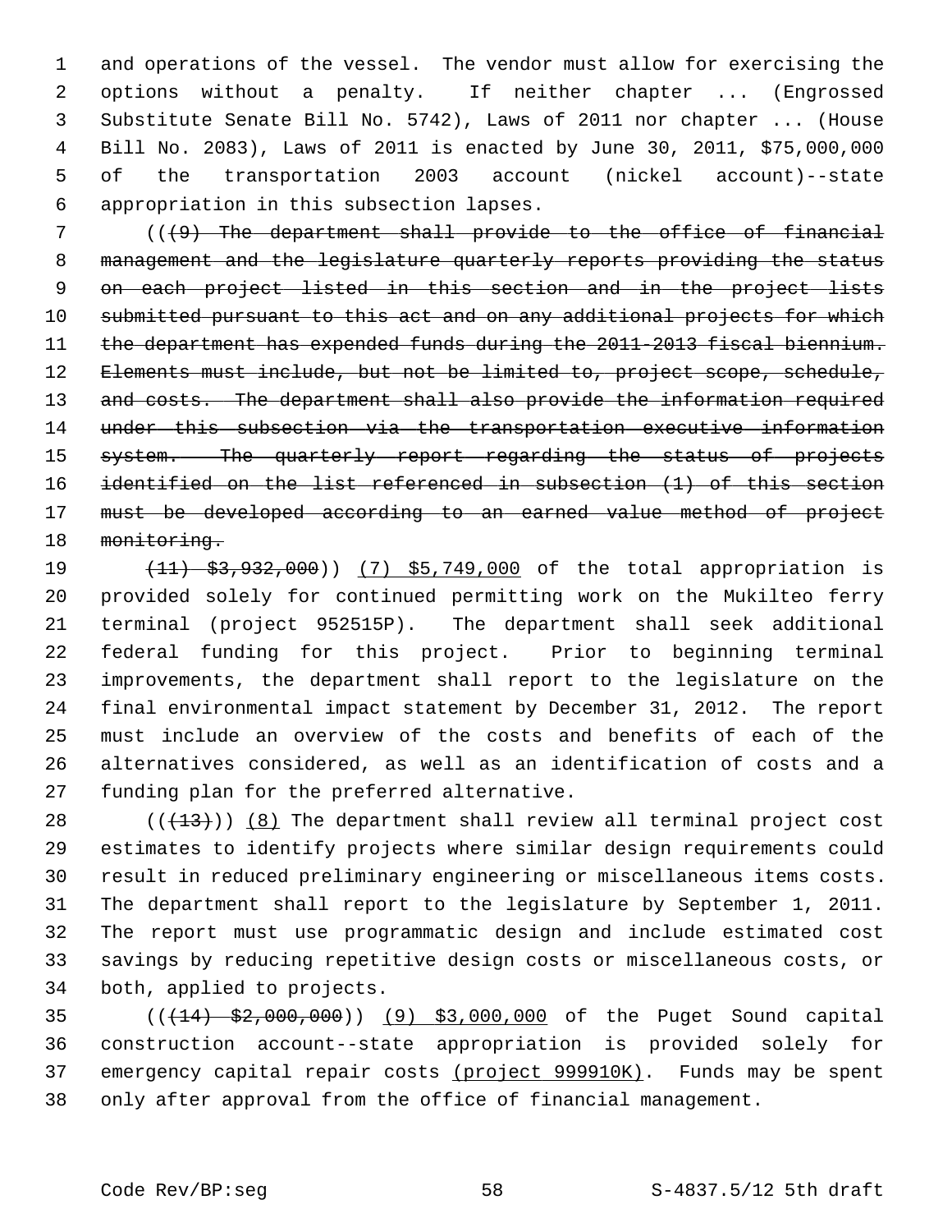and operations of the vessel. The vendor must allow for exercising the options without a penalty. If neither chapter ... (Engrossed Substitute Senate Bill No. 5742), Laws of 2011 nor chapter ... (House Bill No. 2083), Laws of 2011 is enacted by June 30, 2011, $75,000,000 of the transportation 2003 account (nickel account)--state appropriation in this subsection lapses.

~~((9) The department shall provide to the office of financial management and the legislature quarterly reports providing the status on each project listed in this section and in the project lists submitted pursuant to this act and on any additional projects for which the department has expended funds during the 2011-2013 fiscal biennium. Elements must include, but not be limited to, project scope, schedule, and costs. The department shall also provide the information required under this subsection via the transportation executive information system. The quarterly report regarding the status of projects identified on the list referenced in subsection (1) of this section must be developed according to an earned value method of project monitoring.~~

~~(11) $3,932,000~~)) (7) $5,749,000 of the total appropriation is provided solely for continued permitting work on the Mukilteo ferry terminal (project 952515P). The department shall seek additional federal funding for this project. Prior to beginning terminal improvements, the department shall report to the legislature on the final environmental impact statement by December 31, 2012. The report must include an overview of the costs and benefits of each of the alternatives considered, as well as an identification of costs and a funding plan for the preferred alternative.

((~~(13)~~)) (8) The department shall review all terminal project cost estimates to identify projects where similar design requirements could result in reduced preliminary engineering or miscellaneous items costs. The department shall report to the legislature by September 1, 2011. The report must use programmatic design and include estimated cost savings by reducing repetitive design costs or miscellaneous costs, or both, applied to projects.

((~~(14) $2,000,000~~)) (9) $3,000,000 of the Puget Sound capital construction account--state appropriation is provided solely for emergency capital repair costs (project 999910K). Funds may be spent only after approval from the office of financial management.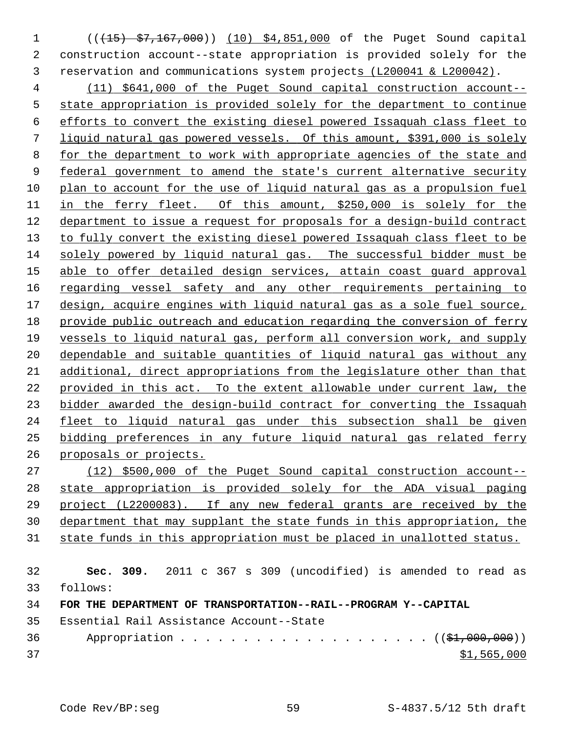((~~(15) $7,167,000~~)) <u>(10) $4,851,000</u> of the Puget Sound capital construction account--state appropriation is provided solely for the reservation and communications system project<u>s (L200041 & L200042)</u>.

<u>(11) $641,000 of the Puget Sound capital construction account--state appropriation is provided solely for the department to continue efforts to convert the existing diesel powered Issaquah class fleet to liquid natural gas powered vessels. Of this amount, $391,000 is solely for the department to work with appropriate agencies of the state and federal government to amend the state's current alternative security plan to account for the use of liquid natural gas as a propulsion fuel in the ferry fleet. Of this amount, $250,000 is solely for the department to issue a request for proposals for a design-build contract to fully convert the existing diesel powered Issaquah class fleet to be solely powered by liquid natural gas. The successful bidder must be able to offer detailed design services, attain coast guard approval regarding vessel safety and any other requirements pertaining to design, acquire engines with liquid natural gas as a sole fuel source, provide public outreach and education regarding the conversion of ferry vessels to liquid natural gas, perform all conversion work, and supply dependable and suitable quantities of liquid natural gas without any additional, direct appropriations from the legislature other than that provided in this act. To the extent allowable under current law, the bidder awarded the design-build contract for converting the Issaquah fleet to liquid natural gas under this subsection shall be given bidding preferences in any future liquid natural gas related ferry proposals or projects.</u>

<u>(12) $500,000 of the Puget Sound capital construction account--state appropriation is provided solely for the ADA visual paging project (L2200083). If any new federal grants are received by the department that may supplant the state funds in this appropriation, the state funds in this appropriation must be placed in unallotted status.</u>

**Sec. 309.** 2011 c 367 s 309 (uncodified) is amended to read as follows:

**FOR THE DEPARTMENT OF TRANSPORTATION--RAIL--PROGRAM Y--CAPITAL**

Essential Rail Assistance Account--State

Appropriation . . . . . . . . . . . . . . . . . . . . ((~~$1,000,000~~))
<u>$1,565,000</u>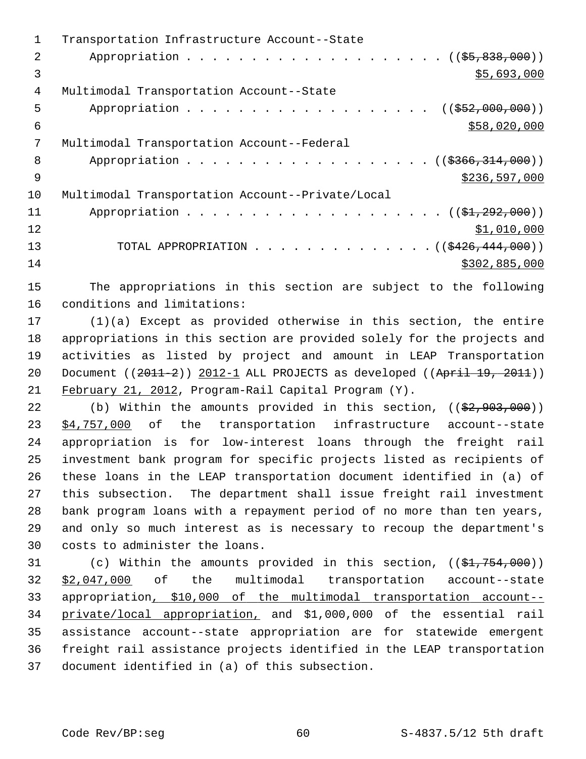Transportation Infrastructure Account--State
    Appropriation . . . . . . . . . . . . . . . . . . . . . ((~~$5,838,000~~))
                                                                    $5,693,000
Multimodal Transportation Account--State
    Appropriation . . . . . . . . . . . . . . . . . . . . ((~~$52,000,000~~))
                                                                    $58,020,000
Multimodal Transportation Account--Federal
    Appropriation . . . . . . . . . . . . . . . . . . . . ((~~$366,314,000~~))
                                                                    $236,597,000
Multimodal Transportation Account--Private/Local
    Appropriation . . . . . . . . . . . . . . . . . . . . . ((~~$1,292,000~~))
                                                                    $1,010,000
        TOTAL APPROPRIATION . . . . . . . . . . . . . . ((~~$426,444,000~~))
                                                                    $302,885,000

The appropriations in this section are subject to the following conditions and limitations:

(1)(a) Except as provided otherwise in this section, the entire appropriations in this section are provided solely for the projects and activities as listed by project and amount in LEAP Transportation Document ((~~2011-2~~)) 2012-1 ALL PROJECTS as developed ((~~April 19, 2011~~)) February 21, 2012, Program-Rail Capital Program (Y).

(b) Within the amounts provided in this section, ((~~$2,903,000~~)) $4,757,000 of the transportation infrastructure account--state appropriation is for low-interest loans through the freight rail investment bank program for specific projects listed as recipients of these loans in the LEAP transportation document identified in (a) of this subsection. The department shall issue freight rail investment bank program loans with a repayment period of no more than ten years, and only so much interest as is necessary to recoup the department's costs to administer the loans.

(c) Within the amounts provided in this section, ((~~$1,754,000~~)) $2,047,000 of the multimodal transportation account--state appropriation, $10,000 of the multimodal transportation account--private/local appropriation, and $1,000,000 of the essential rail assistance account--state appropriation are for statewide emergent freight rail assistance projects identified in the LEAP transportation document identified in (a) of this subsection.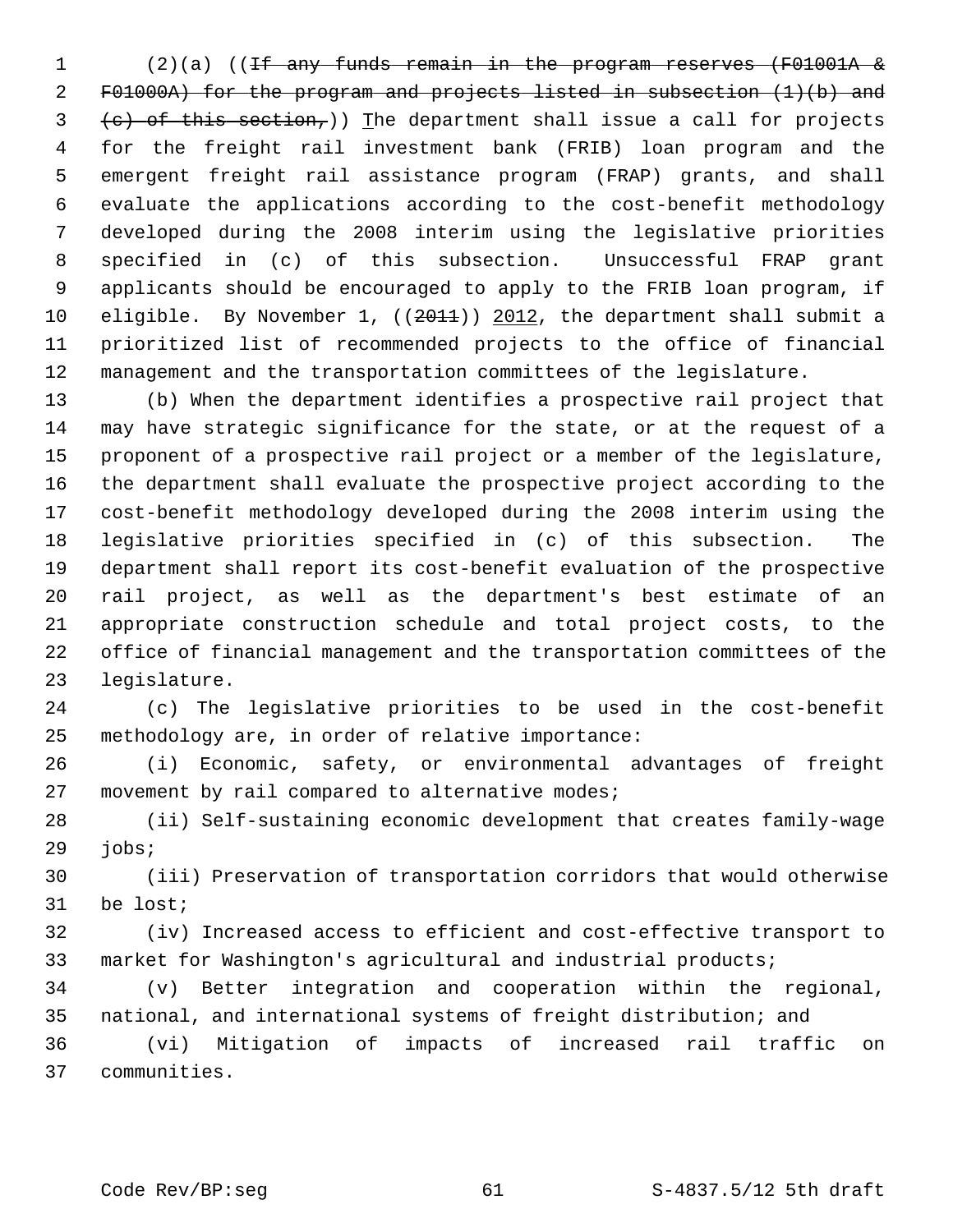(2)(a) ((~~If any funds remain in the program reserves (F01001A & F01000A) for the program and projects listed in subsection (1)(b) and (c) of this section,~~)) The department shall issue a call for projects for the freight rail investment bank (FRIB) loan program and the emergent freight rail assistance program (FRAP) grants, and shall evaluate the applications according to the cost-benefit methodology developed during the 2008 interim using the legislative priorities specified in (c) of this subsection. Unsuccessful FRAP grant applicants should be encouraged to apply to the FRIB loan program, if eligible. By November 1, ((~~2011~~)) 2012, the department shall submit a prioritized list of recommended projects to the office of financial management and the transportation committees of the legislature.

(b) When the department identifies a prospective rail project that may have strategic significance for the state, or at the request of a proponent of a prospective rail project or a member of the legislature, the department shall evaluate the prospective project according to the cost-benefit methodology developed during the 2008 interim using the legislative priorities specified in (c) of this subsection. The department shall report its cost-benefit evaluation of the prospective rail project, as well as the department's best estimate of an appropriate construction schedule and total project costs, to the office of financial management and the transportation committees of the legislature.

(c) The legislative priorities to be used in the cost-benefit methodology are, in order of relative importance:

(i) Economic, safety, or environmental advantages of freight movement by rail compared to alternative modes;

(ii) Self-sustaining economic development that creates family-wage jobs;

(iii) Preservation of transportation corridors that would otherwise be lost;

(iv) Increased access to efficient and cost-effective transport to market for Washington's agricultural and industrial products;

(v) Better integration and cooperation within the regional, national, and international systems of freight distribution; and

(vi) Mitigation of impacts of increased rail traffic on communities.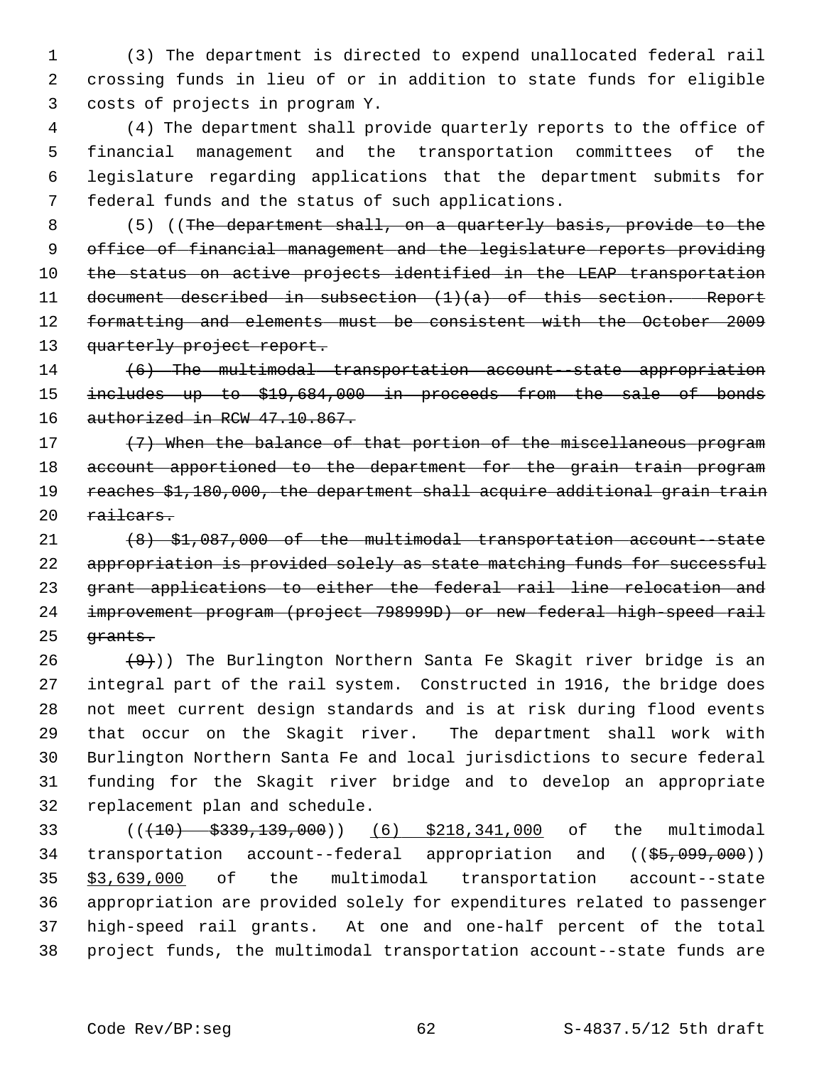(3) The department is directed to expend unallocated federal rail crossing funds in lieu of or in addition to state funds for eligible costs of projects in program Y.

(4) The department shall provide quarterly reports to the office of financial management and the transportation committees of the legislature regarding applications that the department submits for federal funds and the status of such applications.

(5) ((~~The department shall, on a quarterly basis, provide to the office of financial management and the legislature reports providing the status on active projects identified in the LEAP transportation document described in subsection (1)(a) of this section. Report formatting and elements must be consistent with the October 2009 quarterly project report.~~

~~(6) The multimodal transportation account--state appropriation includes up to $19,684,000 in proceeds from the sale of bonds authorized in RCW 47.10.867.~~

~~(7) When the balance of that portion of the miscellaneous program account apportioned to the department for the grain train program reaches $1,180,000, the department shall acquire additional grain train railcars.~~

~~(8) $1,087,000 of the multimodal transportation account--state appropriation is provided solely as state matching funds for successful grant applications to either the federal rail line relocation and improvement program (project 798999D) or new federal high-speed rail grants.~~

~~(9)~~)) The Burlington Northern Santa Fe Skagit river bridge is an integral part of the rail system. Constructed in 1916, the bridge does not meet current design standards and is at risk during flood events that occur on the Skagit river. The department shall work with Burlington Northern Santa Fe and local jurisdictions to secure federal funding for the Skagit river bridge and to develop an appropriate replacement plan and schedule.

((~~(10) $339,139,000~~)) <u>(6) $218,341,000</u> of the multimodal transportation account--federal appropriation and ((~~$5,099,000~~)) <u>$3,639,000</u> of the multimodal transportation account--state appropriation are provided solely for expenditures related to passenger high-speed rail grants. At one and one-half percent of the total project funds, the multimodal transportation account--state funds are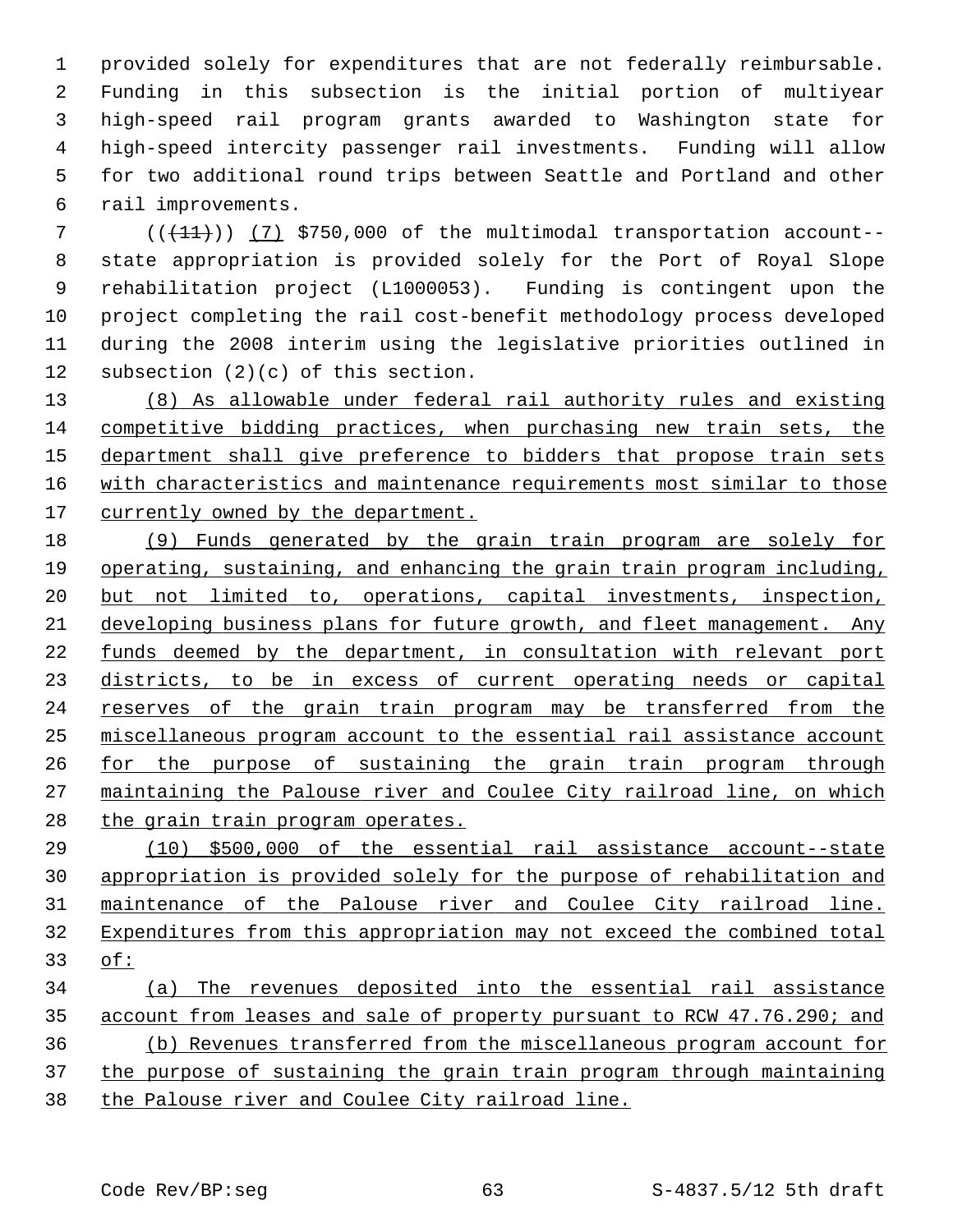provided solely for expenditures that are not federally reimbursable. Funding in this subsection is the initial portion of multiyear high-speed rail program grants awarded to Washington state for high-speed intercity passenger rail investments. Funding will allow for two additional round trips between Seattle and Portland and other rail improvements.

(((11))) (7) $750,000 of the multimodal transportation account--state appropriation is provided solely for the Port of Royal Slope rehabilitation project (L1000053). Funding is contingent upon the project completing the rail cost-benefit methodology process developed during the 2008 interim using the legislative priorities outlined in subsection (2)(c) of this section.

(8) As allowable under federal rail authority rules and existing competitive bidding practices, when purchasing new train sets, the department shall give preference to bidders that propose train sets with characteristics and maintenance requirements most similar to those currently owned by the department.

(9) Funds generated by the grain train program are solely for operating, sustaining, and enhancing the grain train program including, but not limited to, operations, capital investments, inspection, developing business plans for future growth, and fleet management. Any funds deemed by the department, in consultation with relevant port districts, to be in excess of current operating needs or capital reserves of the grain train program may be transferred from the miscellaneous program account to the essential rail assistance account for the purpose of sustaining the grain train program through maintaining the Palouse river and Coulee City railroad line, on which the grain train program operates.

(10) $500,000 of the essential rail assistance account--state appropriation is provided solely for the purpose of rehabilitation and maintenance of the Palouse river and Coulee City railroad line. Expenditures from this appropriation may not exceed the combined total of:

(a) The revenues deposited into the essential rail assistance account from leases and sale of property pursuant to RCW 47.76.290; and

(b) Revenues transferred from the miscellaneous program account for the purpose of sustaining the grain train program through maintaining the Palouse river and Coulee City railroad line.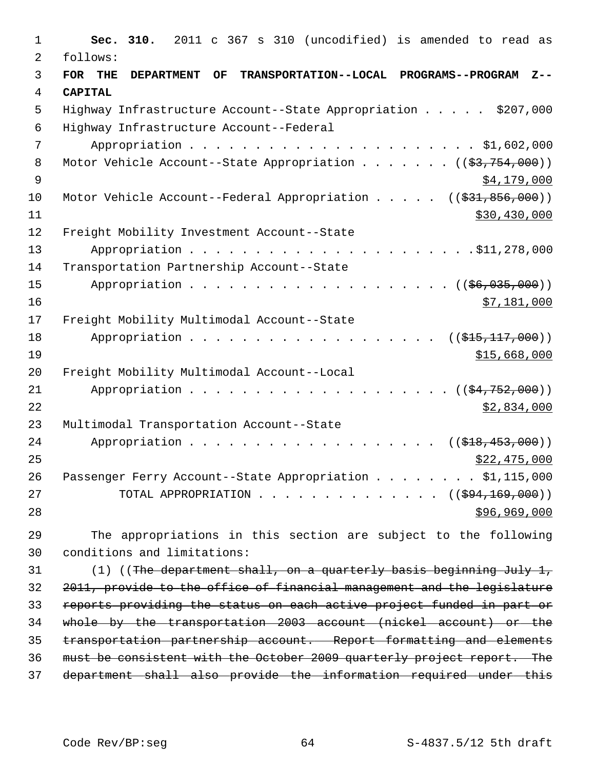**Sec. 310.** 2011 c 367 s 310 (uncodified) is amended to read as follows:

**FOR THE DEPARTMENT OF TRANSPORTATION--LOCAL PROGRAMS--PROGRAM Z--CAPITAL**

Highway Infrastructure Account--State Appropriation . . . . . $207,000

Highway Infrastructure Account--Federal Appropriation . . . . . . . . . . . . . . . . . . . . . . $1,602,000

Motor Vehicle Account--State Appropriation . . . . . . . ((~~$3,754,000~~)) $4,179,000

Motor Vehicle Account--Federal Appropriation . . . . . ((~~$31,856,000~~)) $30,430,000

Freight Mobility Investment Account--State Appropriation . . . . . . . . . . . . . . . . . . . . . .$11,278,000

Transportation Partnership Account--State Appropriation . . . . . . . . . . . . . . . . . . . . . ((~~$6,035,000~~)) $7,181,000

Freight Mobility Multimodal Account--State Appropriation . . . . . . . . . . . . . . . . . . . ((~~$15,117,000~~)) $15,668,000

Freight Mobility Multimodal Account--Local Appropriation . . . . . . . . . . . . . . . . . . . . ((~~$4,752,000~~)) $2,834,000

Multimodal Transportation Account--State Appropriation . . . . . . . . . . . . . . . . . . . ((~~$18,453,000~~)) $22,475,000

Passenger Ferry Account--State Appropriation . . . . . . . . $1,115,000

TOTAL APPROPRIATION . . . . . . . . . . . . . . ((~~$94,169,000~~)) $96,969,000

The appropriations in this section are subject to the following conditions and limitations:

(1) ((~~The department shall, on a quarterly basis beginning July 1, 2011, provide to the office of financial management and the legislature reports providing the status on each active project funded in part or whole by the transportation 2003 account (nickel account) or the transportation partnership account. Report formatting and elements must be consistent with the October 2009 quarterly project report. The department shall also provide the information required under this~~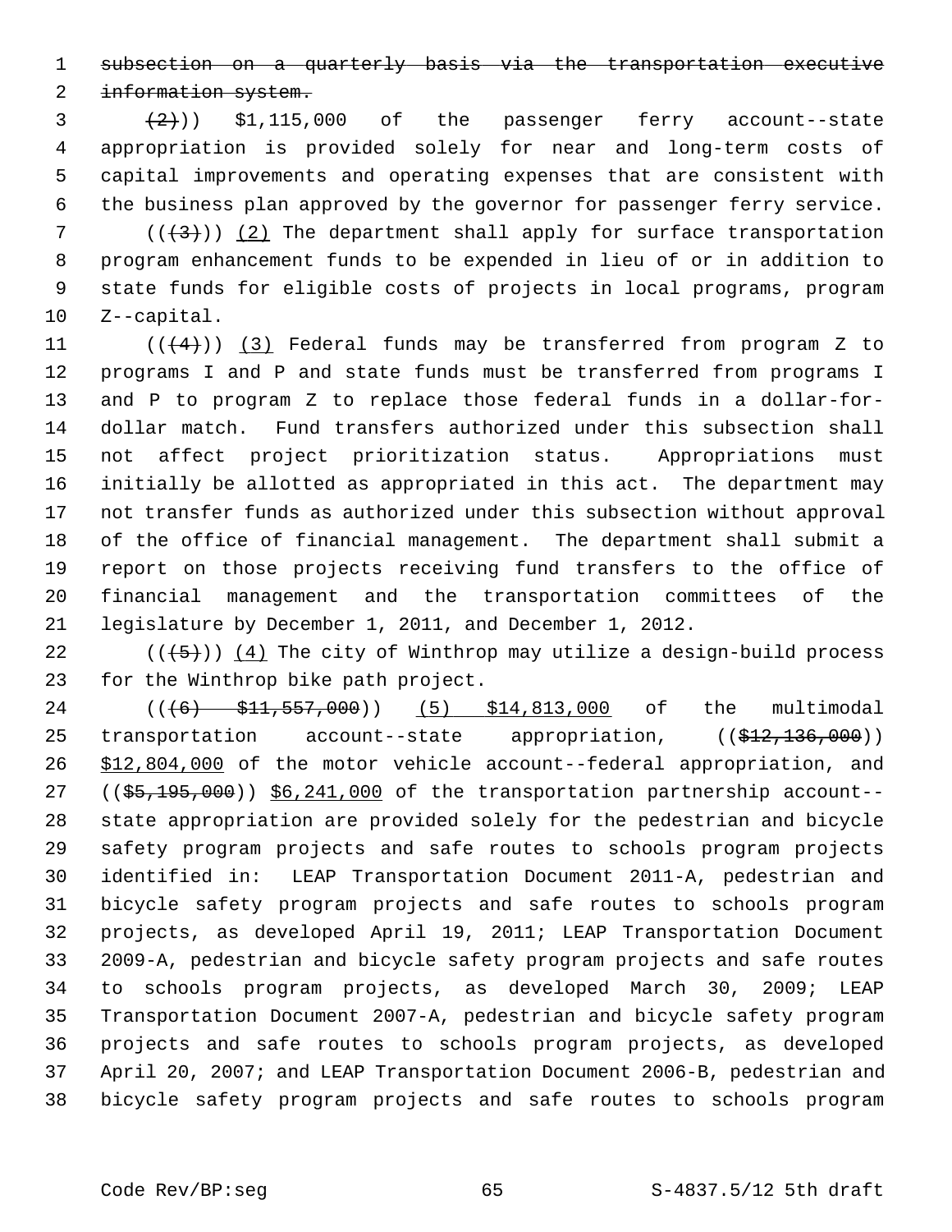~~subsection on a quarterly basis via the transportation executive information system.~~

~~(2)~~)) $1,115,000 of the passenger ferry account--state appropriation is provided solely for near and long-term costs of capital improvements and operating expenses that are consistent with the business plan approved by the governor for passenger ferry service.

((~~(3)~~)) (2) The department shall apply for surface transportation program enhancement funds to be expended in lieu of or in addition to state funds for eligible costs of projects in local programs, program Z--capital.

((~~(4)~~)) (3) Federal funds may be transferred from program Z to programs I and P and state funds must be transferred from programs I and P to program Z to replace those federal funds in a dollar-for-dollar match. Fund transfers authorized under this subsection shall not affect project prioritization status. Appropriations must initially be allotted as appropriated in this act. The department may not transfer funds as authorized under this subsection without approval of the office of financial management. The department shall submit a report on those projects receiving fund transfers to the office of financial management and the transportation committees of the legislature by December 1, 2011, and December 1, 2012.

((~~(5)~~)) (4) The city of Winthrop may utilize a design-build process for the Winthrop bike path project.

((~~(6) $11,557,000~~)) (5) $14,813,000 of the multimodal transportation account--state appropriation, ((~~$12,136,000~~)) $12,804,000 of the motor vehicle account--federal appropriation, and ((~~$5,195,000~~)) $6,241,000 of the transportation partnership account--state appropriation are provided solely for the pedestrian and bicycle safety program projects and safe routes to schools program projects identified in: LEAP Transportation Document 2011-A, pedestrian and bicycle safety program projects and safe routes to schools program projects, as developed April 19, 2011; LEAP Transportation Document 2009-A, pedestrian and bicycle safety program projects and safe routes to schools program projects, as developed March 30, 2009; LEAP Transportation Document 2007-A, pedestrian and bicycle safety program projects and safe routes to schools program projects, as developed April 20, 2007; and LEAP Transportation Document 2006-B, pedestrian and bicycle safety program projects and safe routes to schools program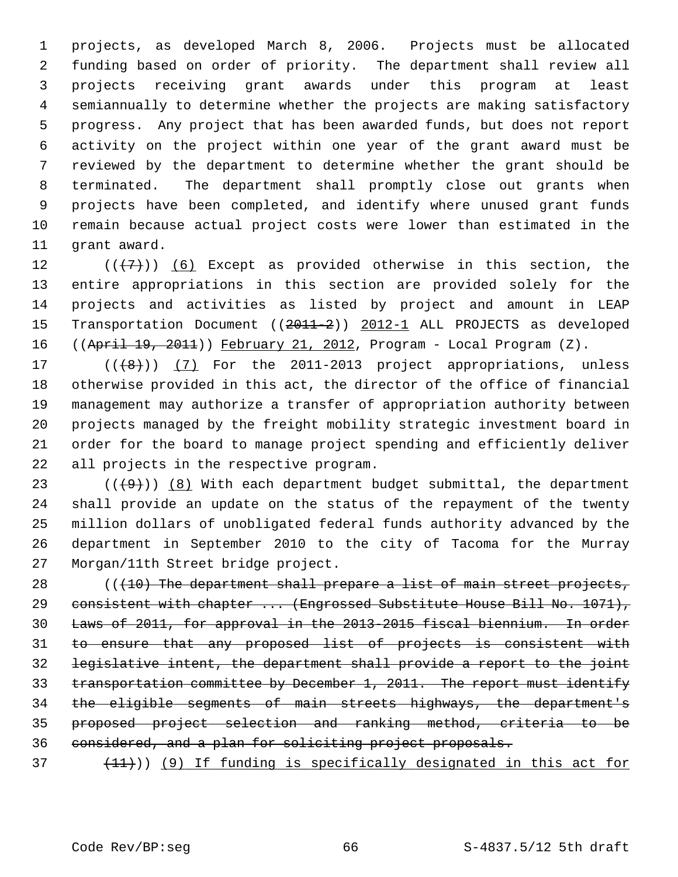projects, as developed March 8, 2006. Projects must be allocated funding based on order of priority. The department shall review all projects receiving grant awards under this program at least semiannually to determine whether the projects are making satisfactory progress. Any project that has been awarded funds, but does not report activity on the project within one year of the grant award must be reviewed by the department to determine whether the grant should be terminated. The department shall promptly close out grants when projects have been completed, and identify where unused grant funds remain because actual project costs were lower than estimated in the grant award.

((~~(7)~~)) (6) Except as provided otherwise in this section, the entire appropriations in this section are provided solely for the projects and activities as listed by project and amount in LEAP Transportation Document ((~~2011-2~~)) 2012-1 ALL PROJECTS as developed ((~~April 19, 2011~~)) February 21, 2012, Program - Local Program (Z).

((~~(8)~~)) (7) For the 2011-2013 project appropriations, unless otherwise provided in this act, the director of the office of financial management may authorize a transfer of appropriation authority between projects managed by the freight mobility strategic investment board in order for the board to manage project spending and efficiently deliver all projects in the respective program.

((~~(9)~~)) (8) With each department budget submittal, the department shall provide an update on the status of the repayment of the twenty million dollars of unobligated federal funds authority advanced by the department in September 2010 to the city of Tacoma for the Murray Morgan/11th Street bridge project.

((~~(10) The department shall prepare a list of main street projects, consistent with chapter ... (Engrossed Substitute House Bill No. 1071), Laws of 2011, for approval in the 2013-2015 fiscal biennium. In order to ensure that any proposed list of projects is consistent with legislative intent, the department shall provide a report to the joint transportation committee by December 1, 2011. The report must identify the eligible segments of main streets highways, the department's proposed project selection and ranking method, criteria to be considered, and a plan for soliciting project proposals.~~

~~(11)~~)) (9) If funding is specifically designated in this act for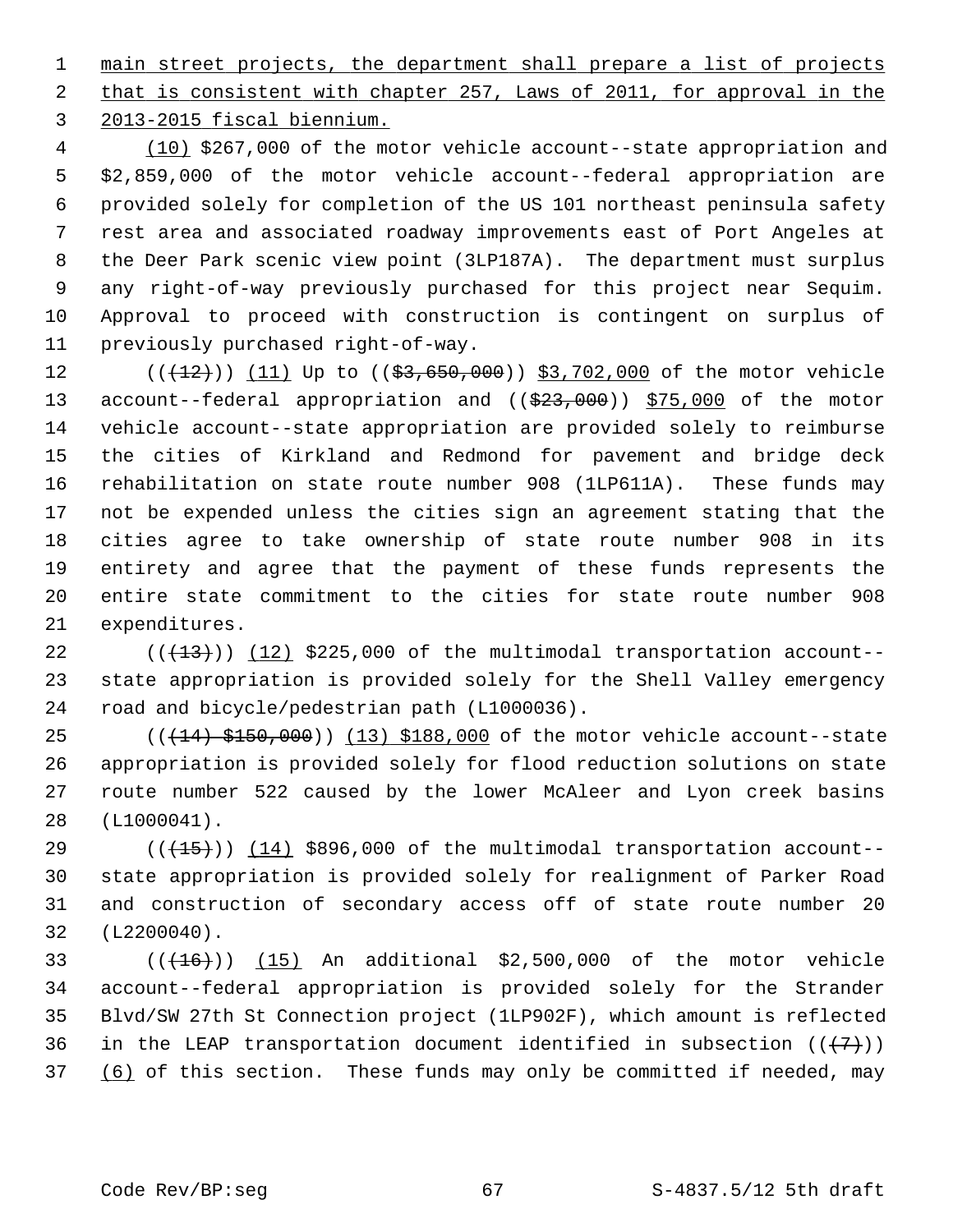main street projects, the department shall prepare a list of projects that is consistent with chapter 257, Laws of 2011, for approval in the 2013-2015 fiscal biennium.

(10) $267,000 of the motor vehicle account--state appropriation and $2,859,000 of the motor vehicle account--federal appropriation are provided solely for completion of the US 101 northeast peninsula safety rest area and associated roadway improvements east of Port Angeles at the Deer Park scenic view point (3LP187A). The department must surplus any right-of-way previously purchased for this project near Sequim. Approval to proceed with construction is contingent on surplus of previously purchased right-of-way.

(((12))) (11) Up to (($3,650,000)) $3,702,000 of the motor vehicle account--federal appropriation and (($23,000)) $75,000 of the motor vehicle account--state appropriation are provided solely to reimburse the cities of Kirkland and Redmond for pavement and bridge deck rehabilitation on state route number 908 (1LP611A). These funds may not be expended unless the cities sign an agreement stating that the cities agree to take ownership of state route number 908 in its entirety and agree that the payment of these funds represents the entire state commitment to the cities for state route number 908 expenditures.

(((13))) (12) $225,000 of the multimodal transportation account--state appropriation is provided solely for the Shell Valley emergency road and bicycle/pedestrian path (L1000036).

(((14) $150,000)) (13) $188,000 of the motor vehicle account--state appropriation is provided solely for flood reduction solutions on state route number 522 caused by the lower McAleer and Lyon creek basins (L1000041).

(((15))) (14) $896,000 of the multimodal transportation account--state appropriation is provided solely for realignment of Parker Road and construction of secondary access off of state route number 20 (L2200040).

(((16))) (15) An additional $2,500,000 of the motor vehicle account--federal appropriation is provided solely for the Strander Blvd/SW 27th St Connection project (1LP902F), which amount is reflected in the LEAP transportation document identified in subsection (((7))) (6) of this section. These funds may only be committed if needed, may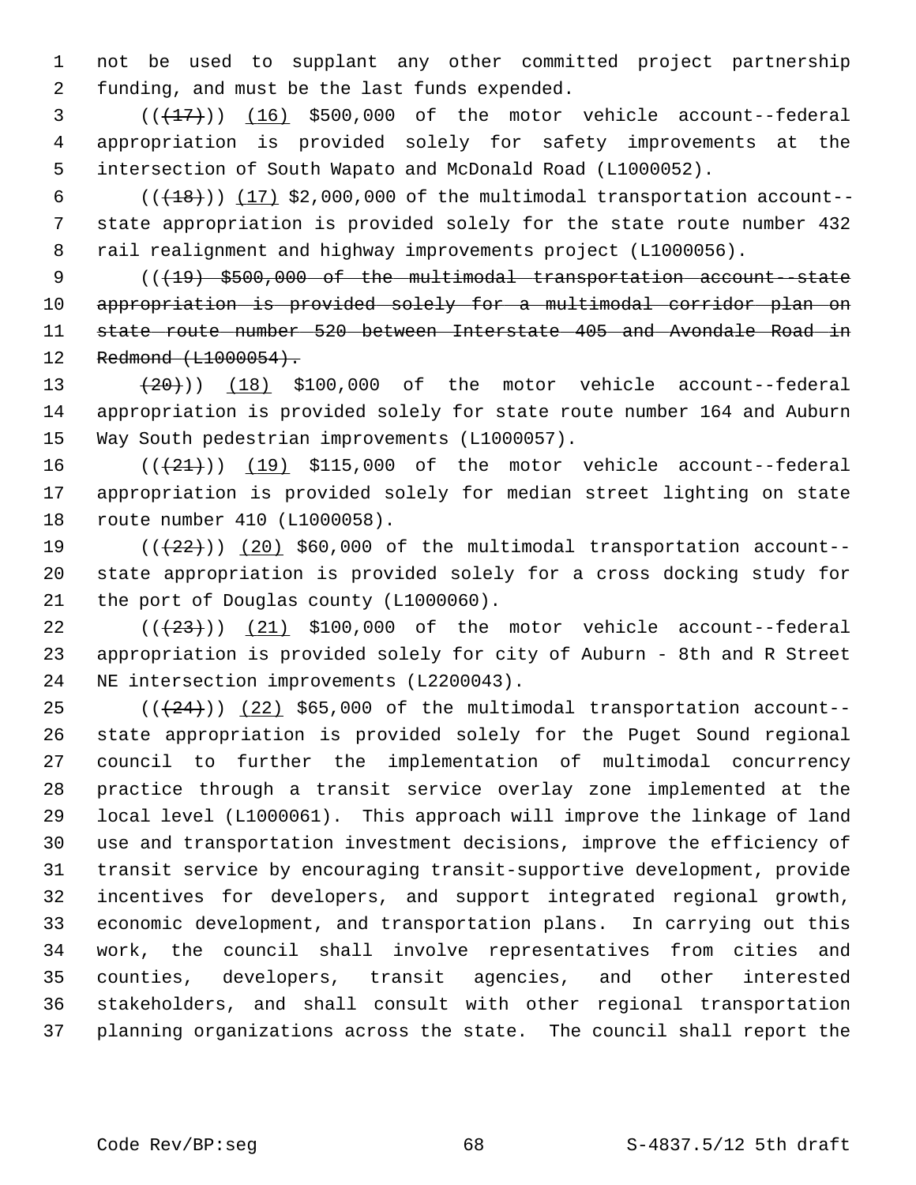not be used to supplant any other committed project partnership funding, and must be the last funds expended.

(( ~~(17)~~ )) (16) $500,000 of the motor vehicle account--federal appropriation is provided solely for safety improvements at the intersection of South Wapato and McDonald Road (L1000052).

(( ~~(18)~~ )) (17) $2,000,000 of the multimodal transportation account--state appropriation is provided solely for the state route number 432 rail realignment and highway improvements project (L1000056).

(( ~~(19) $500,000 of the multimodal transportation account--state appropriation is provided solely for a multimodal corridor plan on state route number 520 between Interstate 405 and Avondale Road in Redmond (L1000054).~~

~~(20)~~ )) (18) $100,000 of the motor vehicle account--federal appropriation is provided solely for state route number 164 and Auburn Way South pedestrian improvements (L1000057).

(( ~~(21)~~ )) (19) $115,000 of the motor vehicle account--federal appropriation is provided solely for median street lighting on state route number 410 (L1000058).

(( ~~(22)~~ )) (20) $60,000 of the multimodal transportation account--state appropriation is provided solely for a cross docking study for the port of Douglas county (L1000060).

(( ~~(23)~~ )) (21) $100,000 of the motor vehicle account--federal appropriation is provided solely for city of Auburn - 8th and R Street NE intersection improvements (L2200043).

(( ~~(24)~~ )) (22) $65,000 of the multimodal transportation account--state appropriation is provided solely for the Puget Sound regional council to further the implementation of multimodal concurrency practice through a transit service overlay zone implemented at the local level (L1000061). This approach will improve the linkage of land use and transportation investment decisions, improve the efficiency of transit service by encouraging transit-supportive development, provide incentives for developers, and support integrated regional growth, economic development, and transportation plans. In carrying out this work, the council shall involve representatives from cities and counties, developers, transit agencies, and other interested stakeholders, and shall consult with other regional transportation planning organizations across the state. The council shall report the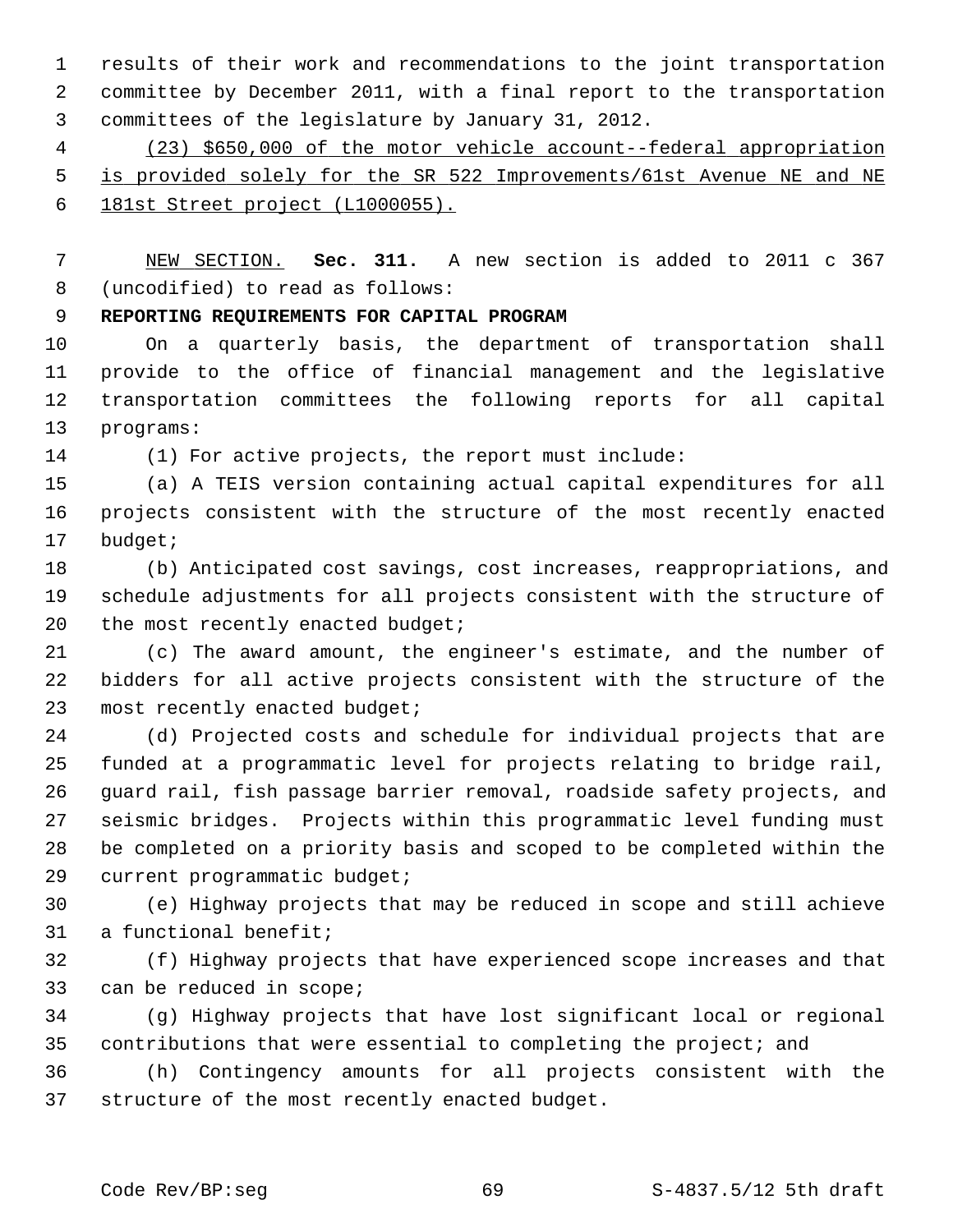results of their work and recommendations to the joint transportation committee by December 2011, with a final report to the transportation committees of the legislature by January 31, 2012.

<u>(23) $650,000 of the motor vehicle account--federal appropriation is provided solely for the SR 522 Improvements/61st Avenue NE and NE 181st Street project (L1000055).</u>

<u>NEW SECTION.</u> **Sec. 311.** A new section is added to 2011 c 367 (uncodified) to read as follows:

**REPORTING REQUIREMENTS FOR CAPITAL PROGRAM**

On a quarterly basis, the department of transportation shall provide to the office of financial management and the legislative transportation committees the following reports for all capital programs:

(1) For active projects, the report must include:

(a) A TEIS version containing actual capital expenditures for all projects consistent with the structure of the most recently enacted budget;

(b) Anticipated cost savings, cost increases, reappropriations, and schedule adjustments for all projects consistent with the structure of the most recently enacted budget;

(c) The award amount, the engineer's estimate, and the number of bidders for all active projects consistent with the structure of the most recently enacted budget;

(d) Projected costs and schedule for individual projects that are funded at a programmatic level for projects relating to bridge rail, guard rail, fish passage barrier removal, roadside safety projects, and seismic bridges. Projects within this programmatic level funding must be completed on a priority basis and scoped to be completed within the current programmatic budget;

(e) Highway projects that may be reduced in scope and still achieve a functional benefit;

(f) Highway projects that have experienced scope increases and that can be reduced in scope;

(g) Highway projects that have lost significant local or regional contributions that were essential to completing the project; and

(h) Contingency amounts for all projects consistent with the structure of the most recently enacted budget.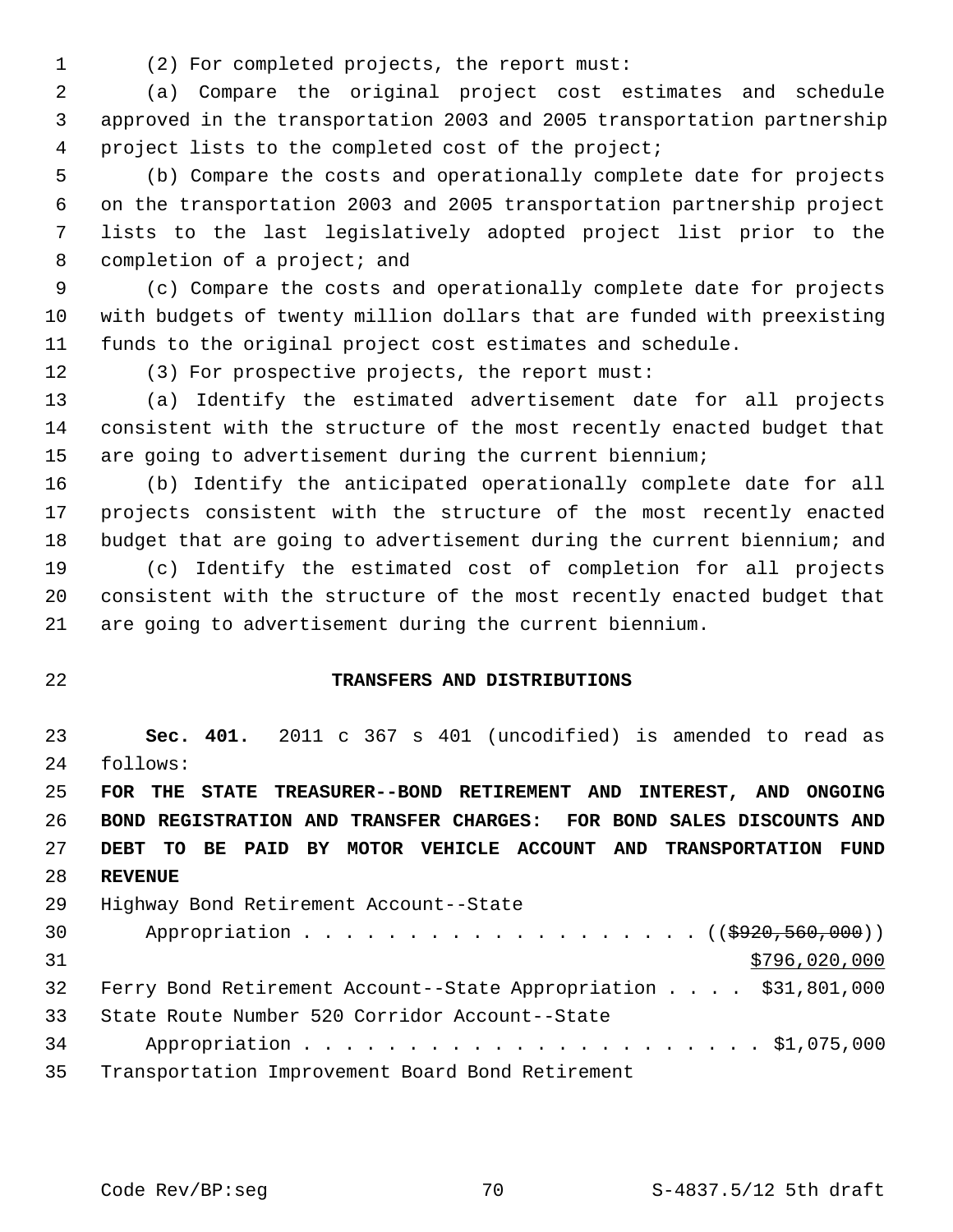(2) For completed projects, the report must:

(a) Compare the original project cost estimates and schedule approved in the transportation 2003 and 2005 transportation partnership project lists to the completed cost of the project;

(b) Compare the costs and operationally complete date for projects on the transportation 2003 and 2005 transportation partnership project lists to the last legislatively adopted project list prior to the completion of a project; and

(c) Compare the costs and operationally complete date for projects with budgets of twenty million dollars that are funded with preexisting funds to the original project cost estimates and schedule.

(3) For prospective projects, the report must:

(a) Identify the estimated advertisement date for all projects consistent with the structure of the most recently enacted budget that are going to advertisement during the current biennium;

(b) Identify the anticipated operationally complete date for all projects consistent with the structure of the most recently enacted budget that are going to advertisement during the current biennium; and

(c) Identify the estimated cost of completion for all projects consistent with the structure of the most recently enacted budget that are going to advertisement during the current biennium.

## TRANSFERS AND DISTRIBUTIONS

**Sec. 401.** 2011 c 367 s 401 (uncodified) is amended to read as follows:

**FOR THE STATE TREASURER--BOND RETIREMENT AND INTEREST, AND ONGOING BOND REGISTRATION AND TRANSFER CHARGES: FOR BOND SALES DISCOUNTS AND DEBT TO BE PAID BY MOTOR VEHICLE ACCOUNT AND TRANSPORTATION FUND REVENUE**

Highway Bond Retirement Account--State Appropriation . . . . . . . . . . . . . . . . . . . ((~~$920,560,000~~))
<u>$796,020,000</u>

Ferry Bond Retirement Account--State Appropriation . . . . $31,801,000

State Route Number 520 Corridor Account--State Appropriation . . . . . . . . . . . . . . . . . . . . . . $1,075,000

Transportation Improvement Board Bond Retirement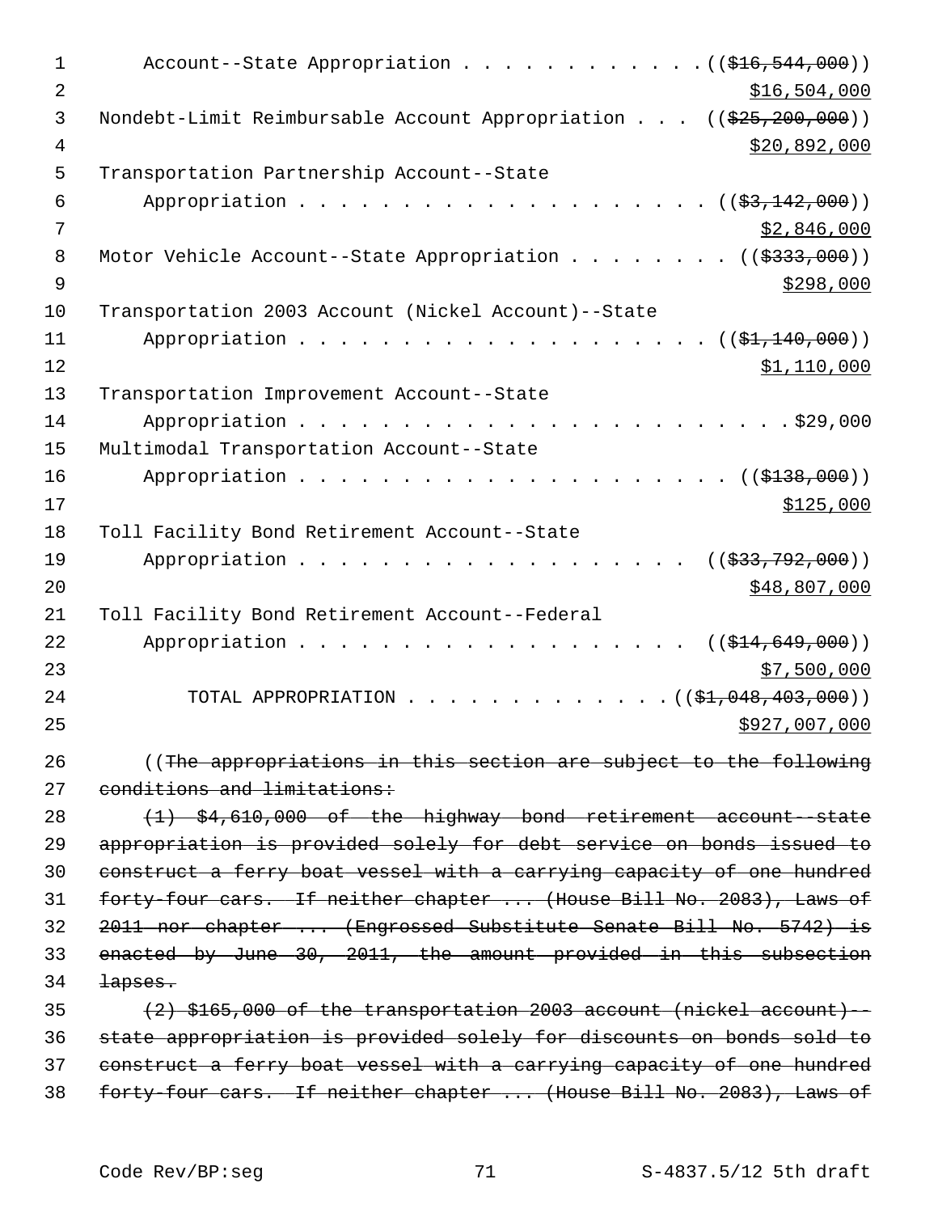Account--State Appropriation . . . . . . . . . . . . ((~~$16,544,000~~))
$16,504,000

Nondebt-Limit Reimbursable Account Appropriation . . . ((~~$25,200,000~~))
$20,892,000

Transportation Partnership Account--State
Appropriation . . . . . . . . . . . . . . . . . . . . ((~~$3,142,000~~))
$2,846,000

Motor Vehicle Account--State Appropriation . . . . . . . . ((~~$333,000~~))
$298,000

Transportation 2003 Account (Nickel Account)--State
Appropriation . . . . . . . . . . . . . . . . . . . . ((~~$1,140,000~~))
$1,110,000

Transportation Improvement Account--State
Appropriation . . . . . . . . . . . . . . . . . . . . . . . . . $29,000

Multimodal Transportation Account--State
Appropriation . . . . . . . . . . . . . . . . . . . . . ((~~$138,000~~))
$125,000

Toll Facility Bond Retirement Account--State
Appropriation . . . . . . . . . . . . . . . . . . . ((~~$33,792,000~~))
$48,807,000

Toll Facility Bond Retirement Account--Federal
Appropriation . . . . . . . . . . . . . . . . . . . ((~~$14,649,000~~))
$7,500,000

TOTAL APPROPRIATION . . . . . . . . . . . . . ((~~$1,048,403,000~~))
$927,007,000

((~~The appropriations in this section are subject to the following conditions and limitations:~~

~~(1) $4,610,000 of the highway bond retirement account--state appropriation is provided solely for debt service on bonds issued to construct a ferry boat vessel with a carrying capacity of one hundred forty-four cars. If neither chapter ... (House Bill No. 2083), Laws of 2011 nor chapter ... (Engrossed Substitute Senate Bill No. 5742) is enacted by June 30, 2011, the amount provided in this subsection lapses.~~

~~(2) $165,000 of the transportation 2003 account (nickel account)--state appropriation is provided solely for discounts on bonds sold to construct a ferry boat vessel with a carrying capacity of one hundred forty-four cars. If neither chapter ... (House Bill No. 2083), Laws of~~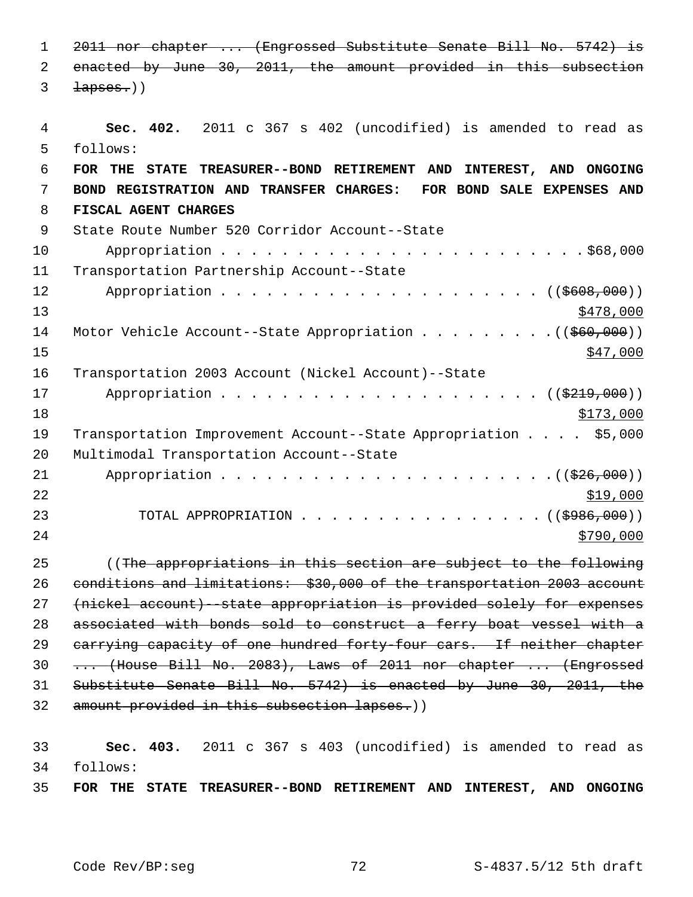~~2011 nor chapter ... (Engrossed Substitute Senate Bill No. 5742) is enacted by June 30, 2011, the amount provided in this subsection lapses.~~))

**Sec. 402.** 2011 c 367 s 402 (uncodified) is amended to read as follows:

**FOR THE STATE TREASURER--BOND RETIREMENT AND INTEREST, AND ONGOING BOND REGISTRATION AND TRANSFER CHARGES: FOR BOND SALE EXPENSES AND FISCAL AGENT CHARGES**

State Route Number 520 Corridor Account--State Appropriation . . . . . . . . . . . . . . . . . . . . . . . $68,000

Transportation Partnership Account--State Appropriation . . . . . . . . . . . . . . . . . . . . . ((~~$608,000~~)) <u>$478,000</u>

Motor Vehicle Account--State Appropriation . . . . . . . . . ((~~$60,000~~)) <u>$47,000</u>

Transportation 2003 Account (Nickel Account)--State Appropriation . . . . . . . . . . . . . . . . . . . . . ((~~$219,000~~)) <u>$173,000</u>

Transportation Improvement Account--State Appropriation . . . . $5,000

Multimodal Transportation Account--State Appropriation . . . . . . . . . . . . . . . . . . . . . . ((~~$26,000~~)) <u>$19,000</u>

TOTAL APPROPRIATION . . . . . . . . . . . . . . . . ((~~$986,000~~)) <u>$790,000</u>

((~~The appropriations in this section are subject to the following conditions and limitations: $30,000 of the transportation 2003 account (nickel account)--state appropriation is provided solely for expenses associated with bonds sold to construct a ferry boat vessel with a carrying capacity of one hundred forty-four cars. If neither chapter ... (House Bill No. 2083), Laws of 2011 nor chapter ... (Engrossed Substitute Senate Bill No. 5742) is enacted by June 30, 2011, the amount provided in this subsection lapses.~~))

**Sec. 403.** 2011 c 367 s 403 (uncodified) is amended to read as follows:

**FOR THE STATE TREASURER--BOND RETIREMENT AND INTEREST, AND ONGOING**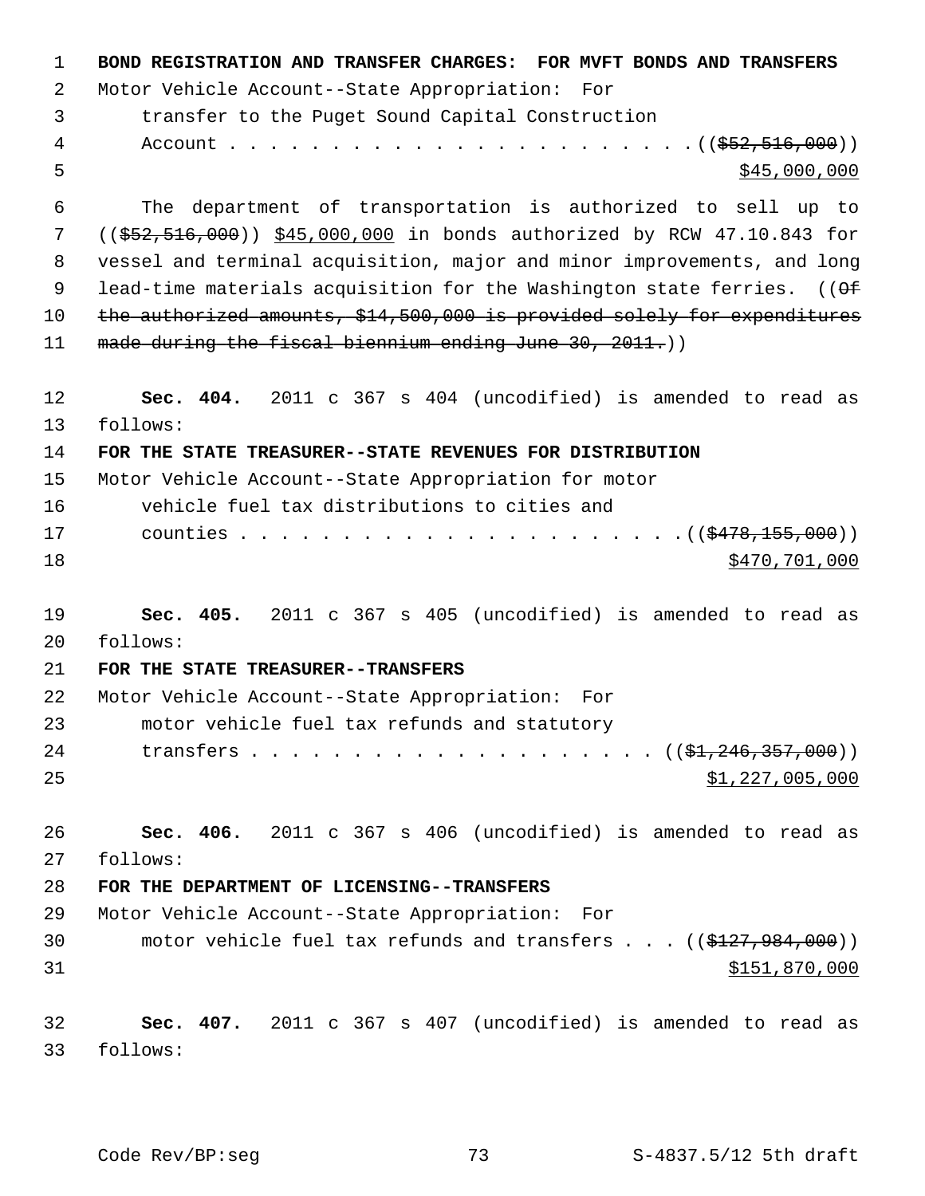**BOND REGISTRATION AND TRANSFER CHARGES: FOR MVFT BONDS AND TRANSFERS**

Motor Vehicle Account--State Appropriation: For transfer to the Puget Sound Capital Construction Account . . . . . . . . . . . . . . . . . . . . . . . ((~~$52,516,000~~)) <u>$45,000,000</u>

The department of transportation is authorized to sell up to ((~~$52,516,000~~)) <u>$45,000,000</u> in bonds authorized by RCW 47.10.843 for vessel and terminal acquisition, major and minor improvements, and long lead-time materials acquisition for the Washington state ferries. ((~~Of the authorized amounts, $14,500,000 is provided solely for expenditures made during the fiscal biennium ending June 30, 2011.~~))

**Sec. 404.** 2011 c 367 s 404 (uncodified) is amended to read as follows:

**FOR THE STATE TREASURER--STATE REVENUES FOR DISTRIBUTION**

Motor Vehicle Account--State Appropriation for motor vehicle fuel tax distributions to cities and counties . . . . . . . . . . . . . . . . . . . . . . ((~~$478,155,000~~)) <u>$470,701,000</u>

**Sec. 405.** 2011 c 367 s 405 (uncodified) is amended to read as follows:

**FOR THE STATE TREASURER--TRANSFERS**

Motor Vehicle Account--State Appropriation: For motor vehicle fuel tax refunds and statutory transfers . . . . . . . . . . . . . . . . . . . . ((~~$1,246,357,000~~)) <u>$1,227,005,000</u>

**Sec. 406.** 2011 c 367 s 406 (uncodified) is amended to read as follows:

**FOR THE DEPARTMENT OF LICENSING--TRANSFERS**

Motor Vehicle Account--State Appropriation: For motor vehicle fuel tax refunds and transfers . . . ((~~$127,984,000~~)) <u>$151,870,000</u>

**Sec. 407.** 2011 c 367 s 407 (uncodified) is amended to read as follows: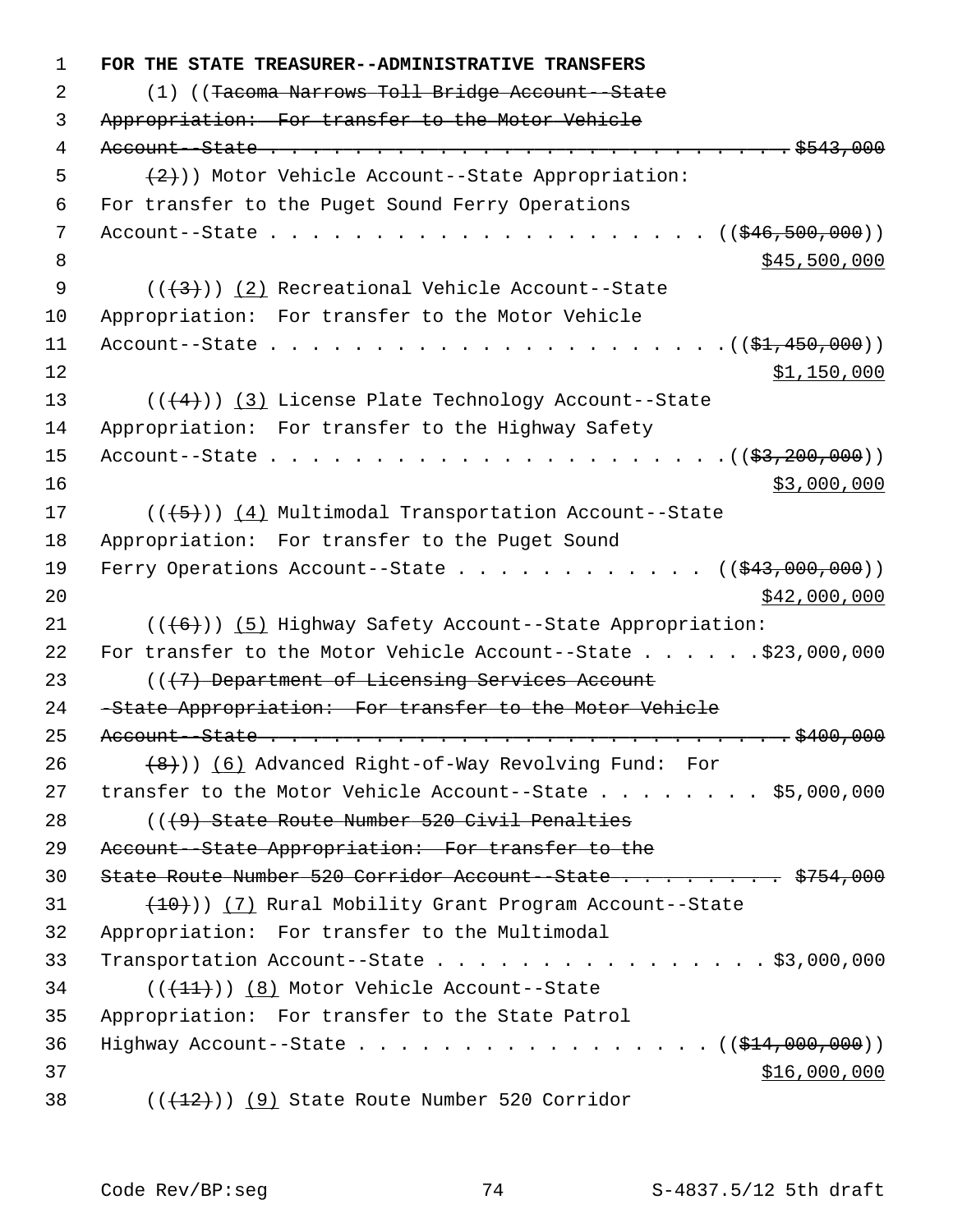**FOR THE STATE TREASURER--ADMINISTRATIVE TRANSFERS**

(1) ((~~Tacoma Narrows Toll Bridge Account--State Appropriation: For transfer to the Motor Vehicle Account--State . . . . . . . . . . . . . . . . . . . . . . . . . . $543,000~~

~~(2)~~)) Motor Vehicle Account--State Appropriation: For transfer to the Puget Sound Ferry Operations Account--State . . . . . . . . . . . . . . . . . . . . . . ((~~$46,500,000~~))
<u>$45,500,000</u>

((~~(3)~~)) <u>(2)</u> Recreational Vehicle Account--State Appropriation: For transfer to the Motor Vehicle Account--State . . . . . . . . . . . . . . . . . . . . . . (( ~~$1,450,000~~))
<u>$1,150,000</u>

((~~(4)~~)) <u>(3)</u> License Plate Technology Account--State Appropriation: For transfer to the Highway Safety Account--State . . . . . . . . . . . . . . . . . . . . . . (( ~~$3,200,000~~))
<u>$3,000,000</u>

((~~(5)~~)) <u>(4)</u> Multimodal Transportation Account--State Appropriation: For transfer to the Puget Sound Ferry Operations Account--State . . . . . . . . . . . . . (( ~~$43,000,000~~))
<u>$42,000,000</u>

((~~(6)~~)) <u>(5)</u> Highway Safety Account--State Appropriation: For transfer to the Motor Vehicle Account--State . . . . . . $23,000,000

((~~(7) Department of Licensing Services Account -State Appropriation: For transfer to the Motor Vehicle Account--State . . . . . . . . . . . . . . . . . . . . . . . . . . $400,000~~

~~(8)~~)) <u>(6)</u> Advanced Right-of-Way Revolving Fund: For transfer to the Motor Vehicle Account--State . . . . . . . . $5,000,000

((~~(9) State Route Number 520 Civil Penalties Account--State Appropriation: For transfer to the State Route Number 520 Corridor Account--State . . . . . . . . . $754,000~~

~~(10)~~)) <u>(7)</u> Rural Mobility Grant Program Account--State Appropriation: For transfer to the Multimodal Transportation Account--State . . . . . . . . . . . . . . . . . $3,000,000

((~~(11)~~)) <u>(8)</u> Motor Vehicle Account--State Appropriation: For transfer to the State Patrol Highway Account--State . . . . . . . . . . . . . . . . . (( ~~$14,000,000~~))
<u>$16,000,000</u>

((~~(12)~~)) <u>(9)</u> State Route Number 520 Corridor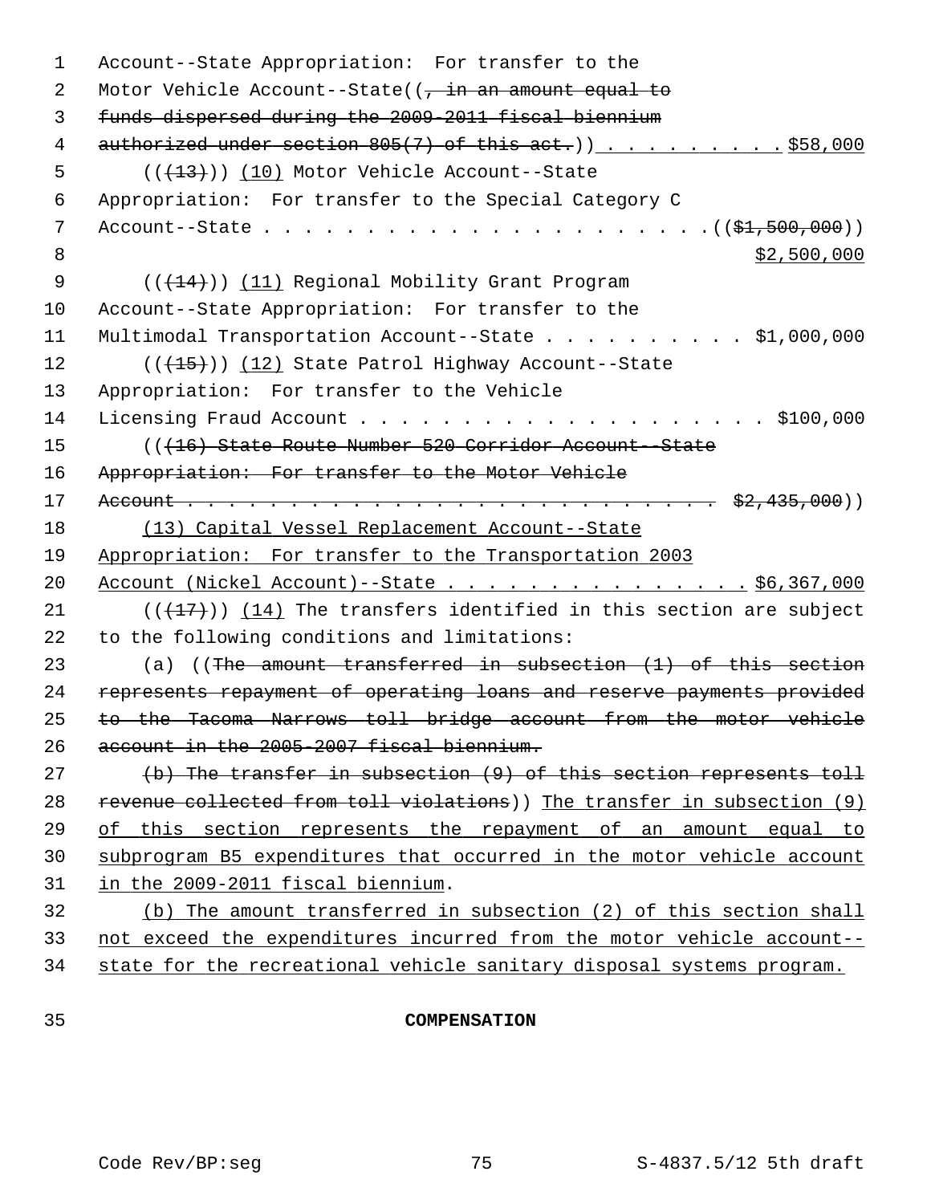Account--State Appropriation: For transfer to the Motor Vehicle Account--State((~~, in an amount equal to funds dispersed during the 2009-2011 fiscal biennium authorized under section 805(7) of this act.~~)) . . . . . . . . . $58,000

((~~(13)~~)) (10) Motor Vehicle Account--State Appropriation: For transfer to the Special Category C Account--State . . . . . . . . . . . . . . . . . . . . . ((~~$1,500,000~~)) $2,500,000

((~~(14)~~)) (11) Regional Mobility Grant Program Account--State Appropriation: For transfer to the Multimodal Transportation Account--State . . . . . . . . . . $1,000,000

((~~(15)~~)) (12) State Patrol Highway Account--State Appropriation: For transfer to the Vehicle Licensing Fraud Account . . . . . . . . . . . . . . . . . . . . . $100,000

((~~(16) State Route Number 520 Corridor Account--State Appropriation: For transfer to the Motor Vehicle Account . . . . . . . . . . . . . . . . . . . . . . . . . . . $2,435,000~~))

(13) Capital Vessel Replacement Account--State Appropriation: For transfer to the Transportation 2003 Account (Nickel Account)--State . . . . . . . . . . . . . . . $6,367,000

((~~(17)~~)) (14) The transfers identified in this section are subject to the following conditions and limitations:

(a) ((~~The amount transferred in subsection (1) of this section represents repayment of operating loans and reserve payments provided to the Tacoma Narrows toll bridge account from the motor vehicle account in the 2005-2007 fiscal biennium.~~

~~(b) The transfer in subsection (9) of this section represents toll revenue collected from toll violations~~)) The transfer in subsection (9) of this section represents the repayment of an amount equal to subprogram B5 expenditures that occurred in the motor vehicle account in the 2009-2011 fiscal biennium.

(b) The amount transferred in subsection (2) of this section shall not exceed the expenditures incurred from the motor vehicle account--state for the recreational vehicle sanitary disposal systems program.

**COMPENSATION**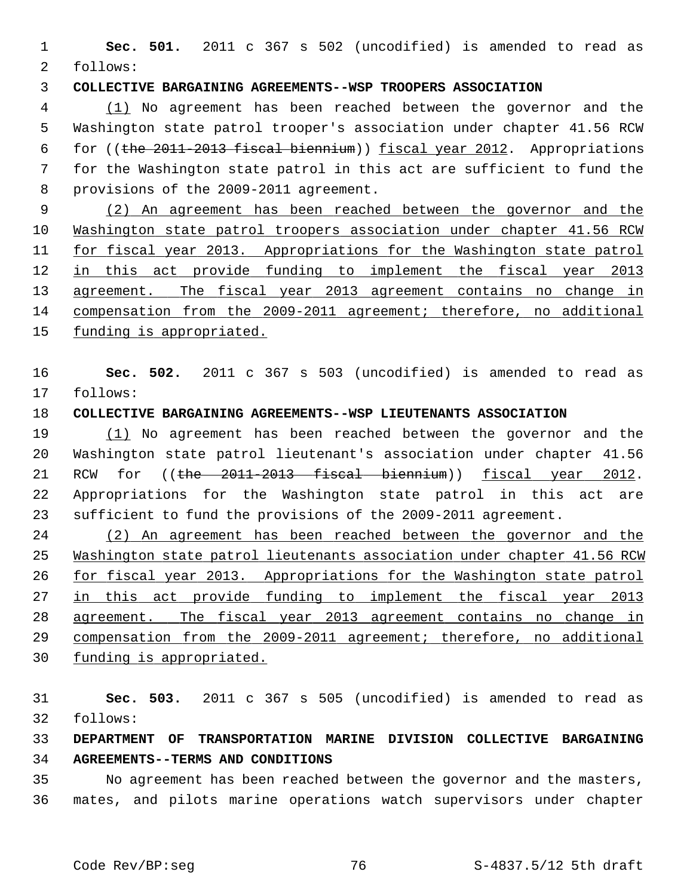**Sec. 501.** 2011 c 367 s 502 (uncodified) is amended to read as follows:

**COLLECTIVE BARGAINING AGREEMENTS--WSP TROOPERS ASSOCIATION**

<u>(1)</u> No agreement has been reached between the governor and the Washington state patrol trooper's association under chapter 41.56 RCW for ((~~the 2011-2013 fiscal biennium~~)) <u>fiscal year 2012</u>. Appropriations for the Washington state patrol in this act are sufficient to fund the provisions of the 2009-2011 agreement.

<u>(2) An agreement has been reached between the governor and the Washington state patrol troopers association under chapter 41.56 RCW for fiscal year 2013. Appropriations for the Washington state patrol in this act provide funding to implement the fiscal year 2013 agreement. The fiscal year 2013 agreement contains no change in compensation from the 2009-2011 agreement; therefore, no additional funding is appropriated.</u>

**Sec. 502.** 2011 c 367 s 503 (uncodified) is amended to read as follows:

**COLLECTIVE BARGAINING AGREEMENTS--WSP LIEUTENANTS ASSOCIATION**

<u>(1)</u> No agreement has been reached between the governor and the Washington state patrol lieutenant's association under chapter 41.56 RCW for ((~~the 2011-2013 fiscal biennium~~)) <u>fiscal year 2012</u>. Appropriations for the Washington state patrol in this act are sufficient to fund the provisions of the 2009-2011 agreement.

<u>(2) An agreement has been reached between the governor and the Washington state patrol lieutenants association under chapter 41.56 RCW for fiscal year 2013. Appropriations for the Washington state patrol in this act provide funding to implement the fiscal year 2013 agreement. The fiscal year 2013 agreement contains no change in compensation from the 2009-2011 agreement; therefore, no additional funding is appropriated.</u>

**Sec. 503.** 2011 c 367 s 505 (uncodified) is amended to read as follows:

**DEPARTMENT OF TRANSPORTATION MARINE DIVISION COLLECTIVE BARGAINING AGREEMENTS--TERMS AND CONDITIONS**

No agreement has been reached between the governor and the masters, mates, and pilots marine operations watch supervisors under chapter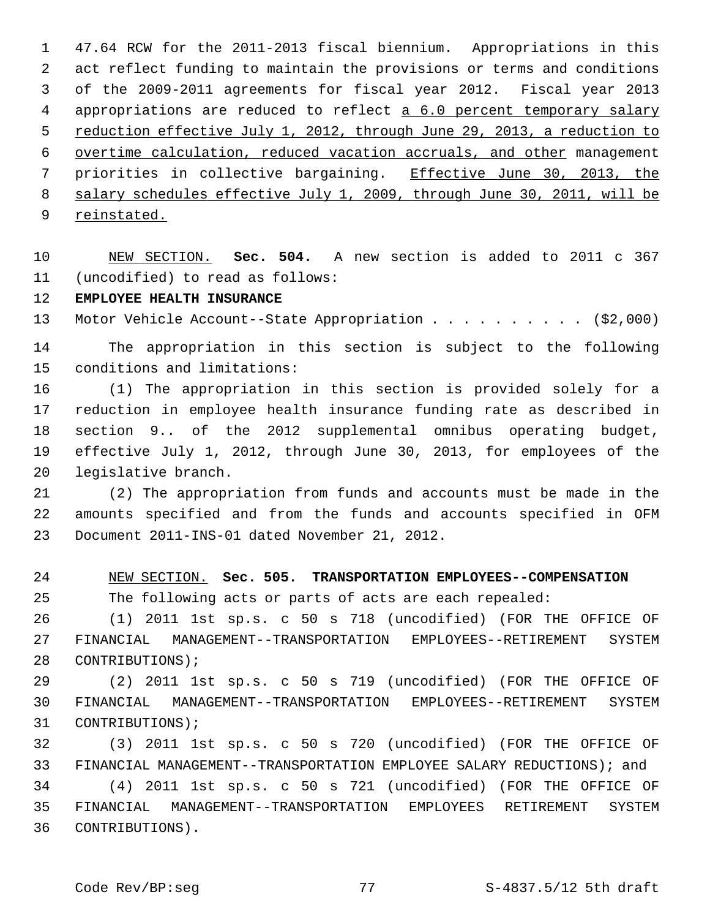47.64 RCW for the 2011-2013 fiscal biennium. Appropriations in this act reflect funding to maintain the provisions or terms and conditions of the 2009-2011 agreements for fiscal year 2012. Fiscal year 2013 appropriations are reduced to reflect a 6.0 percent temporary salary reduction effective July 1, 2012, through June 29, 2013, a reduction to overtime calculation, reduced vacation accruals, and other management priorities in collective bargaining. Effective June 30, 2013, the salary schedules effective July 1, 2009, through June 30, 2011, will be reinstated.

NEW SECTION. **Sec. 504.** A new section is added to 2011 c 367 (uncodified) to read as follows:

**EMPLOYEE HEALTH INSURANCE**

Motor Vehicle Account--State Appropriation . . . . . . . . . . ($2,000)

The appropriation in this section is subject to the following conditions and limitations:

(1) The appropriation in this section is provided solely for a reduction in employee health insurance funding rate as described in section 9.. of the 2012 supplemental omnibus operating budget, effective July 1, 2012, through June 30, 2013, for employees of the legislative branch.

(2) The appropriation from funds and accounts must be made in the amounts specified and from the funds and accounts specified in OFM Document 2011-INS-01 dated November 21, 2012.

NEW SECTION. **Sec. 505. TRANSPORTATION EMPLOYEES--COMPENSATION**

The following acts or parts of acts are each repealed:

(1) 2011 1st sp.s. c 50 s 718 (uncodified) (FOR THE OFFICE OF FINANCIAL MANAGEMENT--TRANSPORTATION EMPLOYEES--RETIREMENT SYSTEM CONTRIBUTIONS);

(2) 2011 1st sp.s. c 50 s 719 (uncodified) (FOR THE OFFICE OF FINANCIAL MANAGEMENT--TRANSPORTATION EMPLOYEES--RETIREMENT SYSTEM CONTRIBUTIONS);

(3) 2011 1st sp.s. c 50 s 720 (uncodified) (FOR THE OFFICE OF FINANCIAL MANAGEMENT--TRANSPORTATION EMPLOYEE SALARY REDUCTIONS); and

(4) 2011 1st sp.s. c 50 s 721 (uncodified) (FOR THE OFFICE OF FINANCIAL MANAGEMENT--TRANSPORTATION EMPLOYEES RETIREMENT SYSTEM CONTRIBUTIONS).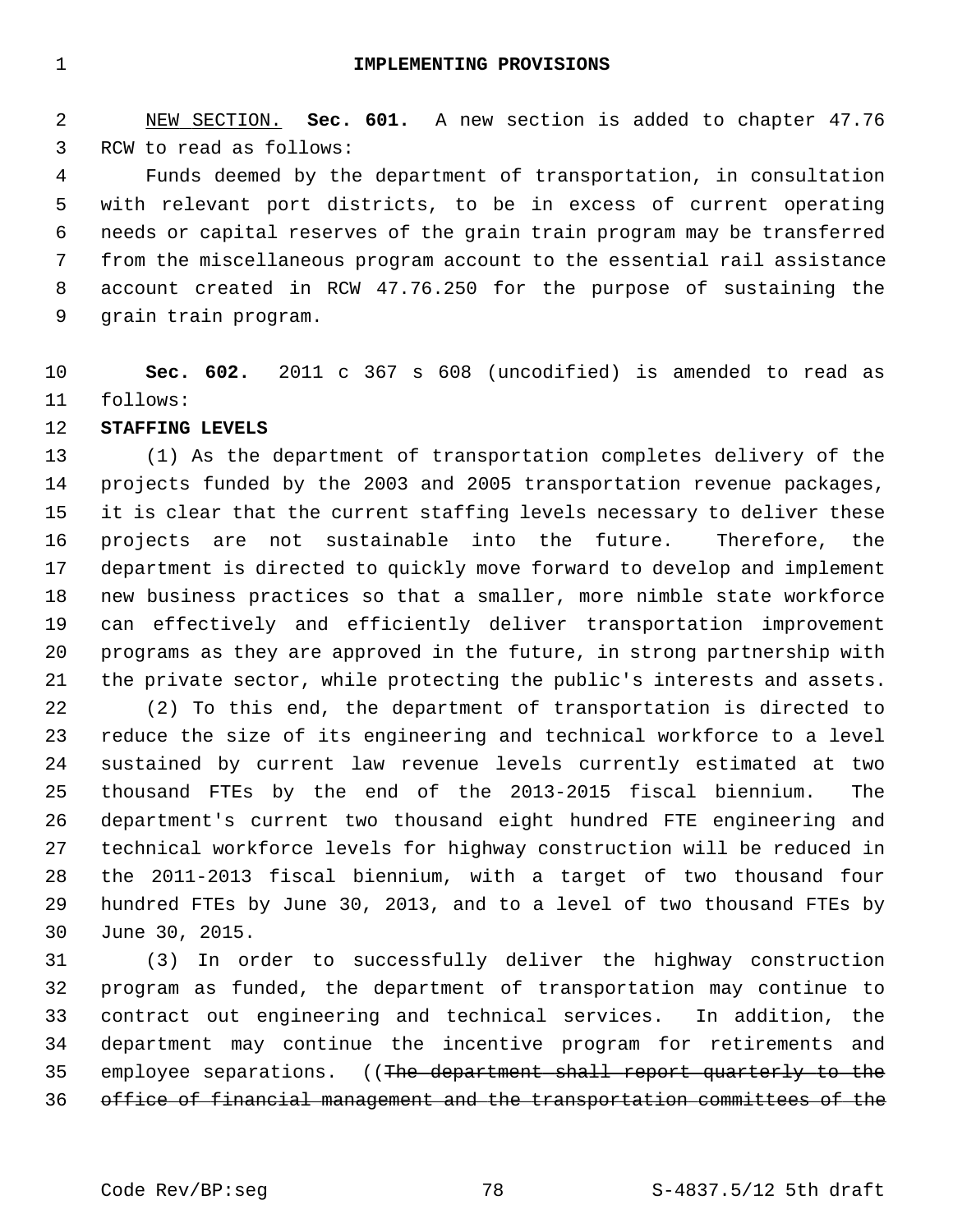# IMPLEMENTING PROVISIONS

NEW SECTION. **Sec. 601.** A new section is added to chapter 47.76 RCW to read as follows:

Funds deemed by the department of transportation, in consultation with relevant port districts, to be in excess of current operating needs or capital reserves of the grain train program may be transferred from the miscellaneous program account to the essential rail assistance account created in RCW 47.76.250 for the purpose of sustaining the grain train program.

**Sec. 602.** 2011 c 367 s 608 (uncodified) is amended to read as follows:

**STAFFING LEVELS**

(1) As the department of transportation completes delivery of the projects funded by the 2003 and 2005 transportation revenue packages, it is clear that the current staffing levels necessary to deliver these projects are not sustainable into the future. Therefore, the department is directed to quickly move forward to develop and implement new business practices so that a smaller, more nimble state workforce can effectively and efficiently deliver transportation improvement programs as they are approved in the future, in strong partnership with the private sector, while protecting the public's interests and assets.

(2) To this end, the department of transportation is directed to reduce the size of its engineering and technical workforce to a level sustained by current law revenue levels currently estimated at two thousand FTEs by the end of the 2013-2015 fiscal biennium. The department's current two thousand eight hundred FTE engineering and technical workforce levels for highway construction will be reduced in the 2011-2013 fiscal biennium, with a target of two thousand four hundred FTEs by June 30, 2013, and to a level of two thousand FTEs by June 30, 2015.

(3) In order to successfully deliver the highway construction program as funded, the department of transportation may continue to contract out engineering and technical services. In addition, the department may continue the incentive program for retirements and employee separations. ((~~The department shall report quarterly to the office of financial management and the transportation committees of the~~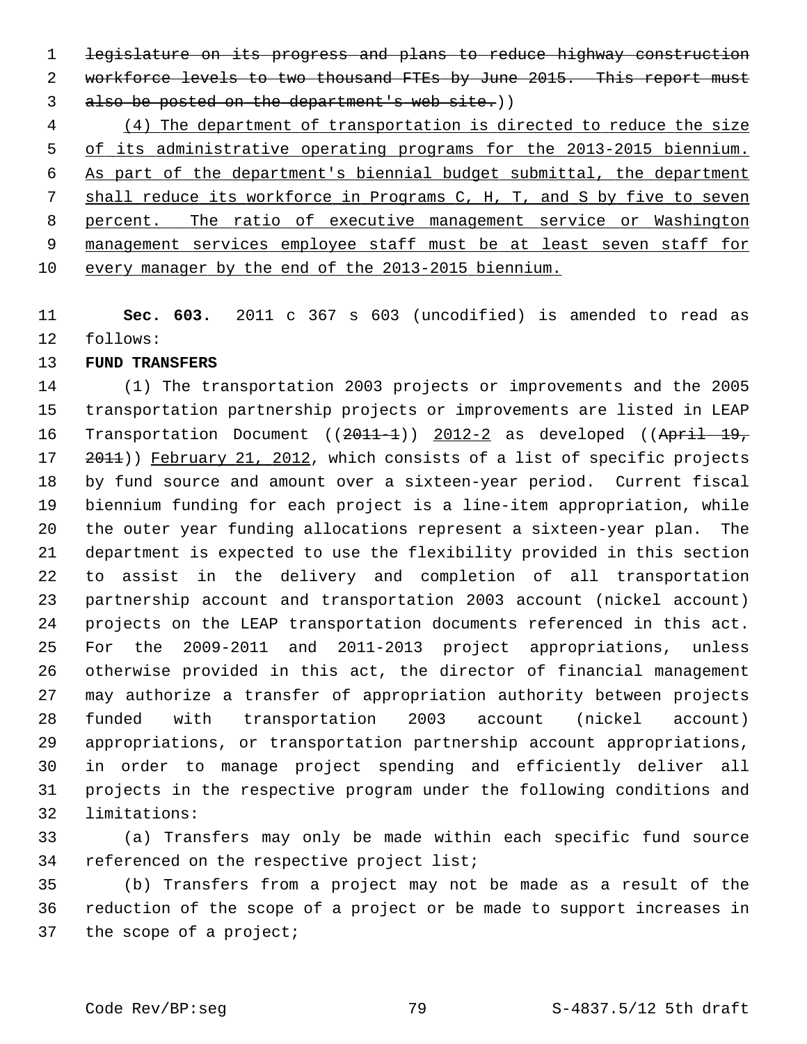~~legislature on its progress and plans to reduce highway construction workforce levels to two thousand FTEs by June 2015. This report must also be posted on the department's web site.~~))

<u>(4) The department of transportation is directed to reduce the size of its administrative operating programs for the 2013-2015 biennium. As part of the department's biennial budget submittal, the department shall reduce its workforce in Programs C, H, T, and S by five to seven percent. The ratio of executive management service or Washington management services employee staff must be at least seven staff for every manager by the end of the 2013-2015 biennium.</u>

**Sec. 603.** 2011 c 367 s 603 (uncodified) is amended to read as follows:

**FUND TRANSFERS**

(1) The transportation 2003 projects or improvements and the 2005 transportation partnership projects or improvements are listed in LEAP Transportation Document ((~~2011-1~~)) <u>2012-2</u> as developed ((~~April 19, 2011~~)) <u>February 21, 2012</u>, which consists of a list of specific projects by fund source and amount over a sixteen-year period. Current fiscal biennium funding for each project is a line-item appropriation, while the outer year funding allocations represent a sixteen-year plan. The department is expected to use the flexibility provided in this section to assist in the delivery and completion of all transportation partnership account and transportation 2003 account (nickel account) projects on the LEAP transportation documents referenced in this act. For the 2009-2011 and 2011-2013 project appropriations, unless otherwise provided in this act, the director of financial management may authorize a transfer of appropriation authority between projects funded with transportation 2003 account (nickel account) appropriations, or transportation partnership account appropriations, in order to manage project spending and efficiently deliver all projects in the respective program under the following conditions and limitations:

(a) Transfers may only be made within each specific fund source referenced on the respective project list;

(b) Transfers from a project may not be made as a result of the reduction of the scope of a project or be made to support increases in the scope of a project;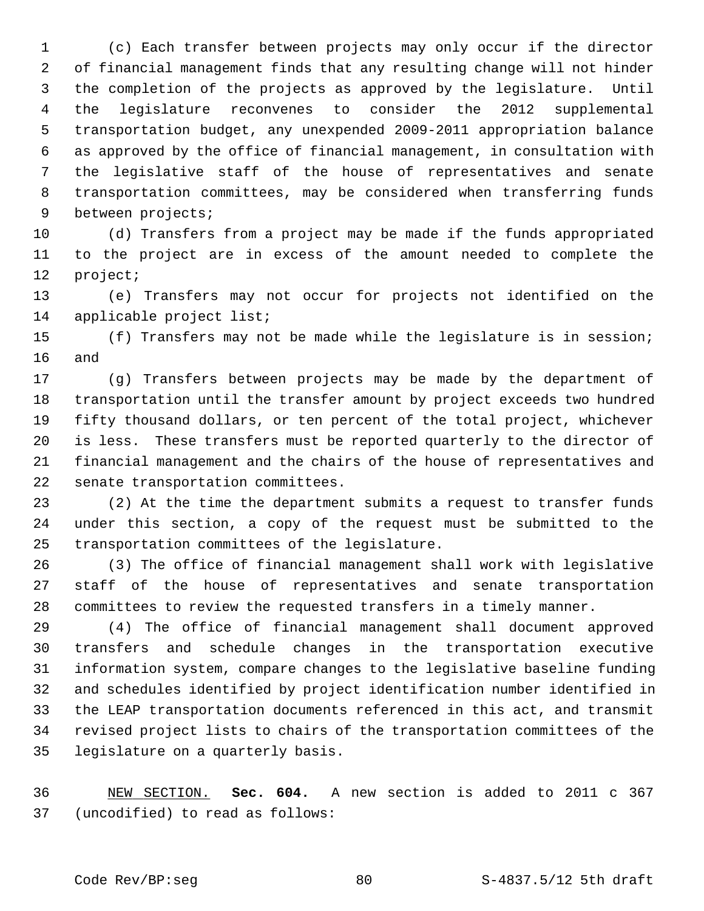(c) Each transfer between projects may only occur if the director of financial management finds that any resulting change will not hinder the completion of the projects as approved by the legislature. Until the legislature reconvenes to consider the 2012 supplemental transportation budget, any unexpended 2009-2011 appropriation balance as approved by the office of financial management, in consultation with the legislative staff of the house of representatives and senate transportation committees, may be considered when transferring funds between projects;

(d) Transfers from a project may be made if the funds appropriated to the project are in excess of the amount needed to complete the project;

(e) Transfers may not occur for projects not identified on the applicable project list;

(f) Transfers may not be made while the legislature is in session; and

(g) Transfers between projects may be made by the department of transportation until the transfer amount by project exceeds two hundred fifty thousand dollars, or ten percent of the total project, whichever is less. These transfers must be reported quarterly to the director of financial management and the chairs of the house of representatives and senate transportation committees.

(2) At the time the department submits a request to transfer funds under this section, a copy of the request must be submitted to the transportation committees of the legislature.

(3) The office of financial management shall work with legislative staff of the house of representatives and senate transportation committees to review the requested transfers in a timely manner.

(4) The office of financial management shall document approved transfers and schedule changes in the transportation executive information system, compare changes to the legislative baseline funding and schedules identified by project identification number identified in the LEAP transportation documents referenced in this act, and transmit revised project lists to chairs of the transportation committees of the legislature on a quarterly basis.

NEW SECTION. **Sec. 604.** A new section is added to 2011 c 367 (uncodified) to read as follows: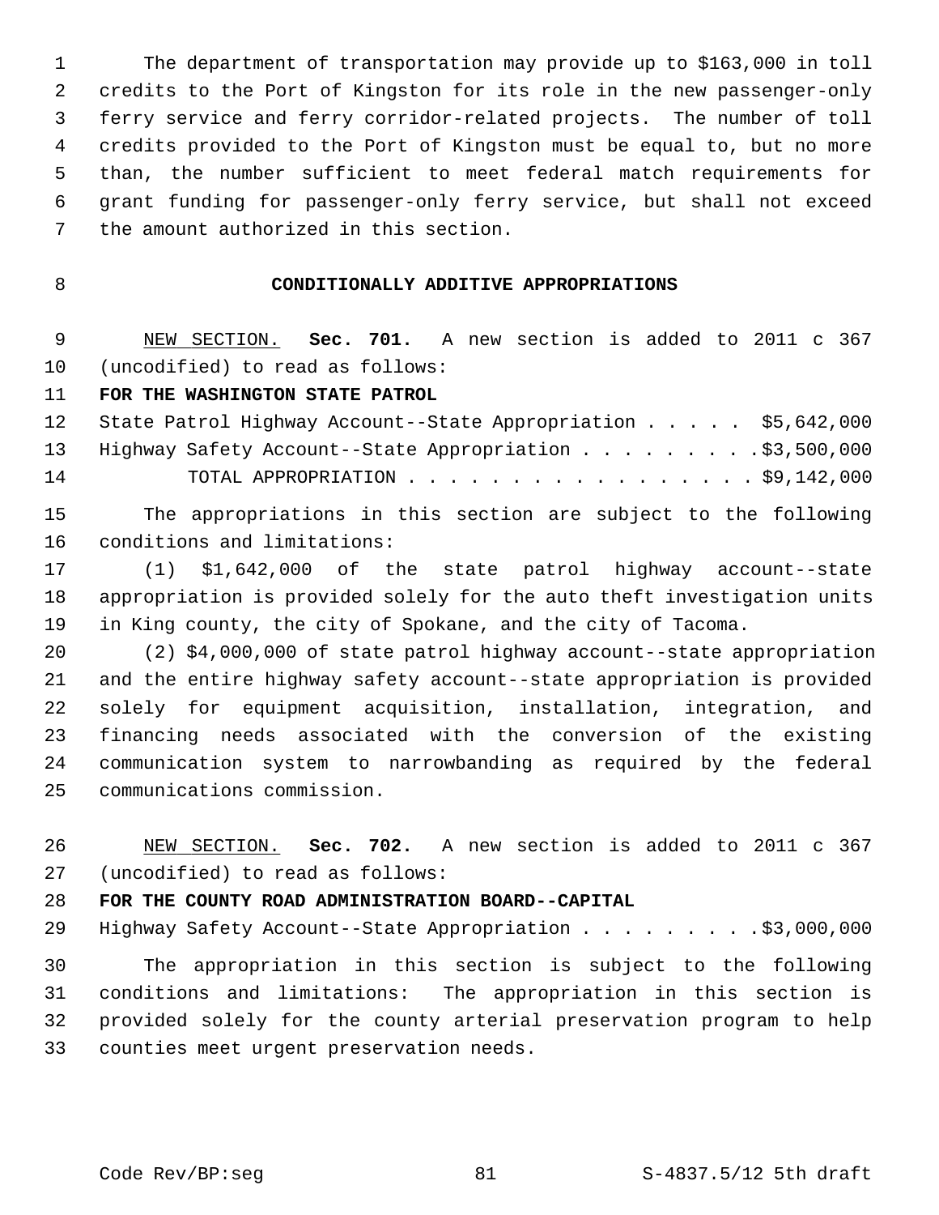The department of transportation may provide up to $163,000 in toll credits to the Port of Kingston for its role in the new passenger-only ferry service and ferry corridor-related projects. The number of toll credits provided to the Port of Kingston must be equal to, but no more than, the number sufficient to meet federal match requirements for grant funding for passenger-only ferry service, but shall not exceed the amount authorized in this section.

**CONDITIONALLY ADDITIVE APPROPRIATIONS**

NEW SECTION. **Sec. 701.** A new section is added to 2011 c 367 (uncodified) to read as follows:

**FOR THE WASHINGTON STATE PATROL**

State Patrol Highway Account--State Appropriation . . . . . $5,642,000
Highway Safety Account--State Appropriation . . . . . . . . .$3,500,000
TOTAL APPROPRIATION . . . . . . . . . . . . . . . . . $9,142,000

The appropriations in this section are subject to the following conditions and limitations:

(1) $1,642,000 of the state patrol highway account--state appropriation is provided solely for the auto theft investigation units in King county, the city of Spokane, and the city of Tacoma.

(2) $4,000,000 of state patrol highway account--state appropriation and the entire highway safety account--state appropriation is provided solely for equipment acquisition, installation, integration, and financing needs associated with the conversion of the existing communication system to narrowbanding as required by the federal communications commission.

NEW SECTION. **Sec. 702.** A new section is added to 2011 c 367 (uncodified) to read as follows:

**FOR THE COUNTY ROAD ADMINISTRATION BOARD--CAPITAL**

Highway Safety Account--State Appropriation . . . . . . . . .$3,000,000

The appropriation in this section is subject to the following conditions and limitations: The appropriation in this section is provided solely for the county arterial preservation program to help counties meet urgent preservation needs.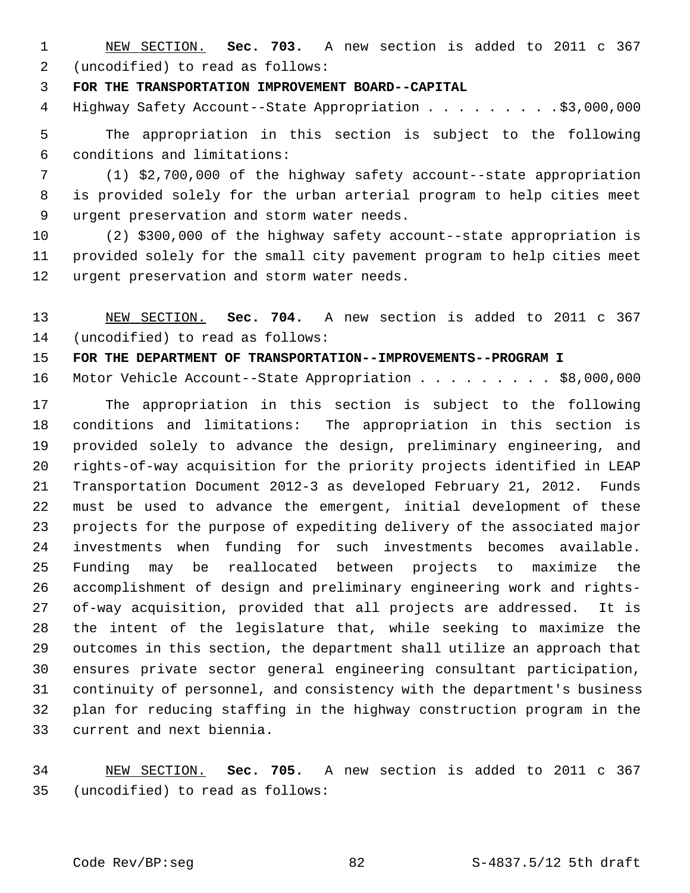NEW SECTION. **Sec. 703.** A new section is added to 2011 c 367 (uncodified) to read as follows:

**FOR THE TRANSPORTATION IMPROVEMENT BOARD--CAPITAL**

Highway Safety Account--State Appropriation . . . . . . . . . $3,000,000

The appropriation in this section is subject to the following conditions and limitations:

(1) $2,700,000 of the highway safety account--state appropriation is provided solely for the urban arterial program to help cities meet urgent preservation and storm water needs.

(2) $300,000 of the highway safety account--state appropriation is provided solely for the small city pavement program to help cities meet urgent preservation and storm water needs.

NEW SECTION. **Sec. 704.** A new section is added to 2011 c 367 (uncodified) to read as follows:

**FOR THE DEPARTMENT OF TRANSPORTATION--IMPROVEMENTS--PROGRAM I**

Motor Vehicle Account--State Appropriation . . . . . . . . . $8,000,000

The appropriation in this section is subject to the following conditions and limitations: The appropriation in this section is provided solely to advance the design, preliminary engineering, and rights-of-way acquisition for the priority projects identified in LEAP Transportation Document 2012-3 as developed February 21, 2012. Funds must be used to advance the emergent, initial development of these projects for the purpose of expediting delivery of the associated major investments when funding for such investments becomes available. Funding may be reallocated between projects to maximize the accomplishment of design and preliminary engineering work and rights-of-way acquisition, provided that all projects are addressed. It is the intent of the legislature that, while seeking to maximize the outcomes in this section, the department shall utilize an approach that ensures private sector general engineering consultant participation, continuity of personnel, and consistency with the department's business plan for reducing staffing in the highway construction program in the current and next biennia.

NEW SECTION. **Sec. 705.** A new section is added to 2011 c 367 (uncodified) to read as follows: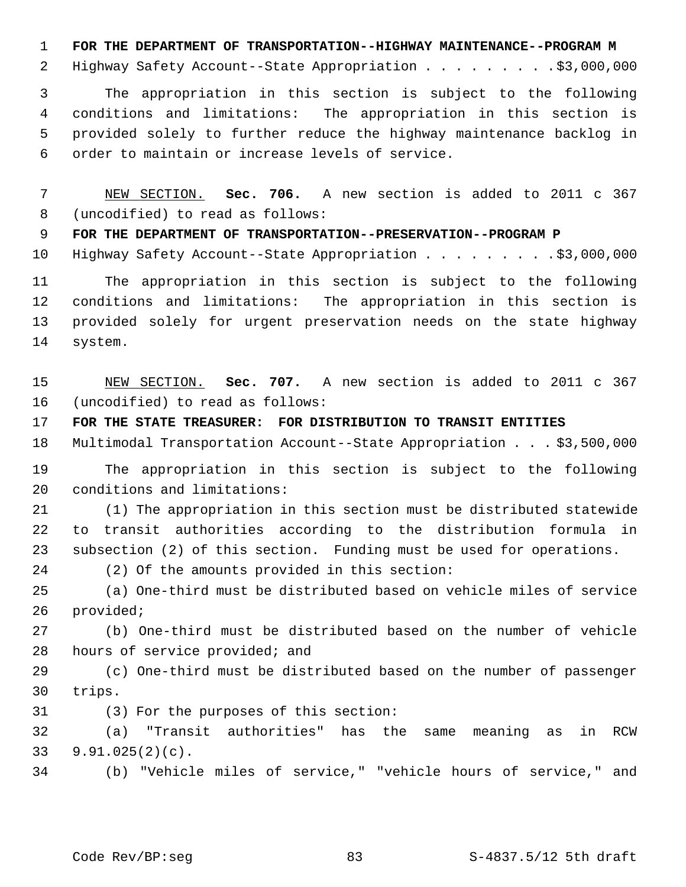**FOR THE DEPARTMENT OF TRANSPORTATION--HIGHWAY MAINTENANCE--PROGRAM M**

Highway Safety Account--State Appropriation . . . . . . . . . $3,000,000

The appropriation in this section is subject to the following conditions and limitations: The appropriation in this section is provided solely to further reduce the highway maintenance backlog in order to maintain or increase levels of service.

NEW SECTION. **Sec. 706.** A new section is added to 2011 c 367 (uncodified) to read as follows:

**FOR THE DEPARTMENT OF TRANSPORTATION--PRESERVATION--PROGRAM P**

Highway Safety Account--State Appropriation . . . . . . . . . $3,000,000

The appropriation in this section is subject to the following conditions and limitations: The appropriation in this section is provided solely for urgent preservation needs on the state highway system.

NEW SECTION. **Sec. 707.** A new section is added to 2011 c 367 (uncodified) to read as follows:

**FOR THE STATE TREASURER: FOR DISTRIBUTION TO TRANSIT ENTITIES**

Multimodal Transportation Account--State Appropriation . . . $3,500,000

The appropriation in this section is subject to the following conditions and limitations:

(1) The appropriation in this section must be distributed statewide to transit authorities according to the distribution formula in subsection (2) of this section. Funding must be used for operations.

(2) Of the amounts provided in this section:

(a) One-third must be distributed based on vehicle miles of service provided;

(b) One-third must be distributed based on the number of vehicle hours of service provided; and

(c) One-third must be distributed based on the number of passenger trips.

(3) For the purposes of this section:

(a) "Transit authorities" has the same meaning as in RCW 9.91.025(2)(c).

(b) "Vehicle miles of service," "vehicle hours of service," and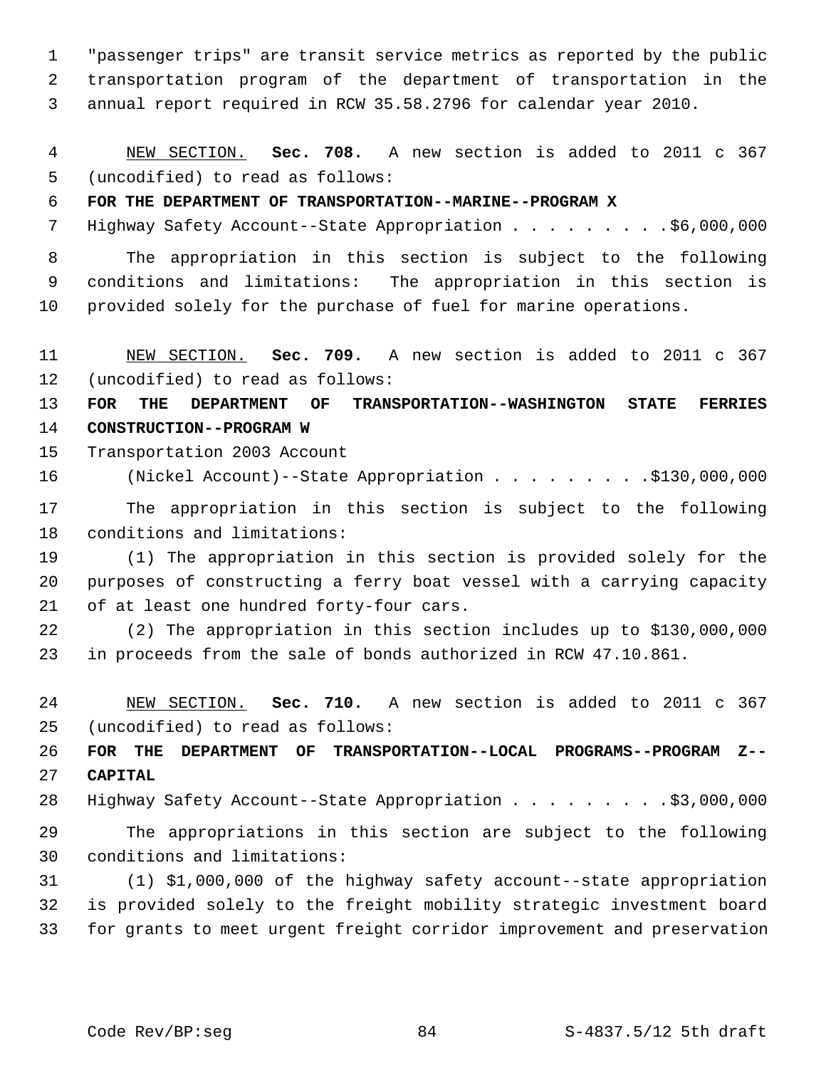"passenger trips" are transit service metrics as reported by the public transportation program of the department of transportation in the annual report required in RCW 35.58.2796 for calendar year 2010.

NEW SECTION. **Sec. 708.** A new section is added to 2011 c 367 (uncodified) to read as follows:

**FOR THE DEPARTMENT OF TRANSPORTATION--MARINE--PROGRAM X**

Highway Safety Account--State Appropriation . . . . . . . . . $6,000,000

The appropriation in this section is subject to the following conditions and limitations: The appropriation in this section is provided solely for the purchase of fuel for marine operations.

NEW SECTION. **Sec. 709.** A new section is added to 2011 c 367 (uncodified) to read as follows:

**FOR THE DEPARTMENT OF TRANSPORTATION--WASHINGTON STATE FERRIES CONSTRUCTION--PROGRAM W**

Transportation 2003 Account
(Nickel Account)--State Appropriation . . . . . . . . . $130,000,000

The appropriation in this section is subject to the following conditions and limitations:

(1) The appropriation in this section is provided solely for the purposes of constructing a ferry boat vessel with a carrying capacity of at least one hundred forty-four cars.

(2) The appropriation in this section includes up to $130,000,000 in proceeds from the sale of bonds authorized in RCW 47.10.861.

NEW SECTION. **Sec. 710.** A new section is added to 2011 c 367 (uncodified) to read as follows:

**FOR THE DEPARTMENT OF TRANSPORTATION--LOCAL PROGRAMS--PROGRAM Z--CAPITAL**

Highway Safety Account--State Appropriation . . . . . . . . . $3,000,000

The appropriations in this section are subject to the following conditions and limitations:

(1) $1,000,000 of the highway safety account--state appropriation is provided solely to the freight mobility strategic investment board for grants to meet urgent freight corridor improvement and preservation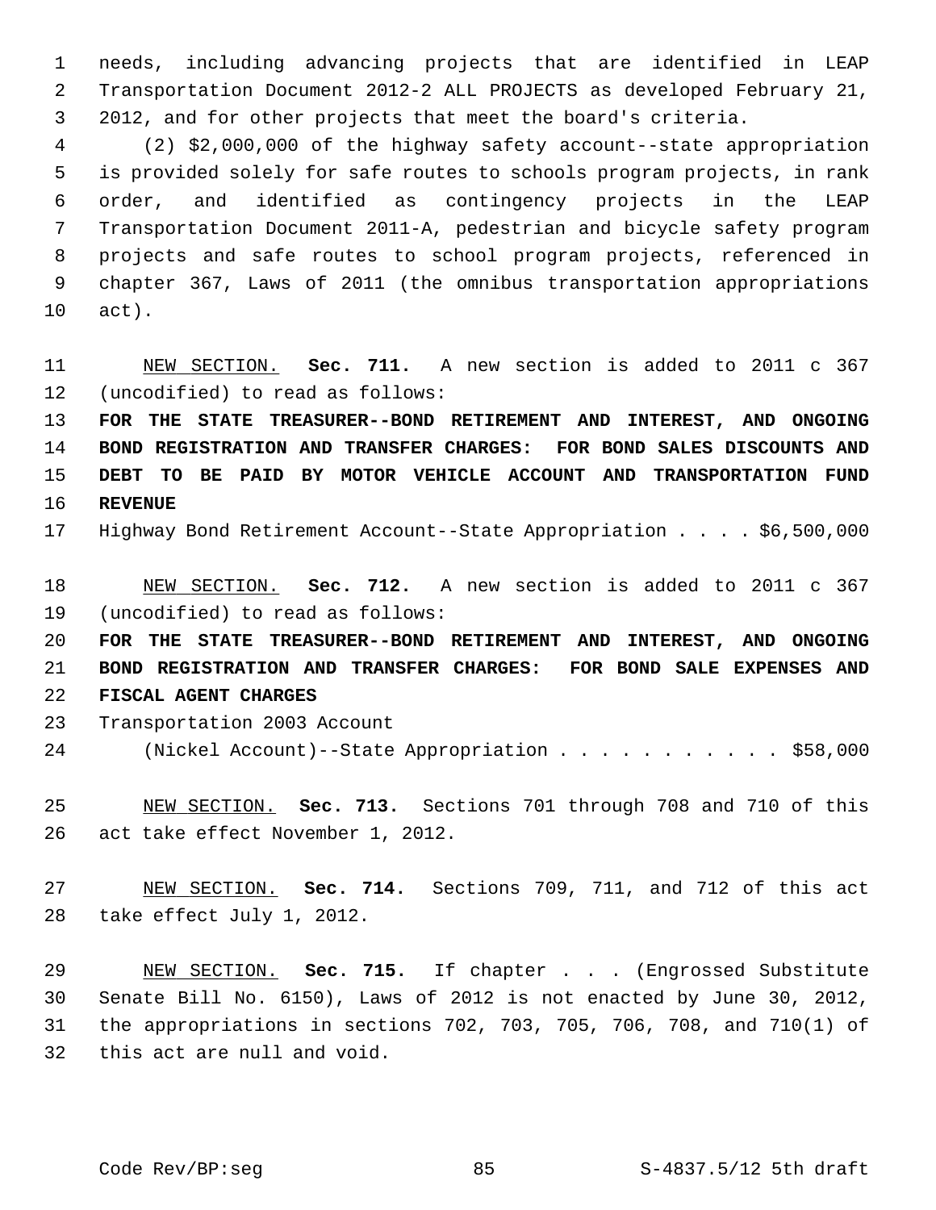needs, including advancing projects that are identified in LEAP Transportation Document 2012-2 ALL PROJECTS as developed February 21, 2012, and for other projects that meet the board's criteria.

(2) $2,000,000 of the highway safety account--state appropriation is provided solely for safe routes to schools program projects, in rank order, and identified as contingency projects in the LEAP Transportation Document 2011-A, pedestrian and bicycle safety program projects and safe routes to school program projects, referenced in chapter 367, Laws of 2011 (the omnibus transportation appropriations act).

NEW SECTION. **Sec. 711.** A new section is added to 2011 c 367 (uncodified) to read as follows:

**FOR THE STATE TREASURER--BOND RETIREMENT AND INTEREST, AND ONGOING BOND REGISTRATION AND TRANSFER CHARGES: FOR BOND SALES DISCOUNTS AND DEBT TO BE PAID BY MOTOR VEHICLE ACCOUNT AND TRANSPORTATION FUND REVENUE**

Highway Bond Retirement Account--State Appropriation . . . . $6,500,000

NEW SECTION. **Sec. 712.** A new section is added to 2011 c 367 (uncodified) to read as follows:

**FOR THE STATE TREASURER--BOND RETIREMENT AND INTEREST, AND ONGOING BOND REGISTRATION AND TRANSFER CHARGES: FOR BOND SALE EXPENSES AND FISCAL AGENT CHARGES**

Transportation 2003 Account
(Nickel Account)--State Appropriation . . . . . . . . . . . $58,000

NEW SECTION. **Sec. 713.** Sections 701 through 708 and 710 of this act take effect November 1, 2012.

NEW SECTION. **Sec. 714.** Sections 709, 711, and 712 of this act take effect July 1, 2012.

NEW SECTION. **Sec. 715.** If chapter . . . (Engrossed Substitute Senate Bill No. 6150), Laws of 2012 is not enacted by June 30, 2012, the appropriations in sections 702, 703, 705, 706, 708, and 710(1) of this act are null and void.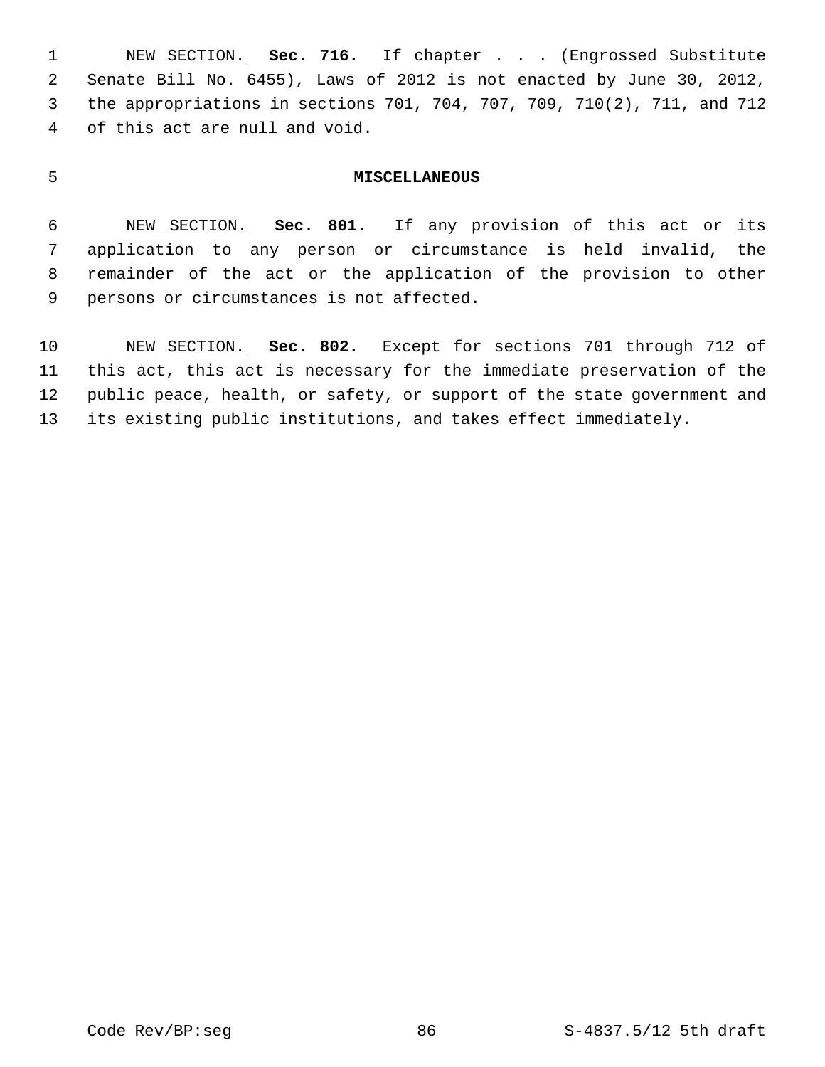NEW SECTION. **Sec. 716.** If chapter . . . (Engrossed Substitute Senate Bill No. 6455), Laws of 2012 is not enacted by June 30, 2012, the appropriations in sections 701, 704, 707, 709, 710(2), 711, and 712 of this act are null and void.

## MISCELLANEOUS

NEW SECTION. **Sec. 801.** If any provision of this act or its application to any person or circumstance is held invalid, the remainder of the act or the application of the provision to other persons or circumstances is not affected.

NEW SECTION. **Sec. 802.** Except for sections 701 through 712 of this act, this act is necessary for the immediate preservation of the public peace, health, or safety, or support of the state government and its existing public institutions, and takes effect immediately.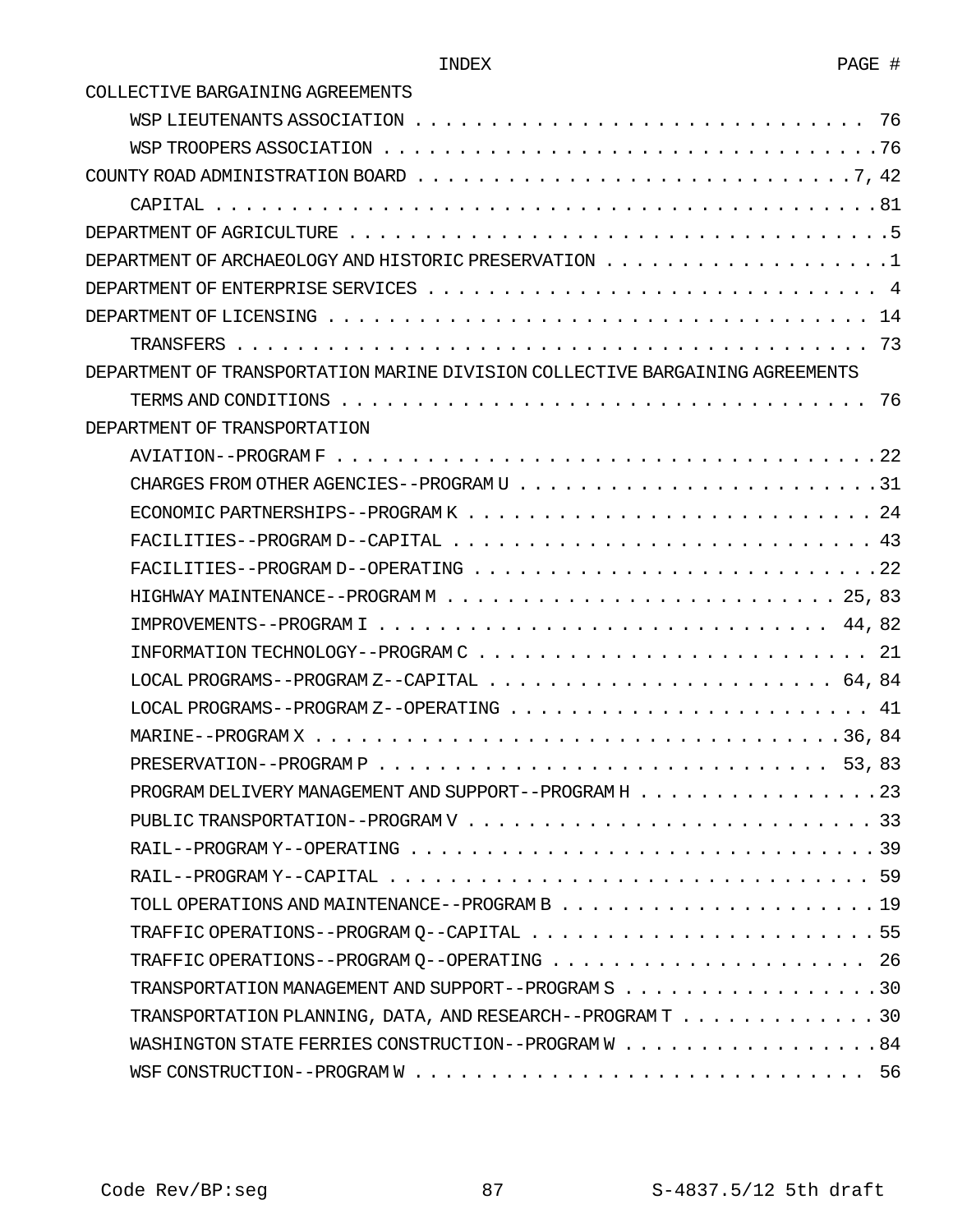INDEX PAGE #

COLLECTIVE BARGAINING AGREEMENTS
- WSP LIEUTENANTS ASSOCIATION . . . . . . . . . . . . . . . . . . . . . . . . . . . . 76
- WSP TROOPERS ASSOCIATION . . . . . . . . . . . . . . . . . . . . . . . . . . . . . . .76

COUNTY ROAD ADMINISTRATION BOARD . . . . . . . . . . . . . . . . . . . . . . . . . . . .7, 42
- CAPITAL . . . . . . . . . . . . . . . . . . . . . . . . . . . . . . . . . . . . . . . . .81

DEPARTMENT OF AGRICULTURE . . . . . . . . . . . . . . . . . . . . . . . . . . . . . . . . . .5

DEPARTMENT OF ARCHAEOLOGY AND HISTORIC PRESERVATION . . . . . . . . . . . . . . . . . . .1

DEPARTMENT OF ENTERPRISE SERVICES . . . . . . . . . . . . . . . . . . . . . . . . . . . . . 4

DEPARTMENT OF LICENSING . . . . . . . . . . . . . . . . . . . . . . . . . . . . . . . . . . 14
- TRANSFERS . . . . . . . . . . . . . . . . . . . . . . . . . . . . . . . . . . . . . . . 73

DEPARTMENT OF TRANSPORTATION MARINE DIVISION COLLECTIVE BARGAINING AGREEMENTS
- TERMS AND CONDITIONS . . . . . . . . . . . . . . . . . . . . . . . . . . . . . . . . 76

DEPARTMENT OF TRANSPORTATION
- AVIATION--PROGRAM F . . . . . . . . . . . . . . . . . . . . . . . . . . . . . . . . . .22
- CHARGES FROM OTHER AGENCIES--PROGRAM U . . . . . . . . . . . . . . . . . . . . . . . .31
- ECONOMIC PARTNERSHIPS--PROGRAM K . . . . . . . . . . . . . . . . . . . . . . . . . . . 24
- FACILITIES--PROGRAM D--CAPITAL . . . . . . . . . . . . . . . . . . . . . . . . . . . . 43
- FACILITIES--PROGRAM D--OPERATING . . . . . . . . . . . . . . . . . . . . . . . . . . .22
- HIGHWAY MAINTENANCE--PROGRAM M . . . . . . . . . . . . . . . . . . . . . . . . . . 25, 83
- IMPROVEMENTS--PROGRAM I . . . . . . . . . . . . . . . . . . . . . . . . . . . . . 44, 82
- INFORMATION TECHNOLOGY--PROGRAM C . . . . . . . . . . . . . . . . . . . . . . . . . . 21
- LOCAL PROGRAMS--PROGRAM Z--CAPITAL . . . . . . . . . . . . . . . . . . . . . . . 64, 84
- LOCAL PROGRAMS--PROGRAM Z--OPERATING . . . . . . . . . . . . . . . . . . . . . . . . 41
- MARINE--PROGRAM X . . . . . . . . . . . . . . . . . . . . . . . . . . . . . . . . . .36, 84
- PRESERVATION--PROGRAM P . . . . . . . . . . . . . . . . . . . . . . . . . . . . . 53, 83
- PROGRAM DELIVERY MANAGEMENT AND SUPPORT--PROGRAM H . . . . . . . . . . . . . . . . .23
- PUBLIC TRANSPORTATION--PROGRAM V . . . . . . . . . . . . . . . . . . . . . . . . . . . 33
- RAIL--PROGRAM Y--OPERATING . . . . . . . . . . . . . . . . . . . . . . . . . . . . . . .39
- RAIL--PROGRAM Y--CAPITAL . . . . . . . . . . . . . . . . . . . . . . . . . . . . . . . 59
- TOLL OPERATIONS AND MAINTENANCE--PROGRAM B . . . . . . . . . . . . . . . . . . . . . .19
- TRAFFIC OPERATIONS--PROGRAM Q--CAPITAL . . . . . . . . . . . . . . . . . . . . . . . .55
- TRAFFIC OPERATIONS--PROGRAM Q--OPERATING . . . . . . . . . . . . . . . . . . . . . . 26
- TRANSPORTATION MANAGEMENT AND SUPPORT--PROGRAM S . . . . . . . . . . . . . . . . . .30
- TRANSPORTATION PLANNING, DATA, AND RESEARCH--PROGRAM T . . . . . . . . . . . . . .30
- WASHINGTON STATE FERRIES CONSTRUCTION--PROGRAM W . . . . . . . . . . . . . . . . . .84
- WSF CONSTRUCTION--PROGRAM W . . . . . . . . . . . . . . . . . . . . . . . . . . . . . 56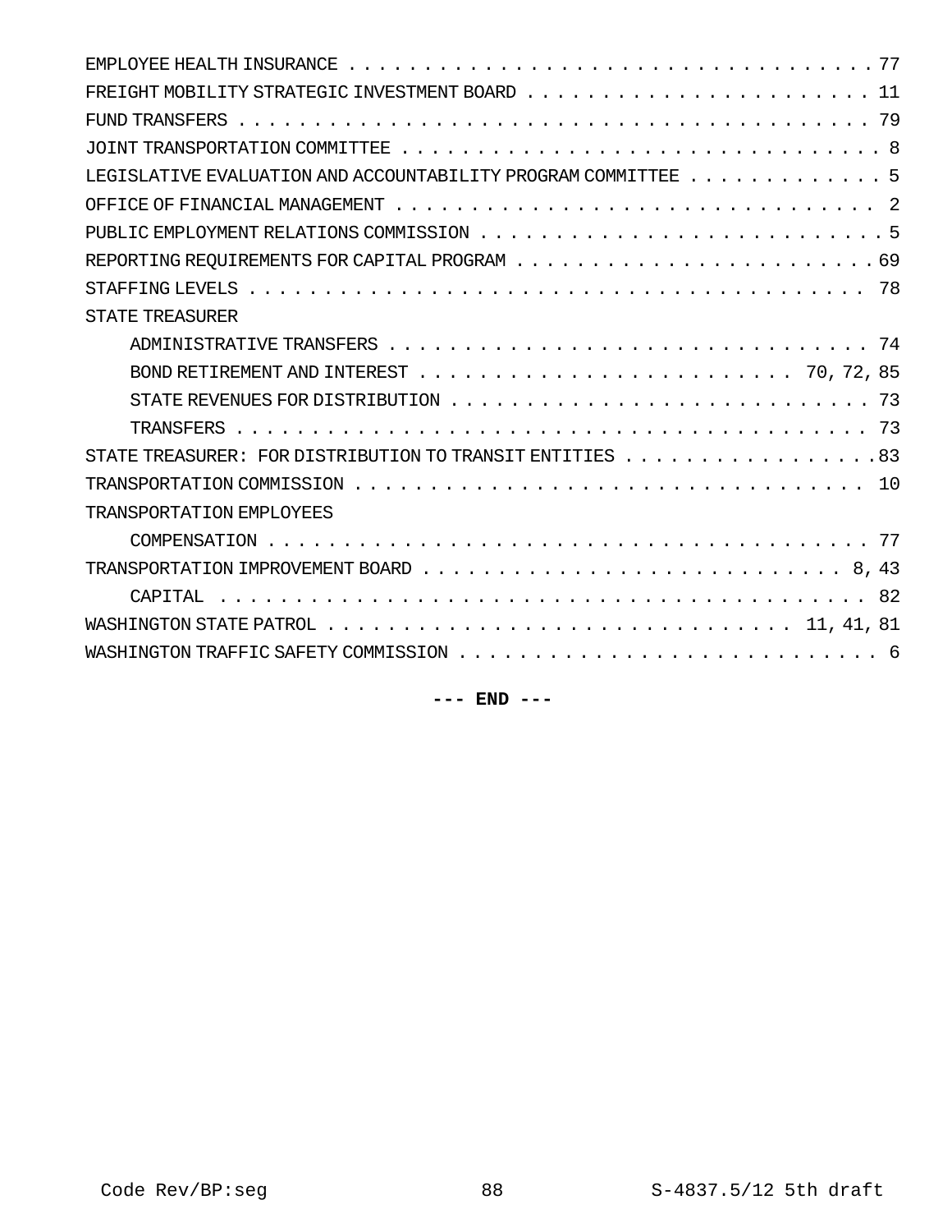EMPLOYEE HEALTH INSURANCE . . . . . . . . . . . . . . . . . . . . . . . . . . . . . . . . . . . 77

FREIGHT MOBILITY STRATEGIC INVESTMENT BOARD . . . . . . . . . . . . . . . . . . . . . . . . 11

FUND TRANSFERS . . . . . . . . . . . . . . . . . . . . . . . . . . . . . . . . . . . . . . . . . 79

JOINT TRANSPORTATION COMMITTEE . . . . . . . . . . . . . . . . . . . . . . . . . . . . . . . . . 8

LEGISLATIVE EVALUATION AND ACCOUNTABILITY PROGRAM COMMITTEE . . . . . . . . . . . . . 5

OFFICE OF FINANCIAL MANAGEMENT . . . . . . . . . . . . . . . . . . . . . . . . . . . . . . . . 2

PUBLIC EMPLOYMENT RELATIONS COMMISSION . . . . . . . . . . . . . . . . . . . . . . . . . . . 5

REPORTING REQUIREMENTS FOR CAPITAL PROGRAM . . . . . . . . . . . . . . . . . . . . . . . 69

STAFFING LEVELS . . . . . . . . . . . . . . . . . . . . . . . . . . . . . . . . . . . . . . . 78

STATE TREASURER

ADMINISTRATIVE TRANSFERS . . . . . . . . . . . . . . . . . . . . . . . . . . . . . . . . 74

BOND RETIREMENT AND INTEREST . . . . . . . . . . . . . . . . . . . . . . . . 70, 72, 85

STATE REVENUES FOR DISTRIBUTION . . . . . . . . . . . . . . . . . . . . . . . . . . . 73

TRANSFERS . . . . . . . . . . . . . . . . . . . . . . . . . . . . . . . . . . . . . . . . 73

STATE TREASURER: FOR DISTRIBUTION TO TRANSIT ENTITIES . . . . . . . . . . . . . . . . . 83

TRANSPORTATION COMMISSION . . . . . . . . . . . . . . . . . . . . . . . . . . . . . . . . . . 10

TRANSPORTATION EMPLOYEES

COMPENSATION . . . . . . . . . . . . . . . . . . . . . . . . . . . . . . . . . . . . . . . 77

TRANSPORTATION IMPROVEMENT BOARD . . . . . . . . . . . . . . . . . . . . . . . . . . . . 8, 43

CAPITAL . . . . . . . . . . . . . . . . . . . . . . . . . . . . . . . . . . . . . . . . . . 82

WASHINGTON STATE PATROL . . . . . . . . . . . . . . . . . . . . . . . . . . . . . . 11, 41, 81

WASHINGTON TRAFFIC SAFETY COMMISSION . . . . . . . . . . . . . . . . . . . . . . . . . . . . 6

**--- END ---**

Code Rev/BP:seg S-4837.5/12 5th draft